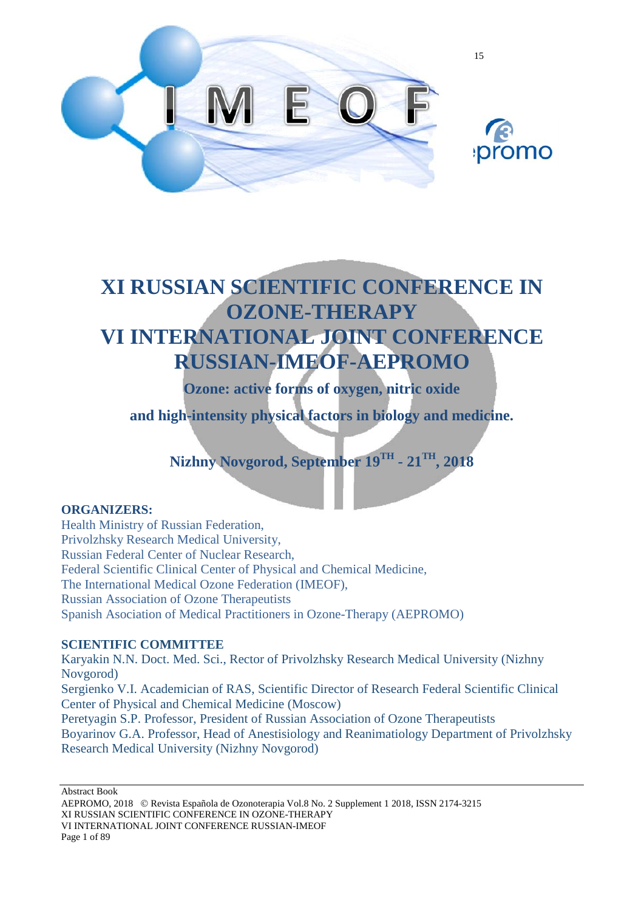# XI RUSSIAN SCIENTIFIC CONFERENCE IN OZONE-THERAPY

# VI INTERNATIONAL JOINT CONFERENCE RUSSIAN-IMEOF-AEPROMO

**Ozone: active forms of oxygen, nitric oxide**

**and high-intensity physical factors in biology and medicine.**

**Nizhny Novgorod, September 19TH - 21TH, 2018**

**ORGANIZERS:**

Health Ministry of Russian Federation,
Privolzhsky Research Medical University,
Russian Federal Center of Nuclear Research,
Federal Scientific Clinical Center of Physical and Chemical Medicine,
The International Medical Ozone Federation (IMEOF),
Russian Association of Ozone Therapeutists
Spanish Asociation of Medical Practitioners in Ozone-Therapy (AEPROMO)

**SCIENTIFIC COMMITTEE**

Karyakin N.N. Doct. Med. Sci., Rector of Privolzhsky Research Medical University (Nizhny Novgorod)
Sergienko V.I. Academician of RAS, Scientific Director of Research Federal Scientific Clinical Center of Physical and Chemical Medicine (Moscow)
Peretyagin S.P. Professor, President of Russian Association of Ozone Therapeutists
Boyarinov G.A. Professor, Head of Anestisiology and Reanimatiology Department of Privolzhsky Research Medical University (Nizhny Novgorod)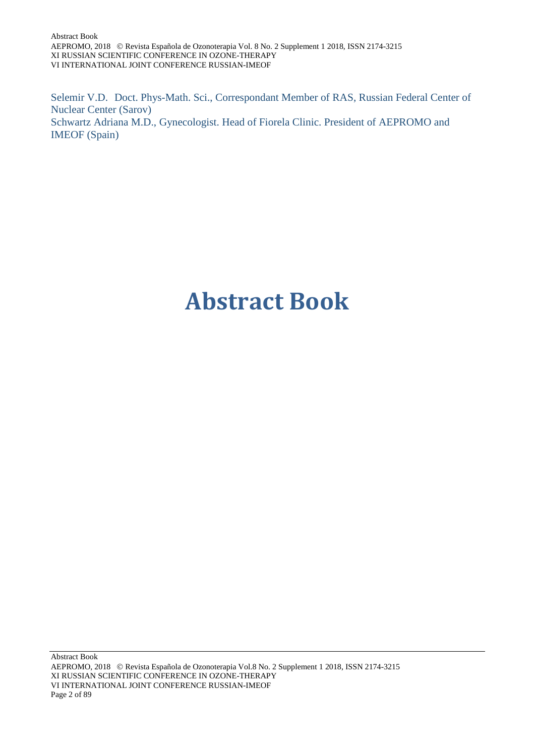Selemir V.D. Doct. Phys-Math. Sci., Correspondant Member of RAS, Russian Federal Center of Nuclear Center (Sarov)
Schwartz Adriana M.D., Gynecologist. Head of Fiorela Clinic. President of AEPROMO and IMEOF (Spain)

# Abstract Book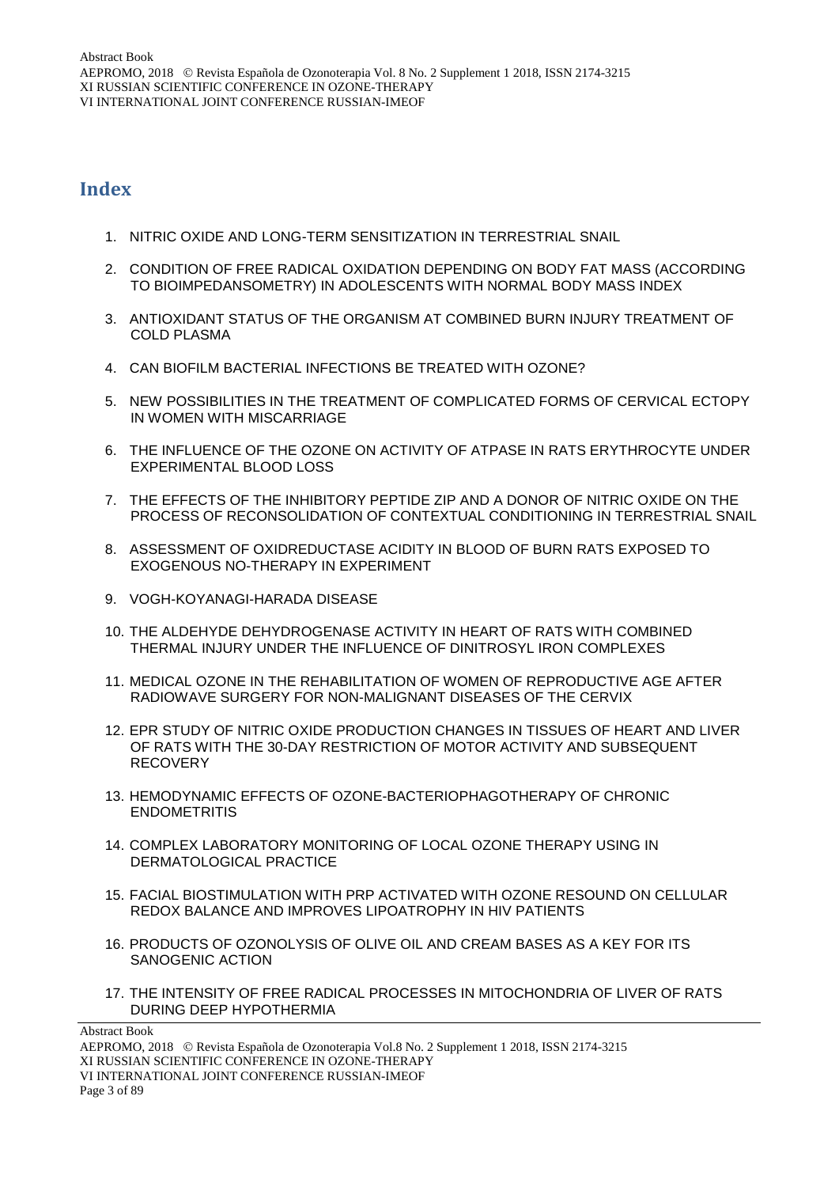## Index

1. NITRIC OXIDE AND LONG-TERM SENSITIZATION IN TERRESTRIAL SNAIL
2. CONDITION OF FREE RADICAL OXIDATION DEPENDING ON BODY FAT MASS (ACCORDING TO BIOIMPEDANSOMETRY) IN ADOLESCENTS WITH NORMAL BODY MASS INDEX
3. ANTIOXIDANT STATUS OF THE ORGANISM AT COMBINED BURN INJURY TREATMENT OF COLD PLASMA
4. CAN BIOFILM BACTERIAL INFECTIONS BE TREATED WITH OZONE?
5. NEW POSSIBILITIES IN THE TREATMENT OF COMPLICATED FORMS OF CERVICAL ECTOPY IN WOMEN WITH MISCARRIAGE
6. THE INFLUENCE OF THE OZONE ON ACTIVITY OF ATPASE IN RATS ERYTHROCYTE UNDER EXPERIMENTAL BLOOD LOSS
7. THE EFFECTS OF THE INHIBITORY PEPTIDE ZIP AND A DONOR OF NITRIC OXIDE ON THE PROCESS OF RECONSOLIDATION OF CONTEXTUAL CONDITIONING IN TERRESTRIAL SNAIL
8. ASSESSMENT OF OXIDREDUCTASE ACIDITY IN BLOOD OF BURN RATS EXPOSED TO EXOGENOUS NO-THERAPY IN EXPERIMENT
9. VOGH-KOYANAGI-HARADA DISEASE
10. THE ALDEHYDE DEHYDROGENASE ACTIVITY IN HEART OF RATS WITH COMBINED THERMAL INJURY UNDER THE INFLUENCE OF DINITROSYL IRON COMPLEXES
11. MEDICAL OZONE IN THE REHABILITATION OF WOMEN OF REPRODUCTIVE AGE AFTER RADIOWAVE SURGERY FOR NON-MALIGNANT DISEASES OF THE CERVIX
12. EPR STUDY OF NITRIC OXIDE PRODUCTION CHANGES IN TISSUES OF HEART AND LIVER OF RATS WITH THE 30-DAY RESTRICTION OF MOTOR ACTIVITY AND SUBSEQUENT RECOVERY
13. HEMODYNAMIC EFFECTS OF OZONE-BACTERIOPHAGOTHERAPY OF CHRONIC ENDOMETRITIS
14. COMPLEX LABORATORY MONITORING OF LOCAL OZONE THERAPY USING IN DERMATOLOGICAL PRACTICE
15. FACIAL BIOSTIMULATION WITH PRP ACTIVATED WITH OZONE RESOUND ON CELLULAR REDOX BALANCE AND IMPROVES LIPOATROPHY IN HIV PATIENTS
16. PRODUCTS OF OZONOLYSIS OF OLIVE OIL AND CREAM BASES AS A KEY FOR ITS SANOGENIC ACTION
17. THE INTENSITY OF FREE RADICAL PROCESSES IN MITOCHONDRIA OF LIVER OF RATS DURING DEEP HYPOTHERMIA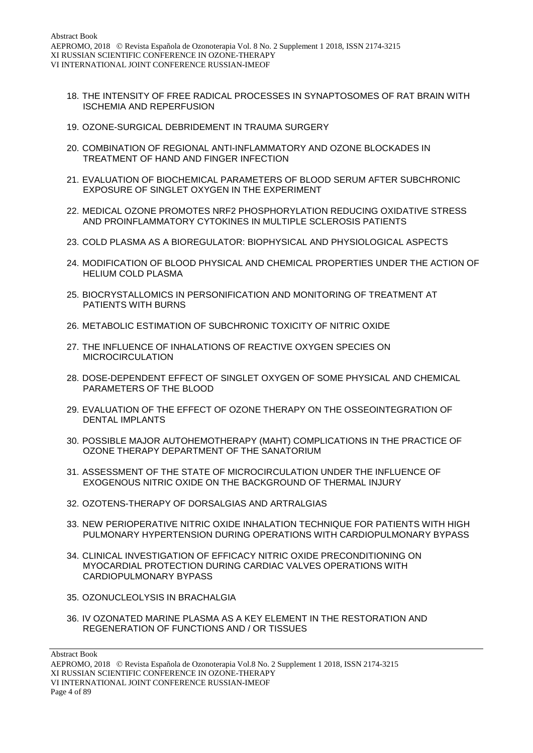18. THE INTENSITY OF FREE RADICAL PROCESSES IN SYNAPTOSOMES OF RAT BRAIN WITH ISCHEMIA AND REPERFUSION

19. OZONE-SURGICAL DEBRIDEMENT IN TRAUMA SURGERY

20. COMBINATION OF REGIONAL ANTI-INFLAMMATORY AND OZONE BLOCKADES IN TREATMENT OF HAND AND FINGER INFECTION

21. EVALUATION OF BIOCHEMICAL PARAMETERS OF BLOOD SERUM AFTER SUBCHRONIC EXPOSURE OF SINGLET OXYGEN IN THE EXPERIMENT

22. MEDICAL OZONE PROMOTES NRF2 PHOSPHORYLATION REDUCING OXIDATIVE STRESS AND PROINFLAMMATORY CYTOKINES IN MULTIPLE SCLEROSIS PATIENTS

23. COLD PLASMA AS A BIOREGULATOR: BIOPHYSICAL AND PHYSIOLOGICAL ASPECTS

24. MODIFICATION OF BLOOD PHYSICAL AND CHEMICAL PROPERTIES UNDER THE ACTION OF HELIUM COLD PLASMA

25. BIOCRYSTALLOMICS IN PERSONIFICATION AND MONITORING OF TREATMENT AT PATIENTS WITH BURNS

26. METABOLIC ESTIMATION OF SUBCHRONIC TOXICITY OF NITRIC OXIDE

27. THE INFLUENCE OF INHALATIONS OF REACTIVE OXYGEN SPECIES ON MICROCIRCULATION

28. DOSE-DEPENDENT EFFECT OF SINGLET OXYGEN OF SOME PHYSICAL AND CHEMICAL PARAMETERS OF THE BLOOD

29. EVALUATION OF THE EFFECT OF OZONE THERAPY ON THE OSSEOINTEGRATION OF DENTAL IMPLANTS

30. POSSIBLE MAJOR AUTOHEMOTHERAPY (MAHT) COMPLICATIONS IN THE PRACTICE OF OZONE THERAPY DEPARTMENT OF THE SANATORIUM

31. ASSESSMENT OF THE STATE OF MICROCIRCULATION UNDER THE INFLUENCE OF EXOGENOUS NITRIC OXIDE ON THE BACKGROUND OF THERMAL INJURY

32. OZOTENS-THERAPY OF DORSALGIAS AND ARTRALGIAS

33. NEW PERIOPERATIVE NITRIC OXIDE INHALATION TECHNIQUE FOR PATIENTS WITH HIGH PULMONARY HYPERTENSION DURING OPERATIONS WITH CARDIOPULMONARY BYPASS

34. CLINICAL INVESTIGATION OF EFFICACY NITRIC OXIDE PRECONDITIONING ON MYOCARDIAL PROTECTION DURING CARDIAC VALVES OPERATIONS WITH CARDIOPULMONARY BYPASS

35. OZONUCLEOLYSIS IN BRACHALGIA

36. IV OZONATED MARINE PLASMA AS A KEY ELEMENT IN THE RESTORATION AND REGENERATION OF FUNCTIONS AND / OR TISSUES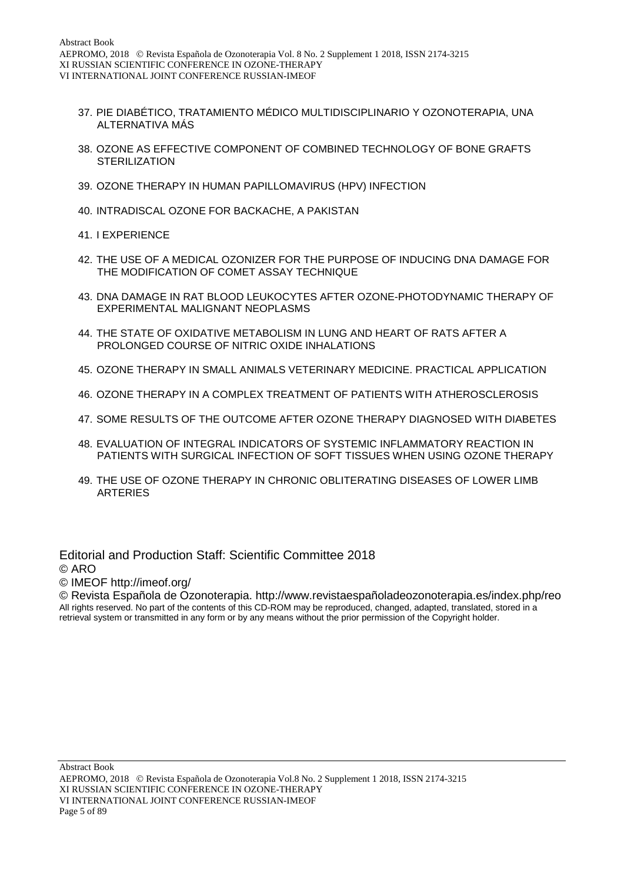37. PIE DIABÉTICO, TRATAMIENTO MÉDICO MULTIDISCIPLINARIO Y OZONOTERAPIA, UNA ALTERNATIVA MÁS
38. OZONE AS EFFECTIVE COMPONENT OF COMBINED TECHNOLOGY OF BONE GRAFTS STERILIZATION
39. OZONE THERAPY IN HUMAN PAPILLOMAVIRUS (HPV) INFECTION
40. INTRADISCAL OZONE FOR BACKACHE, A PAKISTAN
41. I EXPERIENCE
42. THE USE OF A MEDICAL OZONIZER FOR THE PURPOSE OF INDUCING DNA DAMAGE FOR THE MODIFICATION OF COMET ASSAY TECHNIQUE
43. DNA DAMAGE IN RAT BLOOD LEUKOCYTES AFTER OZONE-PHOTODYNAMIC THERAPY OF EXPERIMENTAL MALIGNANT NEOPLASMS
44. THE STATE OF OXIDATIVE METABOLISM IN LUNG AND HEART OF RATS AFTER A PROLONGED COURSE OF NITRIC OXIDE INHALATIONS
45. OZONE THERAPY IN SMALL ANIMALS VETERINARY MEDICINE. PRACTICAL APPLICATION
46. OZONE THERAPY IN A COMPLEX TREATMENT OF PATIENTS WITH ATHEROSCLEROSIS
47. SOME RESULTS OF THE OUTCOME AFTER OZONE THERAPY DIAGNOSED WITH DIABETES
48. EVALUATION OF INTEGRAL INDICATORS OF SYSTEMIC INFLAMMATORY REACTION IN PATIENTS WITH SURGICAL INFECTION OF SOFT TISSUES WHEN USING OZONE THERAPY
49. THE USE OF OZONE THERAPY IN CHRONIC OBLITERATING DISEASES OF LOWER LIMB ARTERIES

Editorial and Production Staff: Scientific Committee 2018

© ARO

© IMEOF http://imeof.org/

© Revista Española de Ozonoterapia. http://www.revistaespañoladeozonoterapia.es/index.php/reo

All rights reserved. No part of the contents of this CD-ROM may be reproduced, changed, adapted, translated, stored in a retrieval system or transmitted in any form or by any means without the prior permission of the Copyright holder.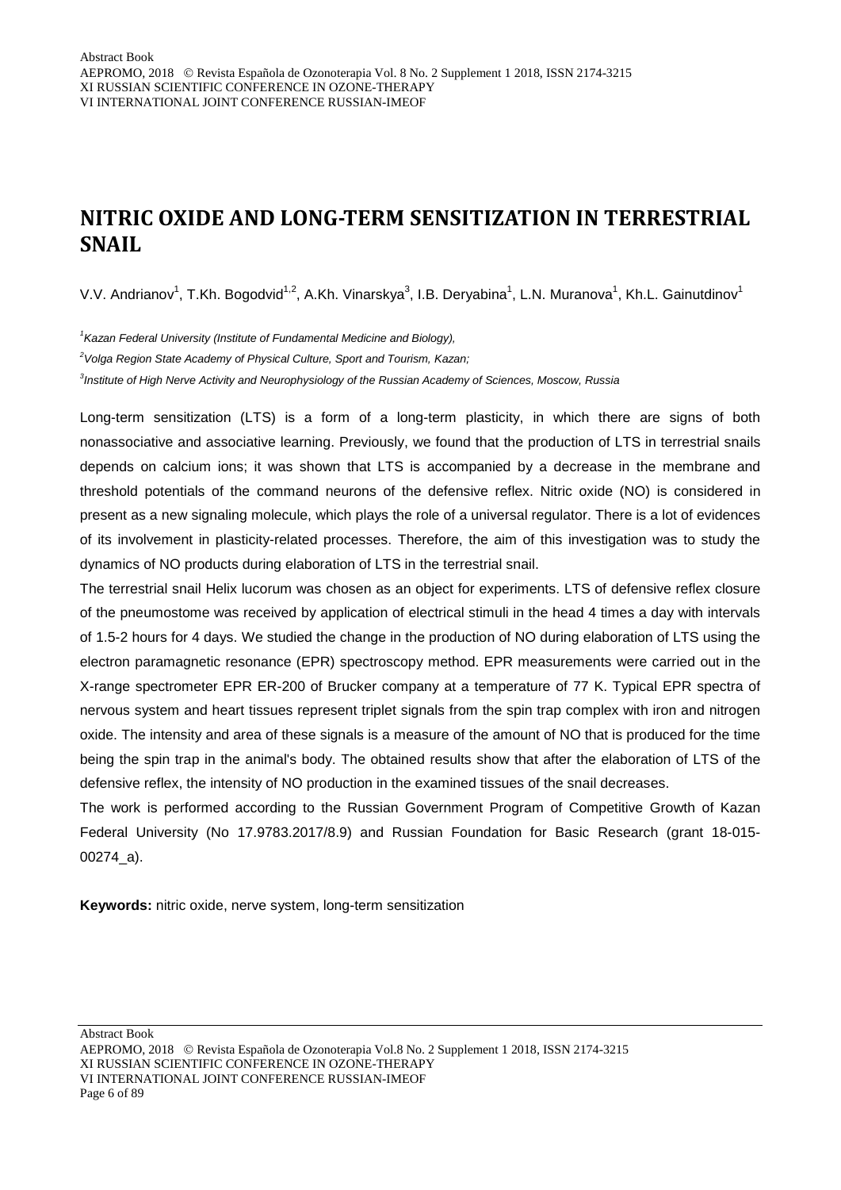# NITRIC OXIDE AND LONG-TERM SENSITIZATION IN TERRESTRIAL SNAIL

V.V. Andrianov[1], T.Kh. Bogodvid[1,2], A.Kh. Vinarskya[3], I.B. Deryabina[1], L.N. Muranova[1], Kh.L. Gainutdinov[1]

*[1]Kazan Federal University (Institute of Fundamental Medicine and Biology),*

*[2]Volga Region State Academy of Physical Culture, Sport and Tourism, Kazan;*

*[3]Institute of High Nerve Activity and Neurophysiology of the Russian Academy of Sciences, Moscow, Russia*

Long-term sensitization (LTS) is a form of a long-term plasticity, in which there are signs of both nonassociative and associative learning. Previously, we found that the production of LTS in terrestrial snails depends on calcium ions; it was shown that LTS is accompanied by a decrease in the membrane and threshold potentials of the command neurons of the defensive reflex. Nitric oxide (NO) is considered in present as a new signaling molecule, which plays the role of a universal regulator. There is a lot of evidences of its involvement in plasticity-related processes. Therefore, the aim of this investigation was to study the dynamics of NO products during elaboration of LTS in the terrestrial snail.

The terrestrial snail Helix lucorum was chosen as an object for experiments. LTS of defensive reflex closure of the pneumostome was received by application of electrical stimuli in the head 4 times a day with intervals of 1.5-2 hours for 4 days. We studied the change in the production of NO during elaboration of LTS using the electron paramagnetic resonance (EPR) spectroscopy method. EPR measurements were carried out in the X-range spectrometer EPR ER-200 of Brucker company at a temperature of 77 K. Typical EPR spectra of nervous system and heart tissues represent triplet signals from the spin trap complex with iron and nitrogen oxide. The intensity and area of these signals is a measure of the amount of NO that is produced for the time being the spin trap in the animal's body. The obtained results show that after the elaboration of LTS of the defensive reflex, the intensity of NO production in the examined tissues of the snail decreases.

The work is performed according to the Russian Government Program of Competitive Growth of Kazan Federal University (No 17.9783.2017/8.9) and Russian Foundation for Basic Research (grant 18-015-00274_a).

**Keywords:** nitric oxide, nerve system, long-term sensitization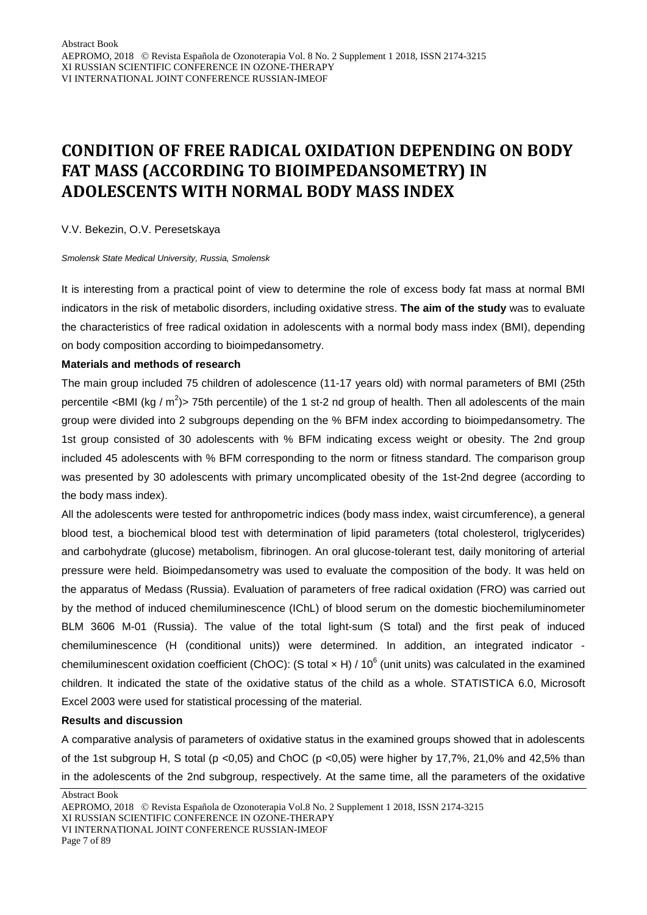# CONDITION OF FREE RADICAL OXIDATION DEPENDING ON BODY FAT MASS (ACCORDING TO BIOIMPEDANSOMETRY) IN ADOLESCENTS WITH NORMAL BODY MASS INDEX

V.V. Bekezin, O.V. Peresetskaya

*Smolensk State Medical University, Russia, Smolensk*

It is interesting from a practical point of view to determine the role of excess body fat mass at normal BMI indicators in the risk of metabolic disorders, including oxidative stress. **The aim of the study** was to evaluate the characteristics of free radical oxidation in adolescents with a normal body mass index (BMI), depending on body composition according to bioimpedansometry.

**Materials and methods of research**

The main group included 75 children of adolescence (11-17 years old) with normal parameters of BMI (25th percentile <BMI (kg / $m^2$)> 75th percentile) of the 1 st-2 nd group of health. Then all adolescents of the main group were divided into 2 subgroups depending on the % BFM index according to bioimpedansometry. The 1st group consisted of 30 adolescents with % BFM indicating excess weight or obesity. The 2nd group included 45 adolescents with % BFM corresponding to the norm or fitness standard. The comparison group was presented by 30 adolescents with primary uncomplicated obesity of the 1st-2nd degree (according to the body mass index).

All the adolescents were tested for anthropometric indices (body mass index, waist circumference), a general blood test, a biochemical blood test with determination of lipid parameters (total cholesterol, triglycerides) and carbohydrate (glucose) metabolism, fibrinogen. An oral glucose-tolerant test, daily monitoring of arterial pressure were held. Bioimpedansometry was used to evaluate the composition of the body. It was held on the apparatus of Medass (Russia). Evaluation of parameters of free radical oxidation (FRO) was carried out by the method of induced chemiluminescence (IChL) of blood serum on the domestic biochemiluminometer BLM 3606 M-01 (Russia). The value of the total light-sum (S total) and the first peak of induced chemiluminescence (H (conditional units)) were determined. In addition, an integrated indicator - chemiluminescent oxidation coefficient (ChOC): (S total × H) / $10^6$ (unit units) was calculated in the examined children. It indicated the state of the oxidative status of the child as a whole. STATISTICA 6.0, Microsoft Excel 2003 were used for statistical processing of the material.

**Results and discussion**

A comparative analysis of parameters of oxidative status in the examined groups showed that in adolescents of the 1st subgroup H, S total ($p$ <0,05) and ChOC ($p$ <0,05) were higher by 17,7%, 21,0% and 42,5% than in the adolescents of the 2nd subgroup, respectively. At the same time, all the parameters of the oxidative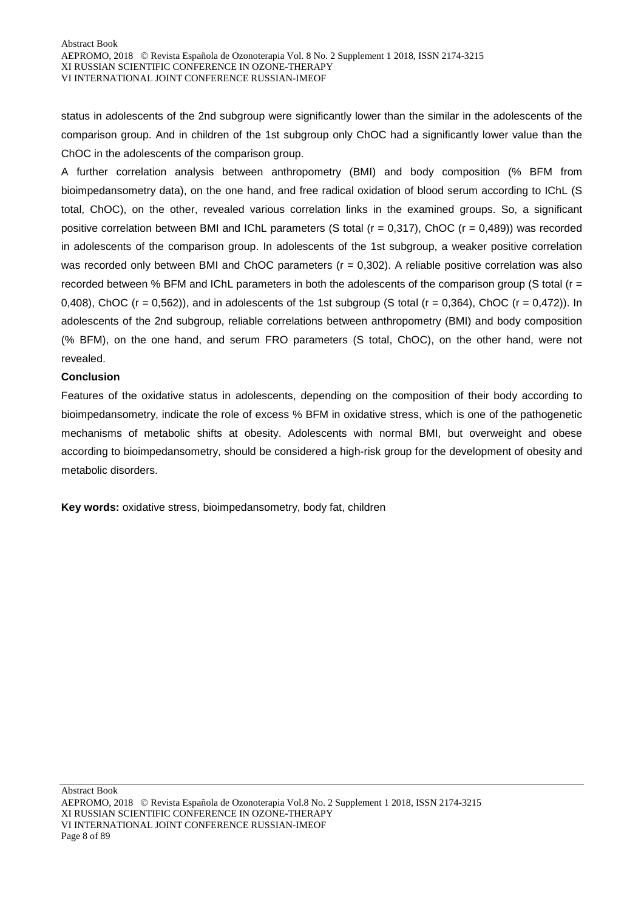status in adolescents of the 2nd subgroup were significantly lower than the similar in the adolescents of the comparison group. And in children of the 1st subgroup only ChOC had a significantly lower value than the ChOC in the adolescents of the comparison group.

A further correlation analysis between anthropometry (BMI) and body composition (% BFM from bioimpedansometry data), on the one hand, and free radical oxidation of blood serum according to IChL (S total, ChOC), on the other, revealed various correlation links in the examined groups. So, a significant positive correlation between BMI and IChL parameters (S total ($r = 0,317$), ChOC ($r = 0,489$)) was recorded in adolescents of the comparison group. In adolescents of the 1st subgroup, a weaker positive correlation was recorded only between BMI and ChOC parameters ($r = 0,302$). A reliable positive correlation was also recorded between % BFM and IChL parameters in both the adolescents of the comparison group (S total ($r = 0,408$), ChOC ($r = 0,562$)), and in adolescents of the 1st subgroup (S total ($r = 0,364$), ChOC ($r = 0,472$)). In adolescents of the 2nd subgroup, reliable correlations between anthropometry (BMI) and body composition (% BFM), on the one hand, and serum FRO parameters (S total, ChOC), on the other hand, were not revealed.

**Conclusion**

Features of the oxidative status in adolescents, depending on the composition of their body according to bioimpedansometry, indicate the role of excess % BFM in oxidative stress, which is one of the pathogenetic mechanisms of metabolic shifts at obesity. Adolescents with normal BMI, but overweight and obese according to bioimpedansometry, should be considered a high-risk group for the development of obesity and metabolic disorders.

**Key words:** oxidative stress, bioimpedansometry, body fat, children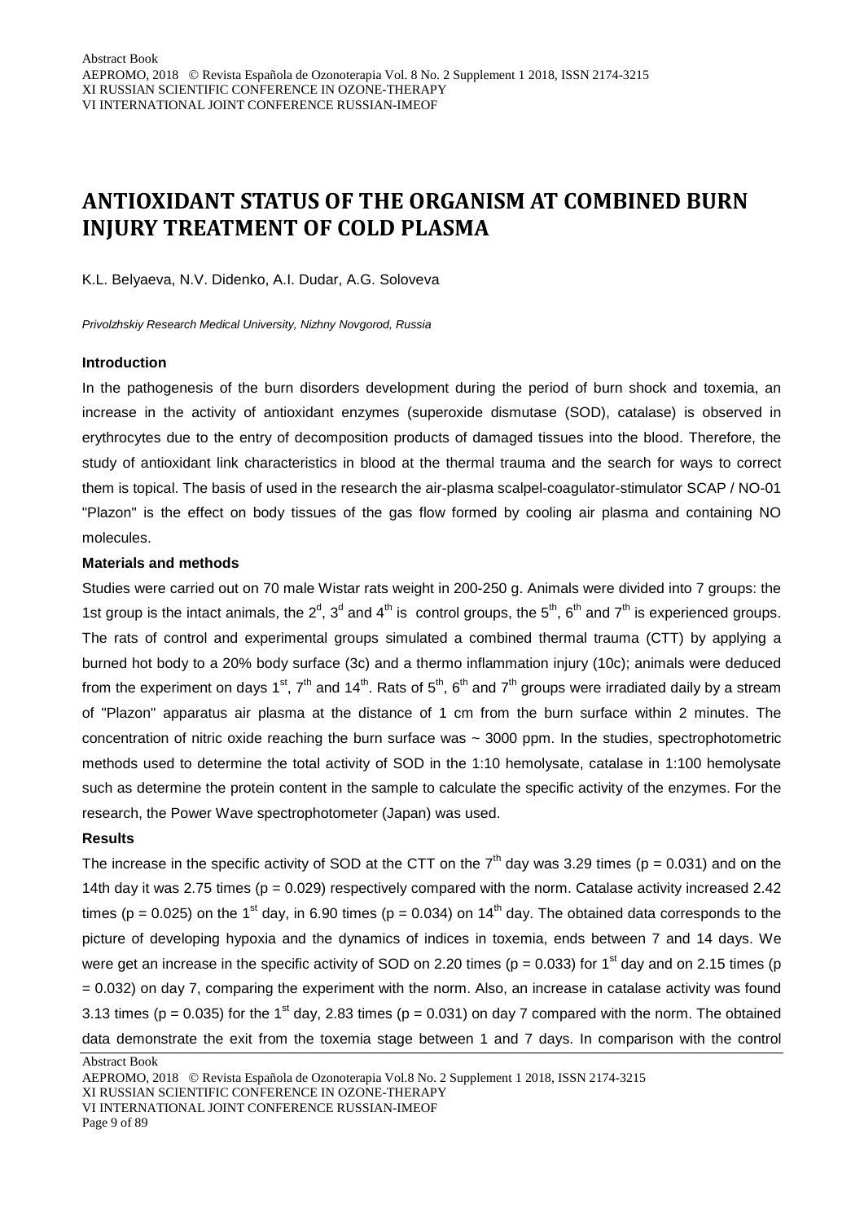# ANTIOXIDANT STATUS OF THE ORGANISM AT COMBINED BURN INJURY TREATMENT OF COLD PLASMA

K.L. Belyaeva, N.V. Didenko, A.I. Dudar, A.G. Soloveva

*Privolzhskiy Research Medical University, Nizhny Novgorod, Russia*

**Introduction**

In the pathogenesis of the burn disorders development during the period of burn shock and toxemia, an increase in the activity of antioxidant enzymes (superoxide dismutase (SOD), catalase) is observed in erythrocytes due to the entry of decomposition products of damaged tissues into the blood. Therefore, the study of antioxidant link characteristics in blood at the thermal trauma and the search for ways to correct them is topical. The basis of used in the research the air-plasma scalpel-coagulator-stimulator SCAP / NO-01 "Plazon" is the effect on body tissues of the gas flow formed by cooling air plasma and containing NO molecules.

**Materials and methods**

Studies were carried out on 70 male Wistar rats weight in 200-250 g. Animals were divided into 7 groups: the 1st group is the intact animals, the 2$^{d}$, 3$^{d}$ and 4$^{th}$ is control groups, the 5$^{th}$, 6$^{th}$ and 7$^{th}$ is experienced groups. The rats of control and experimental groups simulated a combined thermal trauma (CTT) by applying a burned hot body to a 20% body surface (3c) and a thermo inflammation injury (10c); animals were deduced from the experiment on days 1$^{st}$, 7$^{th}$ and 14$^{th}$. Rats of 5$^{th}$, 6$^{th}$ and 7$^{th}$ groups were irradiated daily by a stream of "Plazon" apparatus air plasma at the distance of 1 cm from the burn surface within 2 minutes. The concentration of nitric oxide reaching the burn surface was ~ 3000 ppm. In the studies, spectrophotometric methods used to determine the total activity of SOD in the 1:10 hemolysate, catalase in 1:100 hemolysate such as determine the protein content in the sample to calculate the specific activity of the enzymes. For the research, the Power Wave spectrophotometer (Japan) was used.

**Results**

The increase in the specific activity of SOD at the CTT on the 7$^{th}$ day was 3.29 times ($p = 0.031$) and on the 14th day it was 2.75 times ($p = 0.029$) respectively compared with the norm. Catalase activity increased 2.42 times ($p = 0.025$) on the 1$^{st}$ day, in 6.90 times ($p = 0.034$) on 14$^{th}$ day. The obtained data corresponds to the picture of developing hypoxia and the dynamics of indices in toxemia, ends between 7 and 14 days. We were get an increase in the specific activity of SOD on 2.20 times ($p = 0.033$) for 1$^{st}$ day and on 2.15 times ($p = 0.032$) on day 7, comparing the experiment with the norm. Also, an increase in catalase activity was found 3.13 times ($p = 0.035$) for the 1$^{st}$ day, 2.83 times ($p = 0.031$) on day 7 compared with the norm. The obtained data demonstrate the exit from the toxemia stage between 1 and 7 days. In comparison with the control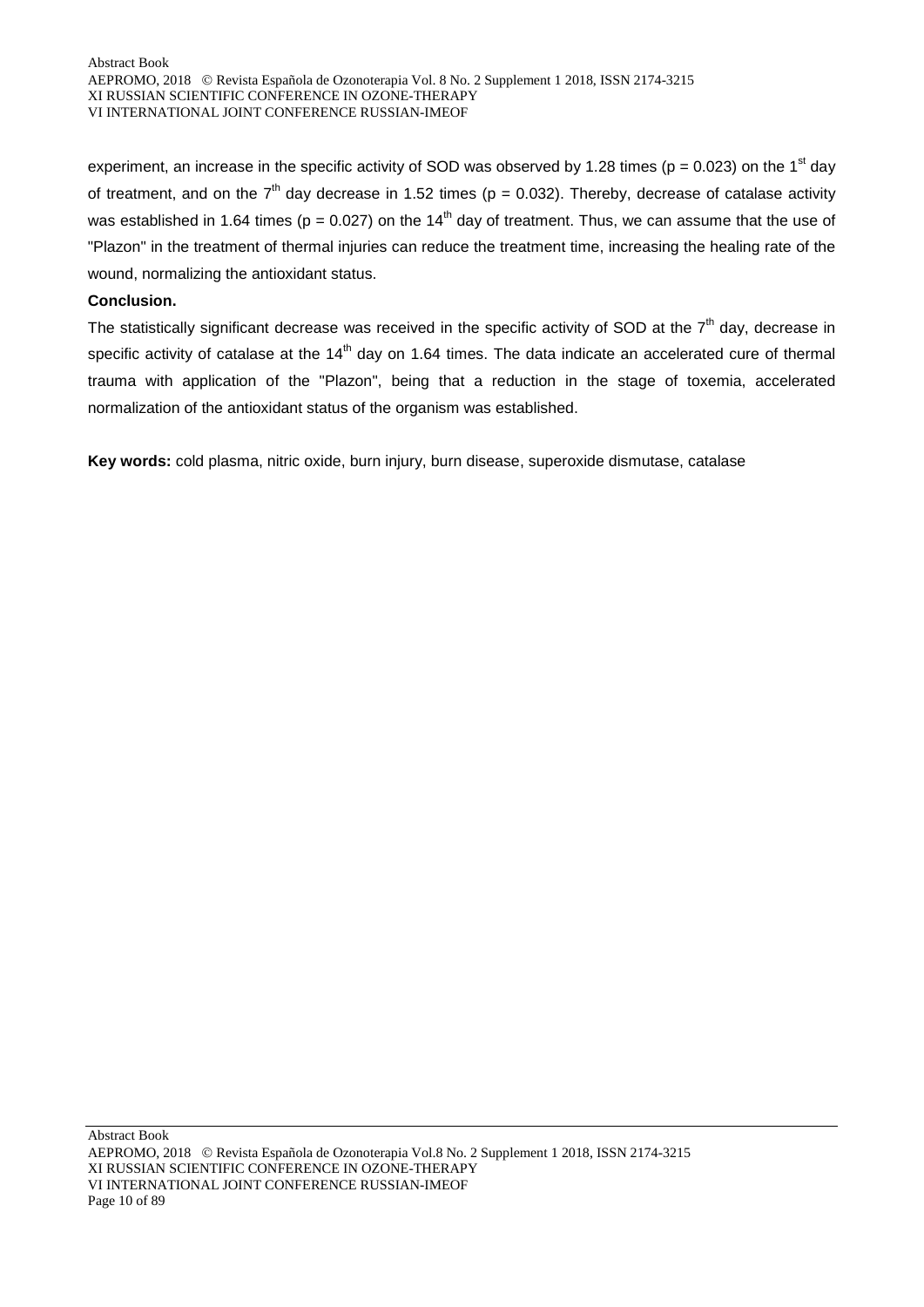experiment, an increase in the specific activity of SOD was observed by 1.28 times ($p = 0.023$) on the 1st day of treatment, and on the 7th day decrease in 1.52 times ($p = 0.032$). Thereby, decrease of catalase activity was established in 1.64 times ($p = 0.027$) on the 14th day of treatment. Thus, we can assume that the use of "Plazon" in the treatment of thermal injuries can reduce the treatment time, increasing the healing rate of the wound, normalizing the antioxidant status.

**Conclusion.**

The statistically significant decrease was received in the specific activity of SOD at the 7th day, decrease in specific activity of catalase at the 14th day on 1.64 times. The data indicate an accelerated cure of thermal trauma with application of the "Plazon", being that a reduction in the stage of toxemia, accelerated normalization of the antioxidant status of the organism was established.

**Key words:** cold plasma, nitric oxide, burn injury, burn disease, superoxide dismutase, catalase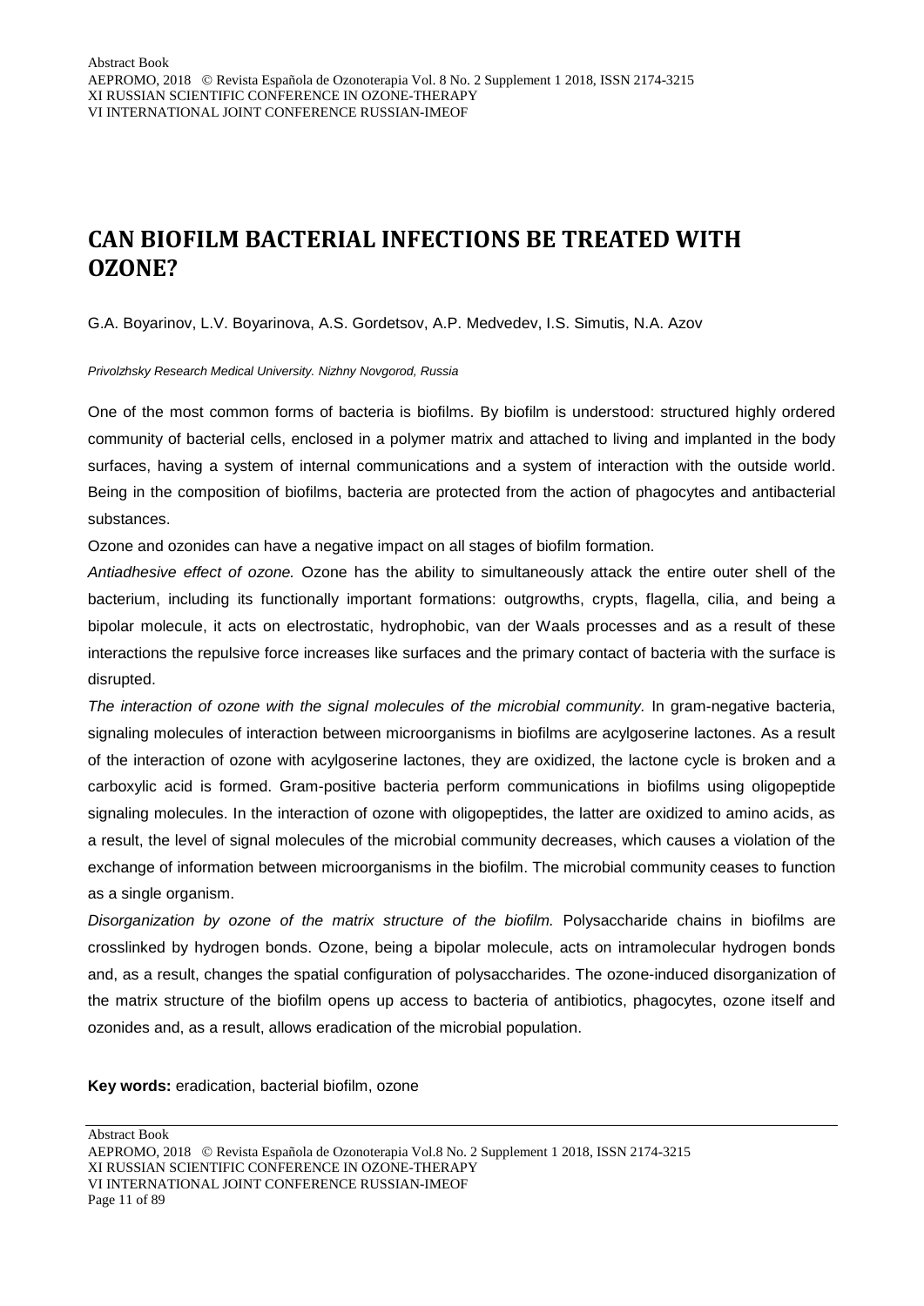# CAN BIOFILM BACTERIAL INFECTIONS BE TREATED WITH OZONE?

G.A. Boyarinov, L.V. Boyarinova, A.S. Gordetsov, A.P. Medvedev, I.S. Simutis, N.A. Azov

*Privolzhsky Research Medical University. Nizhny Novgorod, Russia*

One of the most common forms of bacteria is biofilms. By biofilm is understood: structured highly ordered community of bacterial cells, enclosed in a polymer matrix and attached to living and implanted in the body surfaces, having a system of internal communications and a system of interaction with the outside world. Being in the composition of biofilms, bacteria are protected from the action of phagocytes and antibacterial substances.

Ozone and ozonides can have a negative impact on all stages of biofilm formation.

*Antiadhesive effect of ozone.* Ozone has the ability to simultaneously attack the entire outer shell of the bacterium, including its functionally important formations: outgrowths, crypts, flagella, cilia, and being a bipolar molecule, it acts on electrostatic, hydrophobic, van der Waals processes and as a result of these interactions the repulsive force increases like surfaces and the primary contact of bacteria with the surface is disrupted.

*The interaction of ozone with the signal molecules of the microbial community.* In gram-negative bacteria, signaling molecules of interaction between microorganisms in biofilms are acylgoserine lactones. As a result of the interaction of ozone with acylgoserine lactones, they are oxidized, the lactone cycle is broken and a carboxylic acid is formed. Gram-positive bacteria perform communications in biofilms using oligopeptide signaling molecules. In the interaction of ozone with oligopeptides, the latter are oxidized to amino acids, as a result, the level of signal molecules of the microbial community decreases, which causes a violation of the exchange of information between microorganisms in the biofilm. The microbial community ceases to function as a single organism.

*Disorganization by ozone of the matrix structure of the biofilm.* Polysaccharide chains in biofilms are crosslinked by hydrogen bonds. Ozone, being a bipolar molecule, acts on intramolecular hydrogen bonds and, as a result, changes the spatial configuration of polysaccharides. The ozone-induced disorganization of the matrix structure of the biofilm opens up access to bacteria of antibiotics, phagocytes, ozone itself and ozonides and, as a result, allows eradication of the microbial population.

**Key words:** eradication, bacterial biofilm, ozone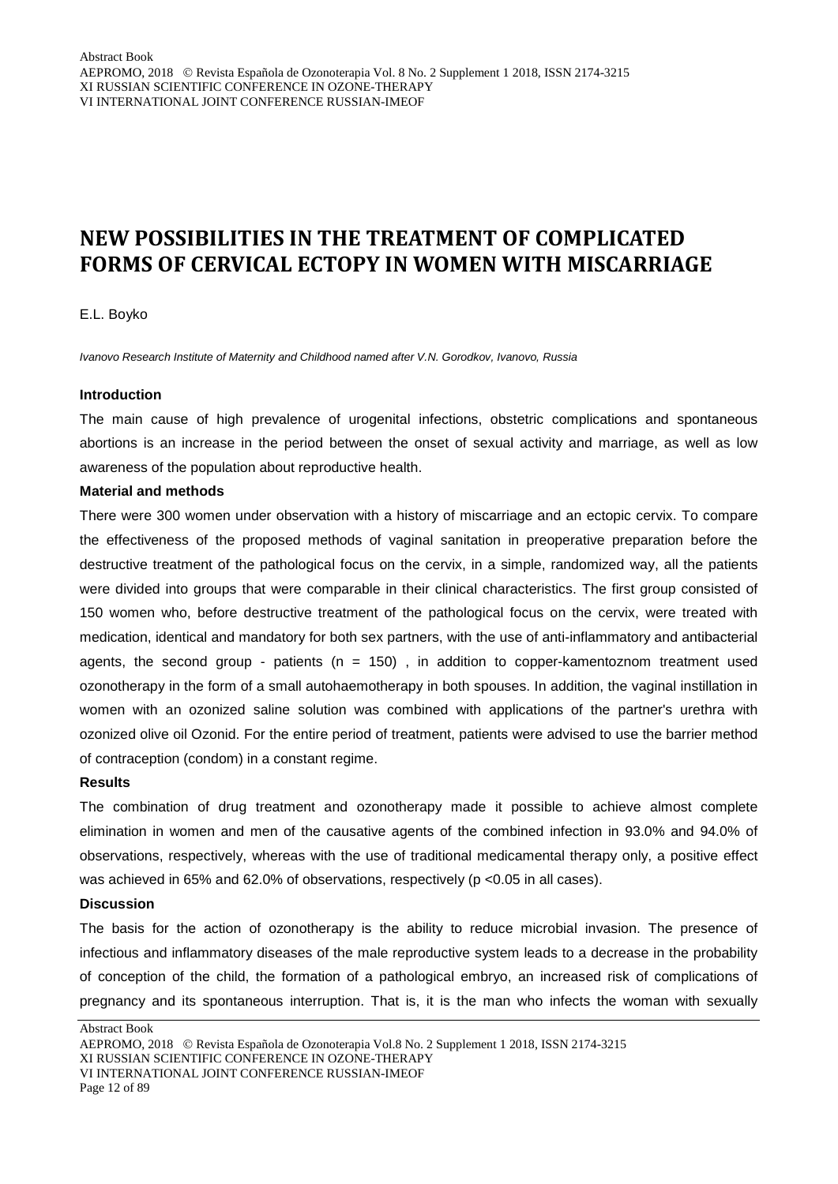# NEW POSSIBILITIES IN THE TREATMENT OF COMPLICATED FORMS OF CERVICAL ECTOPY IN WOMEN WITH MISCARRIAGE

E.L. Boyko

*Ivanovo Research Institute of Maternity and Childhood named after V.N. Gorodkov, Ivanovo, Russia*

**Introduction**

The main cause of high prevalence of urogenital infections, obstetric complications and spontaneous abortions is an increase in the period between the onset of sexual activity and marriage, as well as low awareness of the population about reproductive health.

**Material and methods**

There were 300 women under observation with a history of miscarriage and an ectopic cervix. To compare the effectiveness of the proposed methods of vaginal sanitation in preoperative preparation before the destructive treatment of the pathological focus on the cervix, in a simple, randomized way, all the patients were divided into groups that were comparable in their clinical characteristics. The first group consisted of 150 women who, before destructive treatment of the pathological focus on the cervix, were treated with medication, identical and mandatory for both sex partners, with the use of anti-inflammatory and antibacterial agents, the second group - patients (n = 150) , in addition to copper-kamentoznom treatment used ozonotherapy in the form of a small autohaemotherapy in both spouses. In addition, the vaginal instillation in women with an ozonized saline solution was combined with applications of the partner's urethra with ozonized olive oil Ozonid. For the entire period of treatment, patients were advised to use the barrier method of contraception (condom) in a constant regime.

**Results**

The combination of drug treatment and ozonotherapy made it possible to achieve almost complete elimination in women and men of the causative agents of the combined infection in 93.0% and 94.0% of observations, respectively, whereas with the use of traditional medicamental therapy only, a positive effect was achieved in 65% and 62.0% of observations, respectively ($p < 0.05$ in all cases).

**Discussion**

The basis for the action of ozonotherapy is the ability to reduce microbial invasion. The presence of infectious and inflammatory diseases of the male reproductive system leads to a decrease in the probability of conception of the child, the formation of a pathological embryo, an increased risk of complications of pregnancy and its spontaneous interruption. That is, it is the man who infects the woman with sexually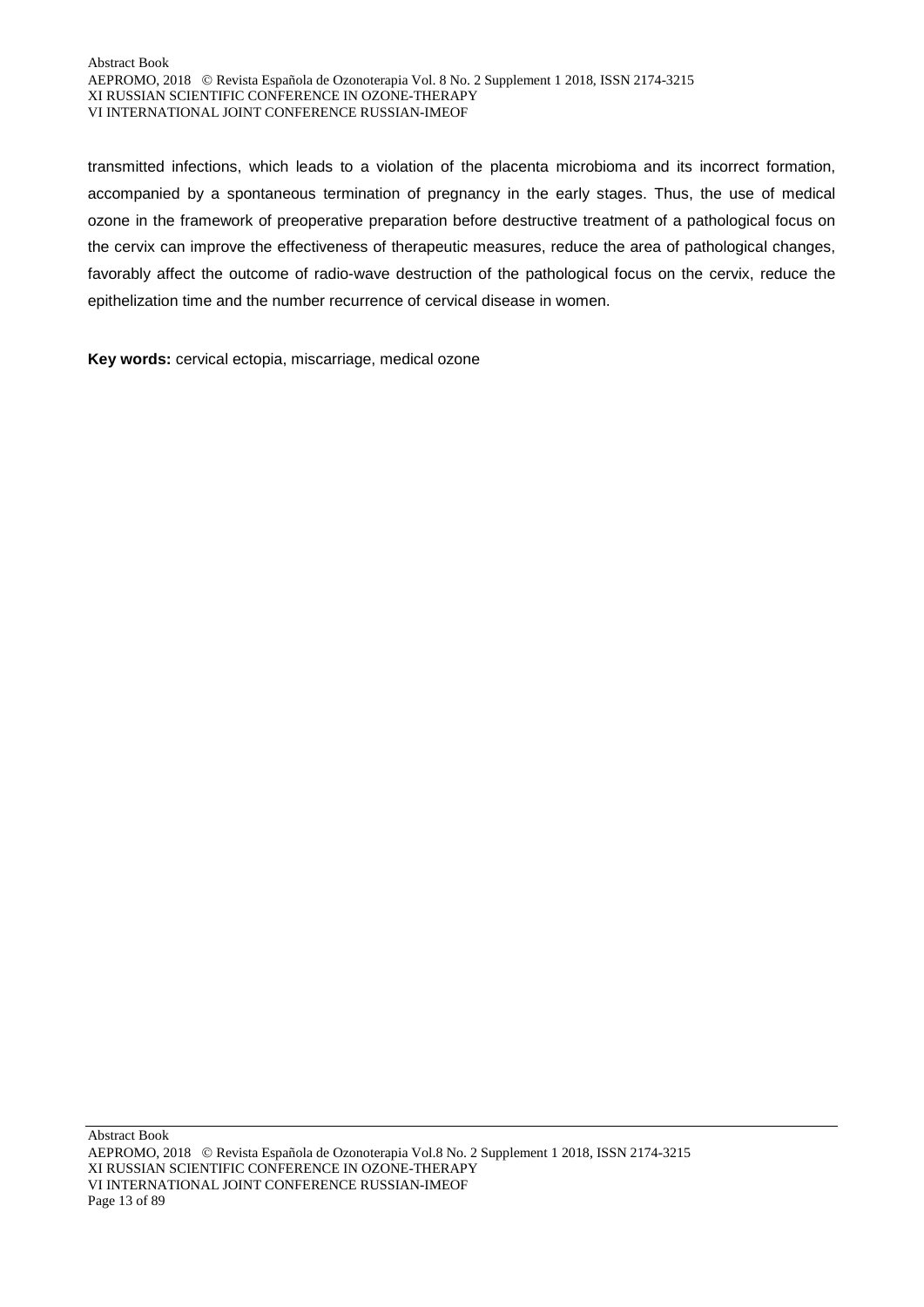transmitted infections, which leads to a violation of the placenta microbioma and its incorrect formation, accompanied by a spontaneous termination of pregnancy in the early stages. Thus, the use of medical ozone in the framework of preoperative preparation before destructive treatment of a pathological focus on the cervix can improve the effectiveness of therapeutic measures, reduce the area of pathological changes, favorably affect the outcome of radio-wave destruction of the pathological focus on the cervix, reduce the epithelization time and the number recurrence of cervical disease in women.

**Key words:** cervical ectopia, miscarriage, medical ozone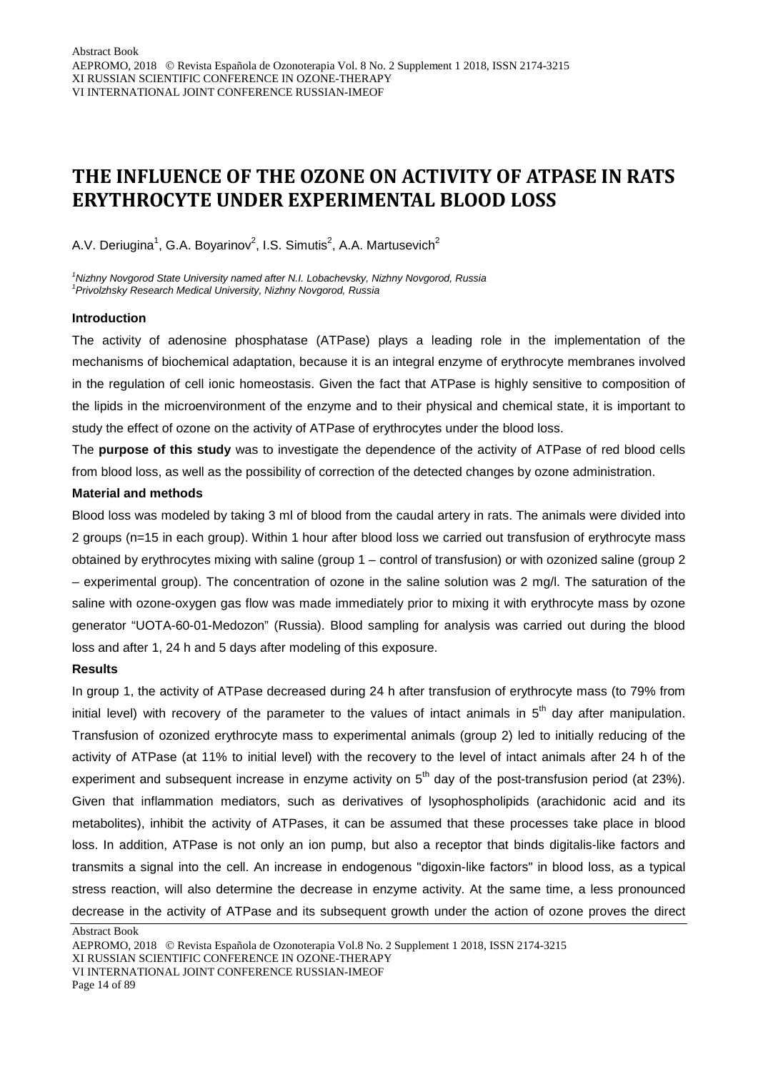# THE INFLUENCE OF THE OZONE ON ACTIVITY OF ATPASE IN RATS ERYTHROCYTE UNDER EXPERIMENTAL BLOOD LOSS

A.V. Deriugina[1], G.A. Boyarinov[2], I.S. Simutis[2], A.A. Martusevich[2]

[1]*Nizhny Novgorod State University named after N.I. Lobachevsky, Nizhny Novgorod, Russia*
[1]*Privolzhsky Research Medical University, Nizhny Novgorod, Russia*

#### Introduction

The activity of adenosine phosphatase (ATPase) plays a leading role in the implementation of the mechanisms of biochemical adaptation, because it is an integral enzyme of erythrocyte membranes involved in the regulation of cell ionic homeostasis. Given the fact that ATPase is highly sensitive to composition of the lipids in the microenvironment of the enzyme and to their physical and chemical state, it is important to study the effect of ozone on the activity of ATPase of erythrocytes under the blood loss.

The **purpose of this study** was to investigate the dependence of the activity of ATPase of red blood cells from blood loss, as well as the possibility of correction of the detected changes by ozone administration.

#### Material and methods

Blood loss was modeled by taking 3 ml of blood from the caudal artery in rats. The animals were divided into 2 groups (n=15 in each group). Within 1 hour after blood loss we carried out transfusion of erythrocyte mass obtained by erythrocytes mixing with saline (group 1 – control of transfusion) or with ozonized saline (group 2 – experimental group). The concentration of ozone in the saline solution was 2 mg/l. The saturation of the saline with ozone-oxygen gas flow was made immediately prior to mixing it with erythrocyte mass by ozone generator "UOTA-60-01-Medozon" (Russia). Blood sampling for analysis was carried out during the blood loss and after 1, 24 h and 5 days after modeling of this exposure.

#### Results

In group 1, the activity of ATPase decreased during 24 h after transfusion of erythrocyte mass (to 79% from initial level) with recovery of the parameter to the values of intact animals in 5$^{th}$ day after manipulation. Transfusion of ozonized erythrocyte mass to experimental animals (group 2) led to initially reducing of the activity of ATPase (at 11% to initial level) with the recovery to the level of intact animals after 24 h of the experiment and subsequent increase in enzyme activity on 5$^{th}$ day of the post-transfusion period (at 23%). Given that inflammation mediators, such as derivatives of lysophospholipids (arachidonic acid and its metabolites), inhibit the activity of ATPases, it can be assumed that these processes take place in blood loss. In addition, ATPase is not only an ion pump, but also a receptor that binds digitalis-like factors and transmits a signal into the cell. An increase in endogenous "digoxin-like factors" in blood loss, as a typical stress reaction, will also determine the decrease in enzyme activity. At the same time, a less pronounced decrease in the activity of ATPase and its subsequent growth under the action of ozone proves the direct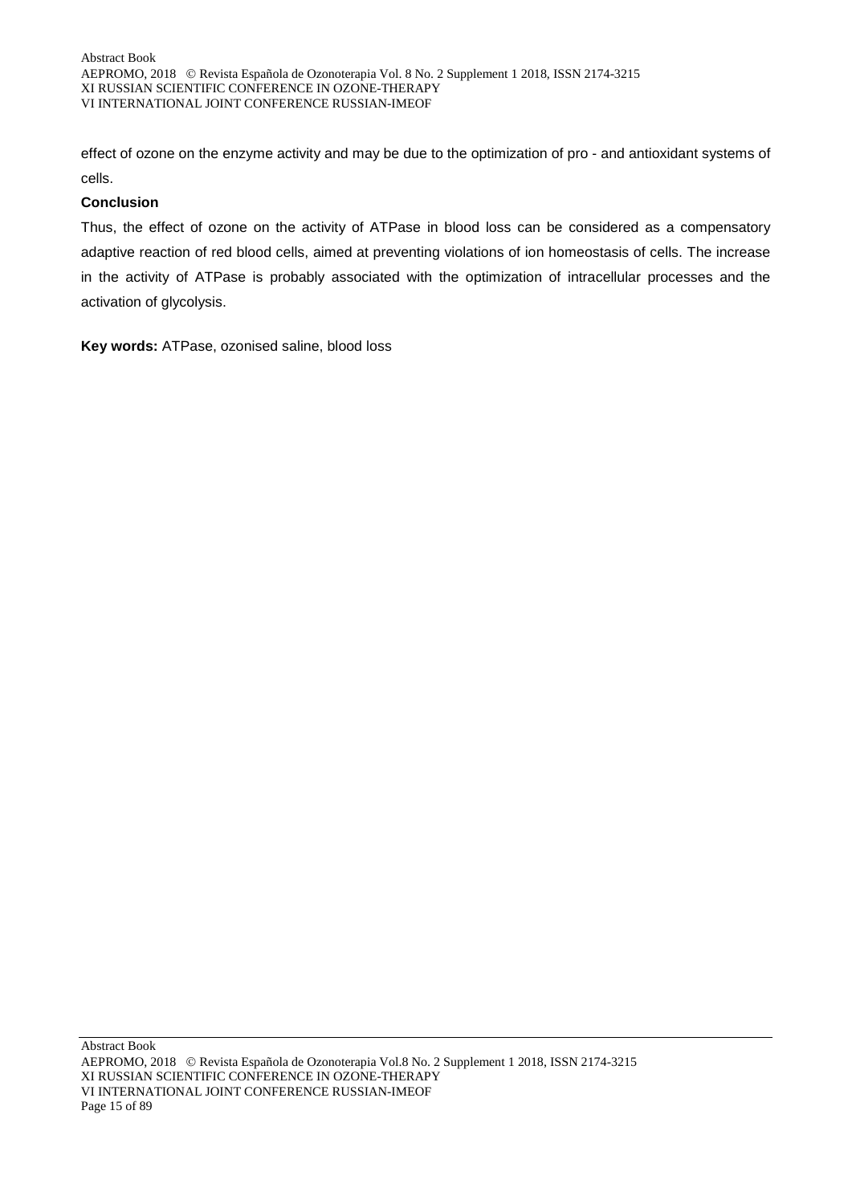effect of ozone on the enzyme activity and may be due to the optimization of pro - and antioxidant systems of cells.

**Conclusion**

Thus, the effect of ozone on the activity of ATPase in blood loss can be considered as a compensatory adaptive reaction of red blood cells, aimed at preventing violations of ion homeostasis of cells. The increase in the activity of ATPase is probably associated with the optimization of intracellular processes and the activation of glycolysis.

**Key words:** ATPase, ozonised saline, blood loss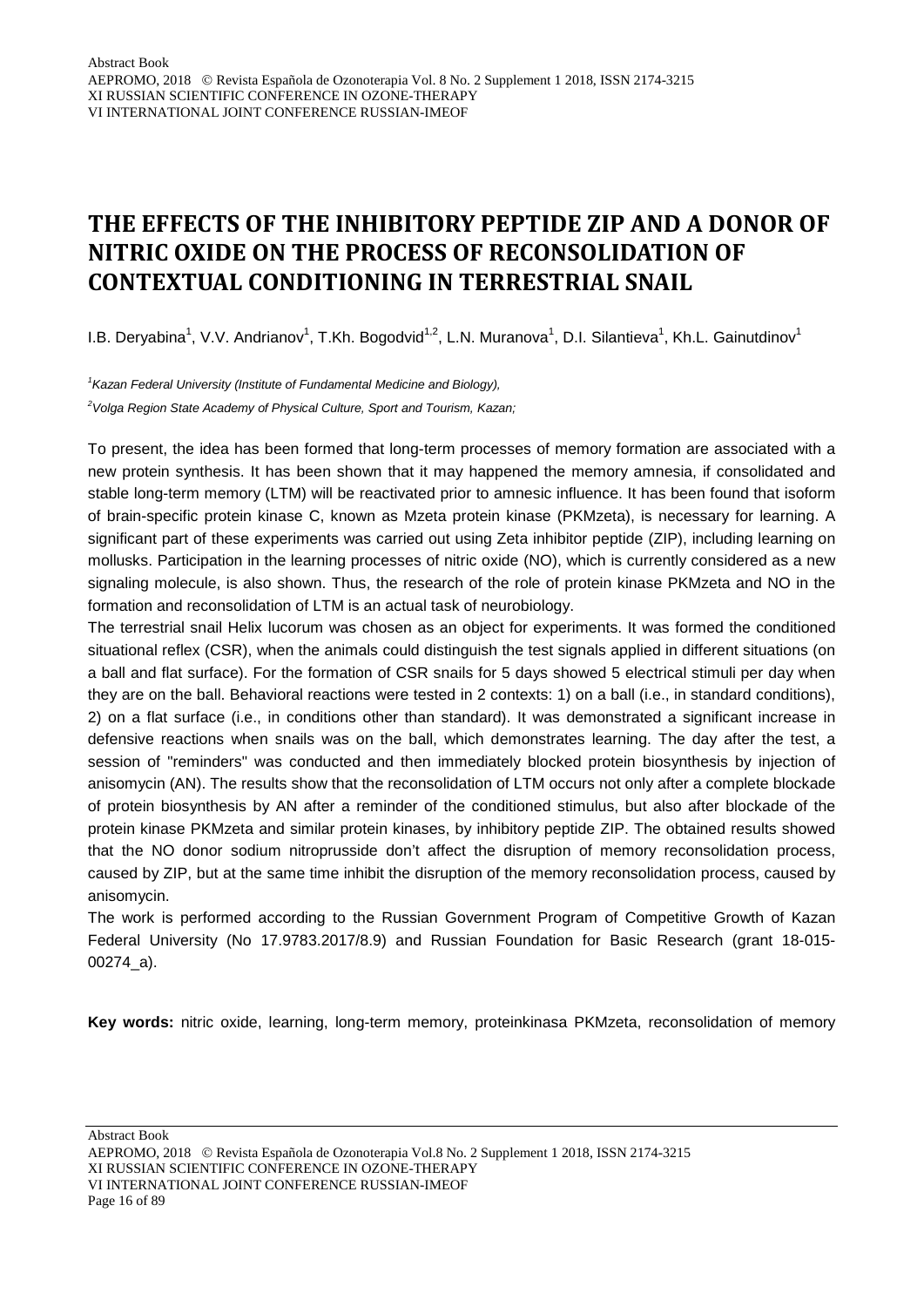# THE EFFECTS OF THE INHIBITORY PEPTIDE ZIP AND A DONOR OF NITRIC OXIDE ON THE PROCESS OF RECONSOLIDATION OF CONTEXTUAL CONDITIONING IN TERRESTRIAL SNAIL

I.B. Deryabina[1], V.V. Andrianov[1], T.Kh. Bogodvid[1,2], L.N. Muranova[1], D.I. Silantieva[1], Kh.L. Gainutdinov[1]

[1]*Kazan Federal University (Institute of Fundamental Medicine and Biology),*

[2]*Volga Region State Academy of Physical Culture, Sport and Tourism, Kazan;*

To present, the idea has been formed that long-term processes of memory formation are associated with a new protein synthesis. It has been shown that it may happened the memory amnesia, if consolidated and stable long-term memory (LTM) will be reactivated prior to amnesic influence. It has been found that isoform of brain-specific protein kinase C, known as Mzeta protein kinase (PKMzeta), is necessary for learning. A significant part of these experiments was carried out using Zeta inhibitor peptide (ZIP), including learning on mollusks. Participation in the learning processes of nitric oxide (NO), which is currently considered as a new signaling molecule, is also shown. Thus, the research of the role of protein kinase PKMzeta and NO in the formation and reconsolidation of LTM is an actual task of neurobiology.

The terrestrial snail Helix lucorum was chosen as an object for experiments. It was formed the conditioned situational reflex (CSR), when the animals could distinguish the test signals applied in different situations (on a ball and flat surface). For the formation of CSR snails for 5 days showed 5 electrical stimuli per day when they are on the ball. Behavioral reactions were tested in 2 contexts: 1) on a ball (i.e., in standard conditions), 2) on a flat surface (i.e., in conditions other than standard). It was demonstrated a significant increase in defensive reactions when snails was on the ball, which demonstrates learning. The day after the test, a session of "reminders" was conducted and then immediately blocked protein biosynthesis by injection of anisomycin (AN). The results show that the reconsolidation of LTM occurs not only after a complete blockade of protein biosynthesis by AN after a reminder of the conditioned stimulus, but also after blockade of the protein kinase PKMzeta and similar protein kinases, by inhibitory peptide ZIP. The obtained results showed that the NO donor sodium nitroprusside don't affect the disruption of memory reconsolidation process, caused by ZIP, but at the same time inhibit the disruption of the memory reconsolidation process, caused by anisomycin.

The work is performed according to the Russian Government Program of Competitive Growth of Kazan Federal University (No 17.9783.2017/8.9) and Russian Foundation for Basic Research (grant 18-015-00274_a).

**Key words:** nitric oxide, learning, long-term memory, proteinkinasa PKMzeta, reconsolidation of memory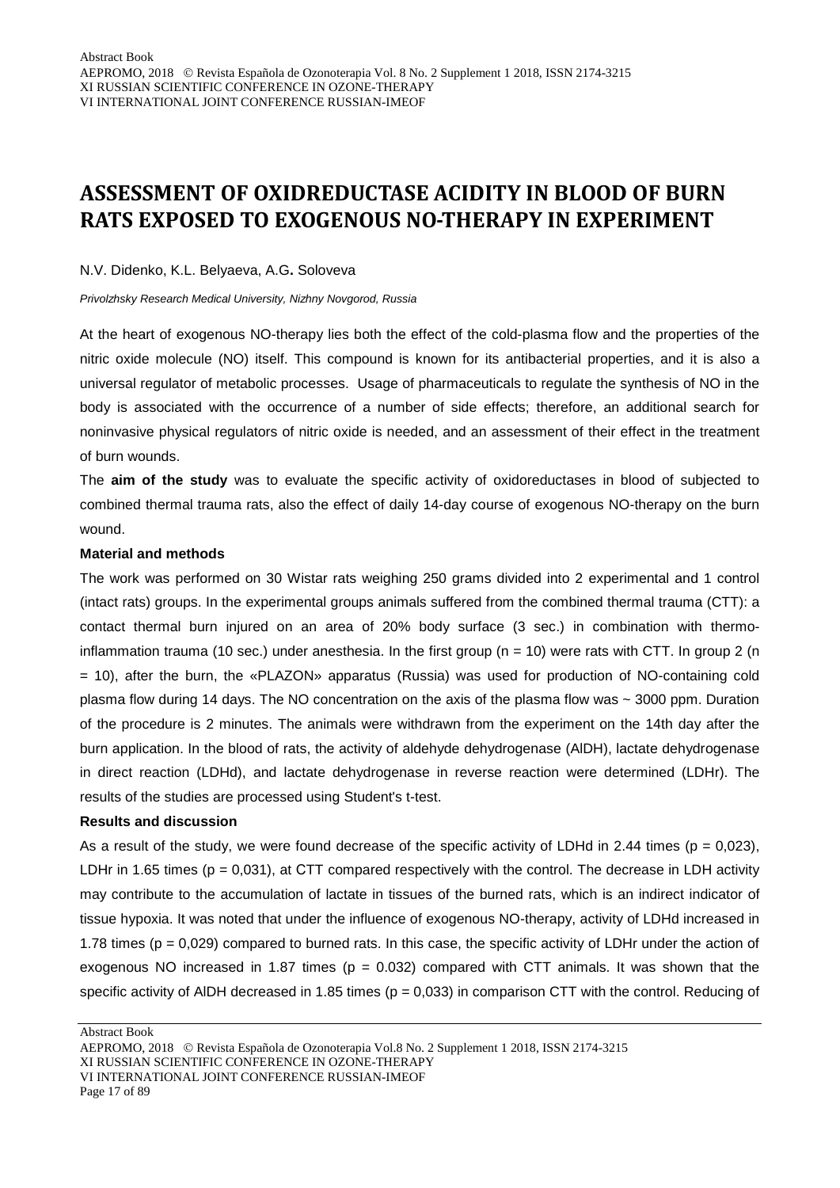# ASSESSMENT OF OXIDREDUCTASE ACIDITY IN BLOOD OF BURN RATS EXPOSED TO EXOGENOUS NO-THERAPY IN EXPERIMENT

N.V. Didenko, K.L. Belyaeva, A.G**.** Soloveva

*Privolzhsky Research Medical University, Nizhny Novgorod, Russia*

At the heart of exogenous NO-therapy lies both the effect of the cold-plasma flow and the properties of the nitric oxide molecule (NO) itself. This compound is known for its antibacterial properties, and it is also a universal regulator of metabolic processes. Usage of pharmaceuticals to regulate the synthesis of NO in the body is associated with the occurrence of a number of side effects; therefore, an additional search for noninvasive physical regulators of nitric oxide is needed, and an assessment of their effect in the treatment of burn wounds.

The **aim of the study** was to evaluate the specific activity of oxidoreductases in blood of subjected to combined thermal trauma rats, also the effect of daily 14-day course of exogenous NO-therapy on the burn wound.

**Material and methods**

The work was performed on 30 Wistar rats weighing 250 grams divided into 2 experimental and 1 control (intact rats) groups. In the experimental groups animals suffered from the combined thermal trauma (CTT): a contact thermal burn injured on an area of 20% body surface (3 sec.) in combination with thermo-inflammation trauma (10 sec.) under anesthesia. In the first group ($n = 10$) were rats with CTT. In group 2 ($n = 10$), after the burn, the «PLAZON» apparatus (Russia) was used for production of NO-containing cold plasma flow during 14 days. The NO concentration on the axis of the plasma flow was ~ 3000 ppm. Duration of the procedure is 2 minutes. The animals were withdrawn from the experiment on the 14th day after the burn application. In the blood of rats, the activity of aldehyde dehydrogenase (AlDH), lactate dehydrogenase in direct reaction (LDHd), and lactate dehydrogenase in reverse reaction were determined (LDHr). The results of the studies are processed using Student's t-test.

**Results and discussion**

As a result of the study, we were found decrease of the specific activity of LDHd in 2.44 times ($p = 0{,}023$), LDHr in 1.65 times ($p = 0{,}031$), at CTT compared respectively with the control. The decrease in LDH activity may contribute to the accumulation of lactate in tissues of the burned rats, which is an indirect indicator of tissue hypoxia. It was noted that under the influence of exogenous NO-therapy, activity of LDHd increased in 1.78 times ($p = 0{,}029$) compared to burned rats. In this case, the specific activity of LDHr under the action of exogenous NO increased in 1.87 times ($p = 0.032$) compared with CTT animals. It was shown that the specific activity of AlDH decreased in 1.85 times ($p = 0{,}033$) in comparison CTT with the control. Reducing of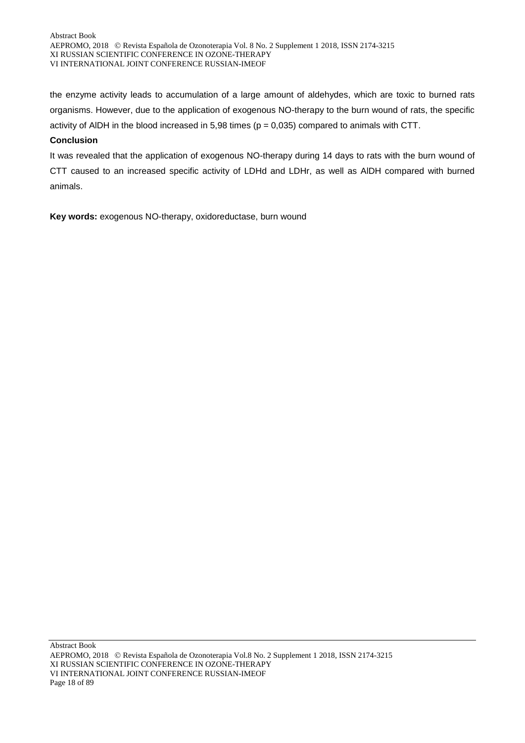the enzyme activity leads to accumulation of a large amount of aldehydes, which are toxic to burned rats organisms. However, due to the application of exogenous NO-therapy to the burn wound of rats, the specific activity of AlDH in the blood increased in 5,98 times ($p = 0,035$) compared to animals with CTT.

**Conclusion**

It was revealed that the application of exogenous NO-therapy during 14 days to rats with the burn wound of CTT caused to an increased specific activity of LDHd and LDHr, as well as AlDH compared with burned animals.

**Key words:** exogenous NO-therapy, oxidoreductase, burn wound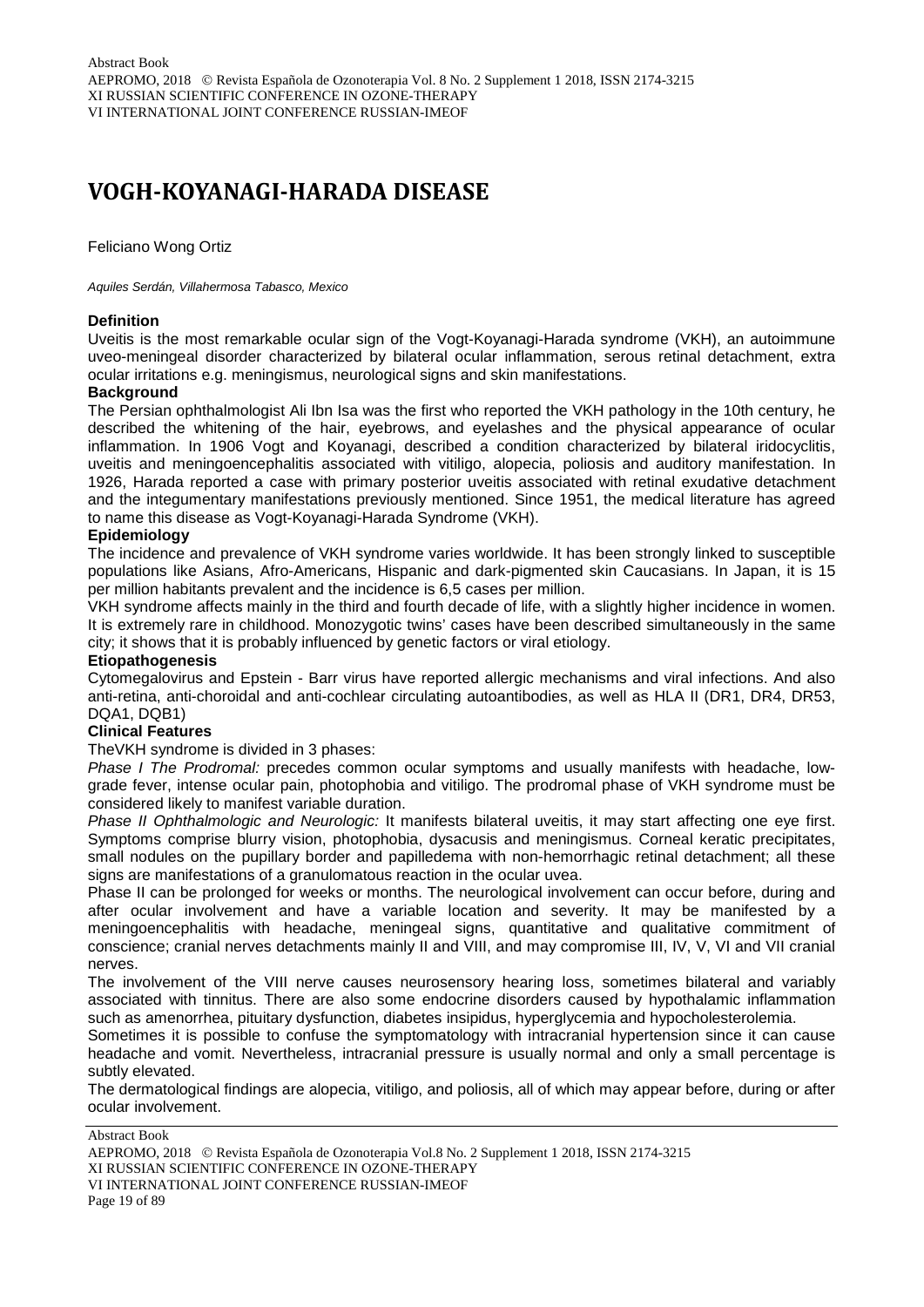# VOGH-KOYANAGI-HARADA DISEASE

Feliciano Wong Ortiz

*Aquiles Serdán, Villahermosa Tabasco, Mexico*

**Definition**

Uveitis is the most remarkable ocular sign of the Vogt-Koyanagi-Harada syndrome (VKH), an autoimmune uveo-meningeal disorder characterized by bilateral ocular inflammation, serous retinal detachment, extra ocular irritations e.g. meningismus, neurological signs and skin manifestations.

**Background**

The Persian ophthalmologist Ali Ibn Isa was the first who reported the VKH pathology in the 10th century, he described the whitening of the hair, eyebrows, and eyelashes and the physical appearance of ocular inflammation. In 1906 Vogt and Koyanagi, described a condition characterized by bilateral iridocyclitis, uveitis and meningoencephalitis associated with vitiligo, alopecia, poliosis and auditory manifestation. In 1926, Harada reported a case with primary posterior uveitis associated with retinal exudative detachment and the integumentary manifestations previously mentioned. Since 1951, the medical literature has agreed to name this disease as Vogt-Koyanagi-Harada Syndrome (VKH).

**Epidemiology**

The incidence and prevalence of VKH syndrome varies worldwide. It has been strongly linked to susceptible populations like Asians, Afro-Americans, Hispanic and dark-pigmented skin Caucasians. In Japan, it is 15 per million habitants prevalent and the incidence is 6,5 cases per million.

VKH syndrome affects mainly in the third and fourth decade of life, with a slightly higher incidence in women. It is extremely rare in childhood. Monozygotic twins' cases have been described simultaneously in the same city; it shows that it is probably influenced by genetic factors or viral etiology.

**Etiopathogenesis**

Cytomegalovirus and Epstein - Barr virus have reported allergic mechanisms and viral infections. And also anti-retina, anti-choroidal and anti-cochlear circulating autoantibodies, as well as HLA II (DR1, DR4, DR53, DQA1, DQB1)

**Clinical Features**

TheVKH syndrome is divided in 3 phases:

*Phase I The Prodromal:* precedes common ocular symptoms and usually manifests with headache, low-grade fever, intense ocular pain, photophobia and vitiligo. The prodromal phase of VKH syndrome must be considered likely to manifest variable duration.

*Phase II Ophthalmologic and Neurologic:* It manifests bilateral uveitis, it may start affecting one eye first. Symptoms comprise blurry vision, photophobia, dysacusis and meningismus. Corneal keratic precipitates, small nodules on the pupillary border and papilledema with non-hemorrhagic retinal detachment; all these signs are manifestations of a granulomatous reaction in the ocular uvea.

Phase II can be prolonged for weeks or months. The neurological involvement can occur before, during and after ocular involvement and have a variable location and severity. It may be manifested by a meningoencephalitis with headache, meningeal signs, quantitative and qualitative commitment of conscience; cranial nerves detachments mainly II and VIII, and may compromise III, IV, V, VI and VII cranial nerves.

The involvement of the VIII nerve causes neurosensory hearing loss, sometimes bilateral and variably associated with tinnitus. There are also some endocrine disorders caused by hypothalamic inflammation such as amenorrhea, pituitary dysfunction, diabetes insipidus, hyperglycemia and hypocholesterolemia.

Sometimes it is possible to confuse the symptomatology with intracranial hypertension since it can cause headache and vomit. Nevertheless, intracranial pressure is usually normal and only a small percentage is subtly elevated.

The dermatological findings are alopecia, vitiligo, and poliosis, all of which may appear before, during or after ocular involvement.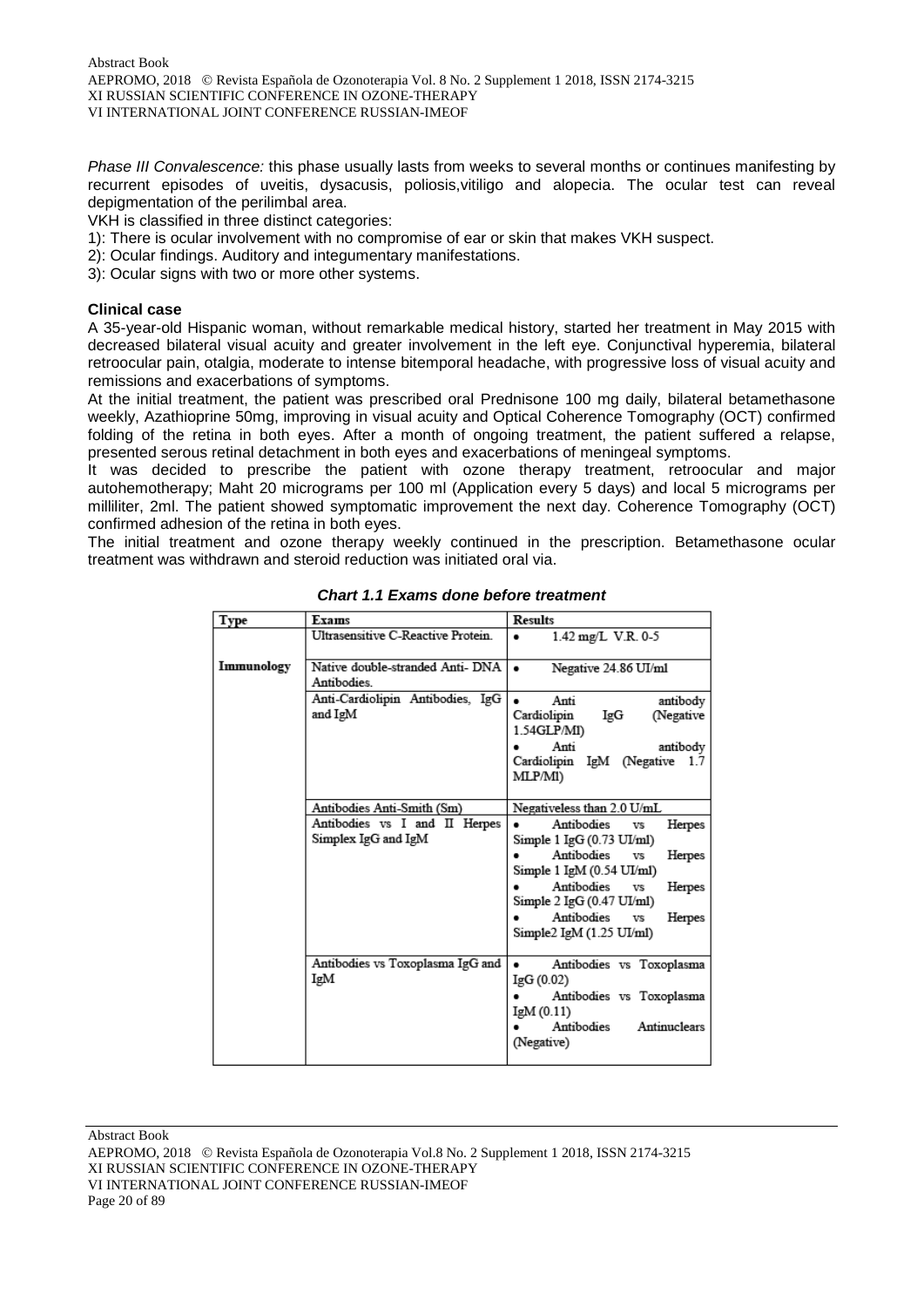*Phase III Convalescence:* this phase usually lasts from weeks to several months or continues manifesting by recurrent episodes of uveitis, dysacusis, poliosis,vitiligo and alopecia. The ocular test can reveal depigmentation of the perilimbal area.

VKH is classified in three distinct categories:

1): There is ocular involvement with no compromise of ear or skin that makes VKH suspect.

2): Ocular findings. Auditory and integumentary manifestations.

3): Ocular signs with two or more other systems.

**Clinical case**

A 35-year-old Hispanic woman, without remarkable medical history, started her treatment in May 2015 with decreased bilateral visual acuity and greater involvement in the left eye. Conjunctival hyperemia, bilateral retroocular pain, otalgia, moderate to intense bitemporal headache, with progressive loss of visual acuity and remissions and exacerbations of symptoms.

At the initial treatment, the patient was prescribed oral Prednisone 100 mg daily, bilateral betamethasone weekly, Azathioprine 50mg, improving in visual acuity and Optical Coherence Tomography (OCT) confirmed folding of the retina in both eyes. After a month of ongoing treatment, the patient suffered a relapse, presented serous retinal detachment in both eyes and exacerbations of meningeal symptoms.

It was decided to prescribe the patient with ozone therapy treatment, retroocular and major autohemotherapy; Maht 20 micrograms per 100 ml (Application every 5 days) and local 5 micrograms per milliliter, 2ml. The patient showed symptomatic improvement the next day. Coherence Tomography (OCT) confirmed adhesion of the retina in both eyes.

The initial treatment and ozone therapy weekly continued in the prescription. Betamethasone ocular treatment was withdrawn and steroid reduction was initiated oral via.

***Chart 1.1 Exams done before treatment***

| Type | Exams | Results |
|---|---|---|
| Immunology | Ultrasensitive C-Reactive Protein. | • 1.42 mg/L V.R. 0-5 |
| | Native double-stranded Anti- DNA Antibodies. | • Negative 24.86 UI/ml |
| | Anti-Cardiolipin Antibodies, IgG and IgM | • Anti antibody Cardiolipin IgG (Negative 1.54GLP/Ml) • Anti antibody Cardiolipin IgM (Negative 1.7 MLP/Ml) |
| | Antibodies Anti-Smith (Sm) | Negativeless than 2.0 U/mL |
| | Antibodies vs I and II Herpes Simplex IgG and IgM | • Antibodies vs Herpes Simple 1 IgG (0.73 UI/ml) • Antibodies vs Herpes Simple 1 IgM (0.54 UI/ml) • Antibodies vs Herpes Simple 2 IgG (0.47 UI/ml) • Antibodies vs Herpes Simple2 IgM (1.25 UI/ml) |
| | Antibodies vs Toxoplasma IgG and IgM | • Antibodies vs Toxoplasma IgG (0.02) • Antibodies vs Toxoplasma IgM (0.11) • Antibodies Antinuclears (Negative) |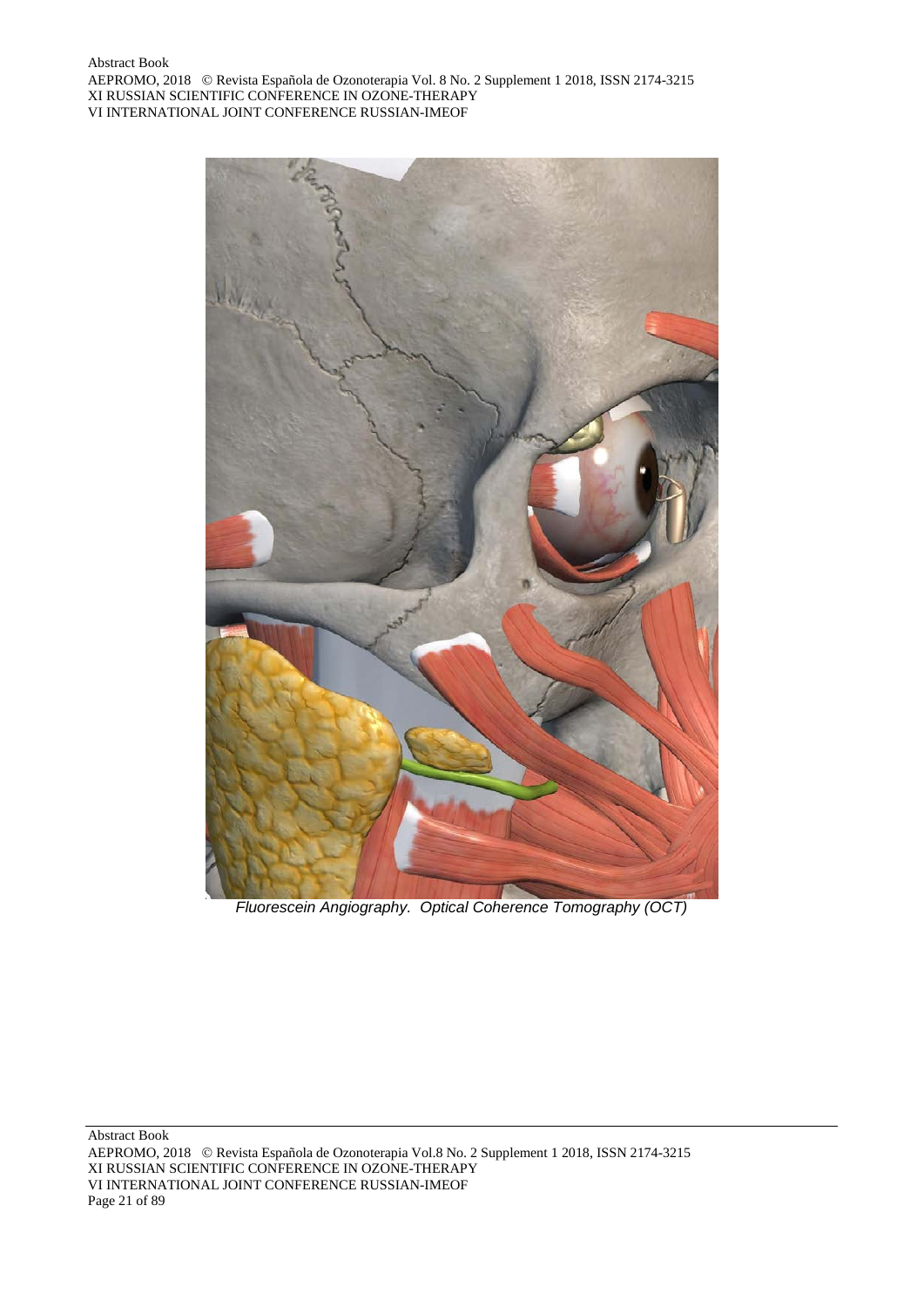*Fluorescein Angiography. Optical Coherence Tomography (OCT)*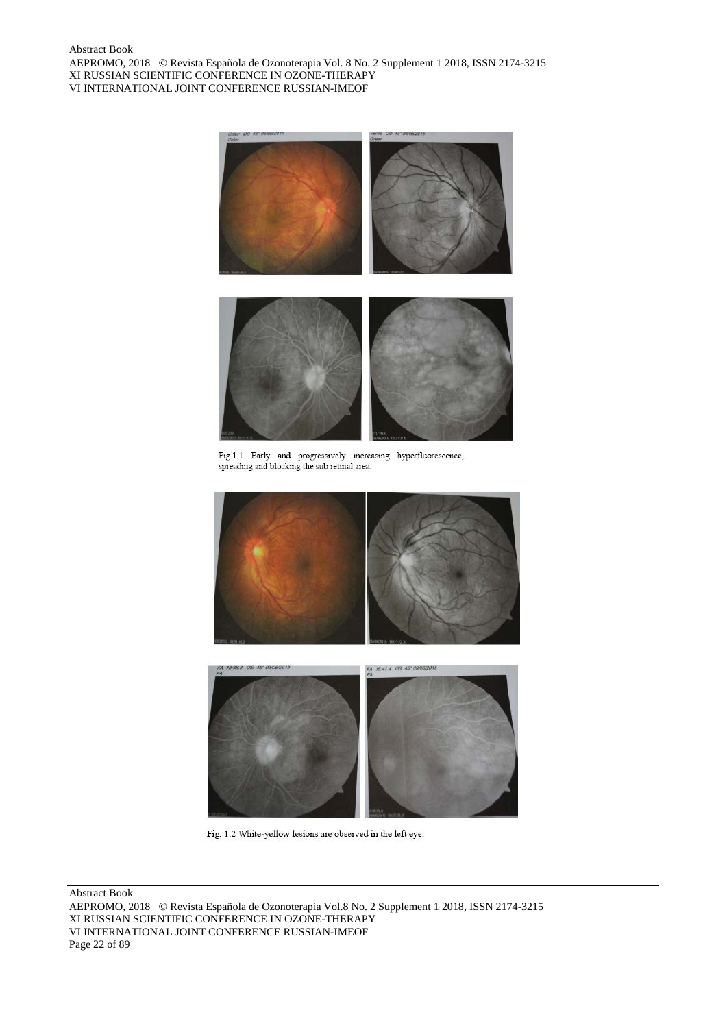Fig.1.1 Early and progressively increasing hyperfluorescence, spreading and blocking the sub retinal area.

Fig. 1.2 White-yellow lesions are observed in the left eye.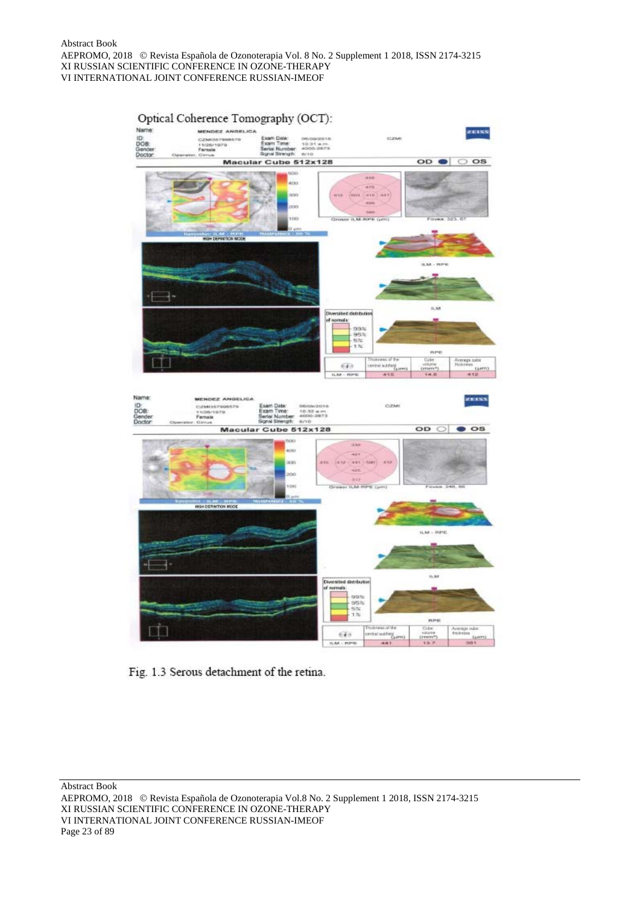Optical Coherence Tomography (OCT):

Fig. 1.3 Serous detachment of the retina.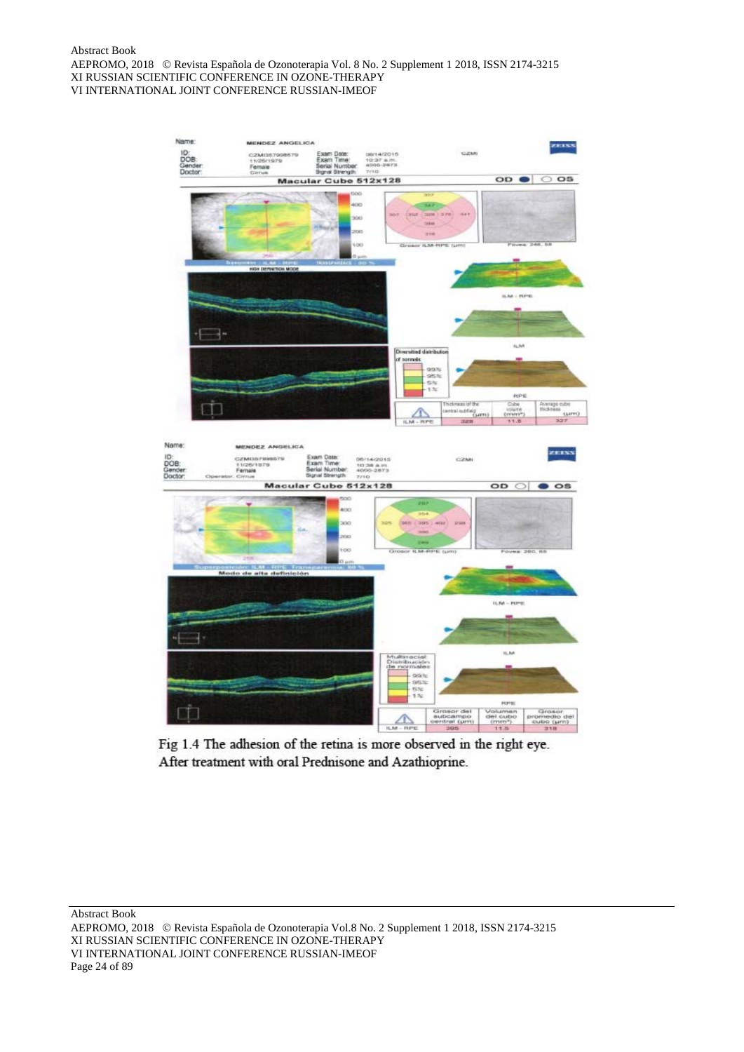Fig 1.4 The adhesion of the retina is more observed in the right eye. After treatment with oral Prednisone and Azathioprine.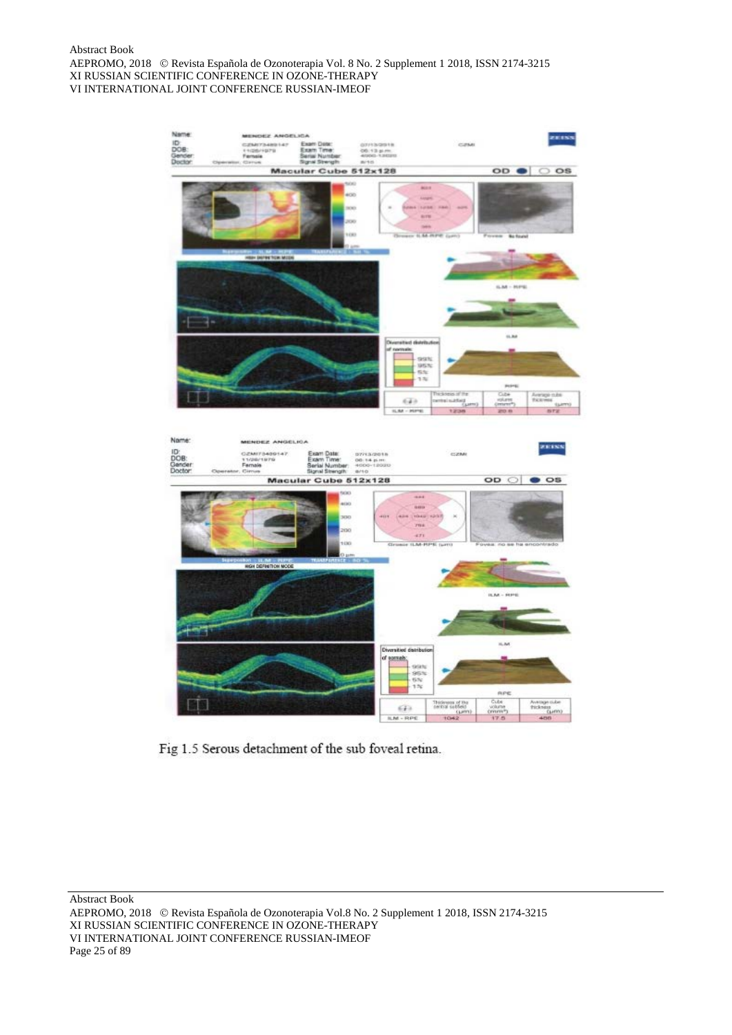Fig 1.5 Serous detachment of the sub foveal retina.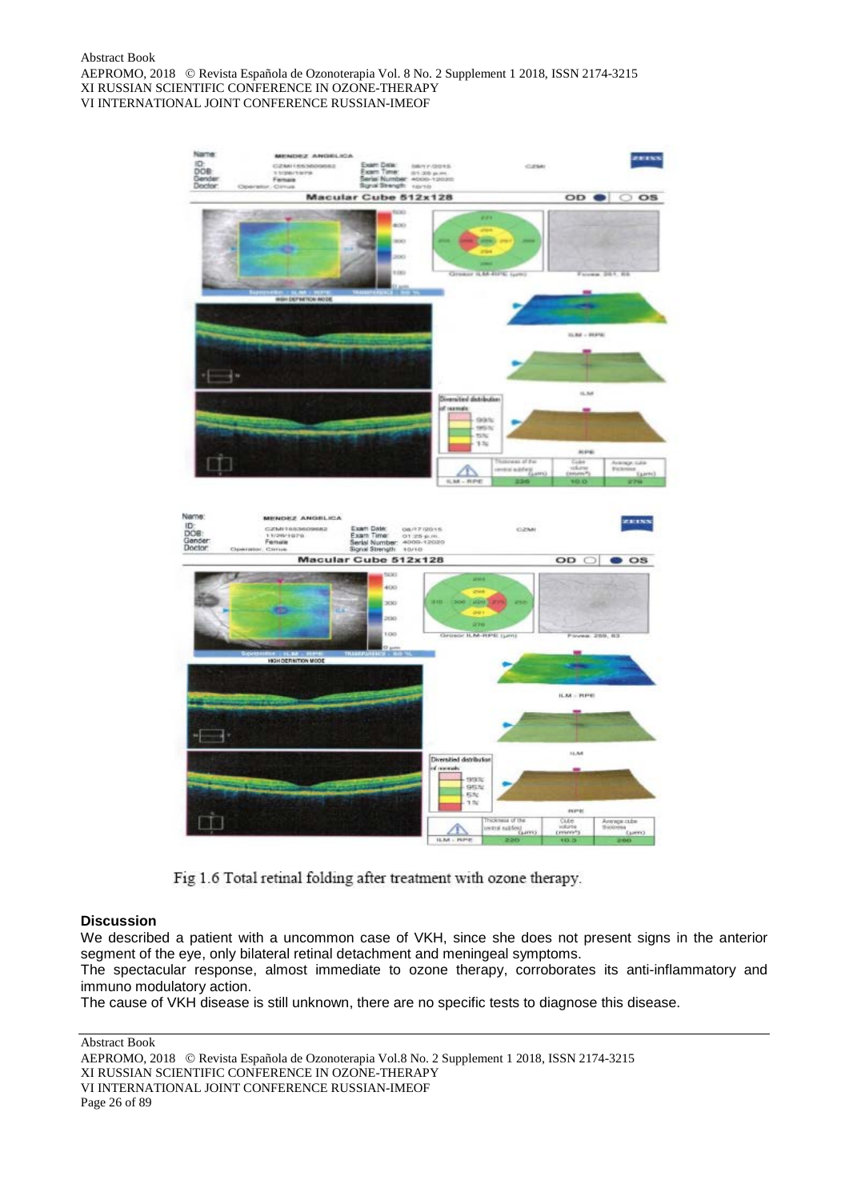Fig 1.6 Total retinal folding after treatment with ozone therapy.

**Discussion**

We described a patient with a uncommon case of VKH, since she does not present signs in the anterior segment of the eye, only bilateral retinal detachment and meningeal symptoms.

The spectacular response, almost immediate to ozone therapy, corroborates its anti-inflammatory and immuno modulatory action.

The cause of VKH disease is still unknown, there are no specific tests to diagnose this disease.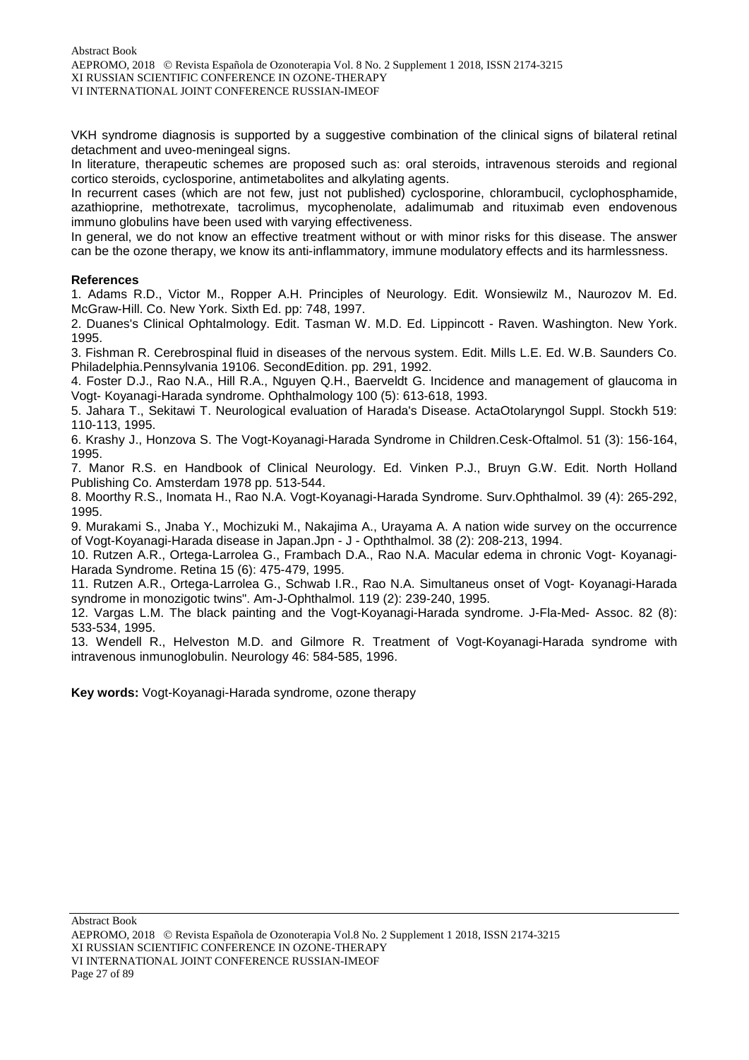VKH syndrome diagnosis is supported by a suggestive combination of the clinical signs of bilateral retinal detachment and uveo-meningeal signs.

In literature, therapeutic schemes are proposed such as: oral steroids, intravenous steroids and regional cortico steroids, cyclosporine, antimetabolites and alkylating agents.

In recurrent cases (which are not few, just not published) cyclosporine, chlorambucil, cyclophosphamide, azathioprine, methotrexate, tacrolimus, mycophenolate, adalimumab and rituximab even endovenous immuno globulins have been used with varying effectiveness.

In general, we do not know an effective treatment without or with minor risks for this disease. The answer can be the ozone therapy, we know its anti-inflammatory, immune modulatory effects and its harmlessness.

**References**

1. Adams R.D., Victor M., Ropper A.H. Principles of Neurology. Edit. Wonsiewilz M., Naurozov M. Ed. McGraw-Hill. Co. New York. Sixth Ed. pp: 748, 1997.
2. Duanes's Clinical Ophtalmology. Edit. Tasman W. M.D. Ed. Lippincott - Raven. Washington. New York. 1995.
3. Fishman R. Cerebrospinal fluid in diseases of the nervous system. Edit. Mills L.E. Ed. W.B. Saunders Co. Philadelphia.Pennsylvania 19106. SecondEdition. pp. 291, 1992.
4. Foster D.J., Rao N.A., Hill R.A., Nguyen Q.H., Baerveldt G. Incidence and management of glaucoma in Vogt- Koyanagi-Harada syndrome. Ophthalmology 100 (5): 613-618, 1993.
5. Jahara T., Sekitawi T. Neurological evaluation of Harada's Disease. ActaOtolaryngol Suppl. Stockh 519: 110-113, 1995.
6. Krashy J., Honzova S. The Vogt-Koyanagi-Harada Syndrome in Children.Cesk-Oftalmol. 51 (3): 156-164, 1995.
7. Manor R.S. en Handbook of Clinical Neurology. Ed. Vinken P.J., Bruyn G.W. Edit. North Holland Publishing Co. Amsterdam 1978 pp. 513-544.
8. Moorthy R.S., Inomata H., Rao N.A. Vogt-Koyanagi-Harada Syndrome. Surv.Ophthalmol. 39 (4): 265-292, 1995.
9. Murakami S., Jnaba Y., Mochizuki M., Nakajima A., Urayama A. A nation wide survey on the occurrence of Vogt-Koyanagi-Harada disease in Japan.Jpn - J - Opththalmol. 38 (2): 208-213, 1994.
10. Rutzen A.R., Ortega-Larrolea G., Frambach D.A., Rao N.A. Macular edema in chronic Vogt- Koyanagi-Harada Syndrome. Retina 15 (6): 475-479, 1995.
11. Rutzen A.R., Ortega-Larrolea G., Schwab I.R., Rao N.A. Simultaneus onset of Vogt- Koyanagi-Harada syndrome in monozigotic twins". Am-J-Ophthalmol. 119 (2): 239-240, 1995.
12. Vargas L.M. The black painting and the Vogt-Koyanagi-Harada syndrome. J-Fla-Med- Assoc. 82 (8): 533-534, 1995.
13. Wendell R., Helveston M.D. and Gilmore R. Treatment of Vogt-Koyanagi-Harada syndrome with intravenous inmunoglobulin. Neurology 46: 584-585, 1996.

**Key words:** Vogt-Koyanagi-Harada syndrome, ozone therapy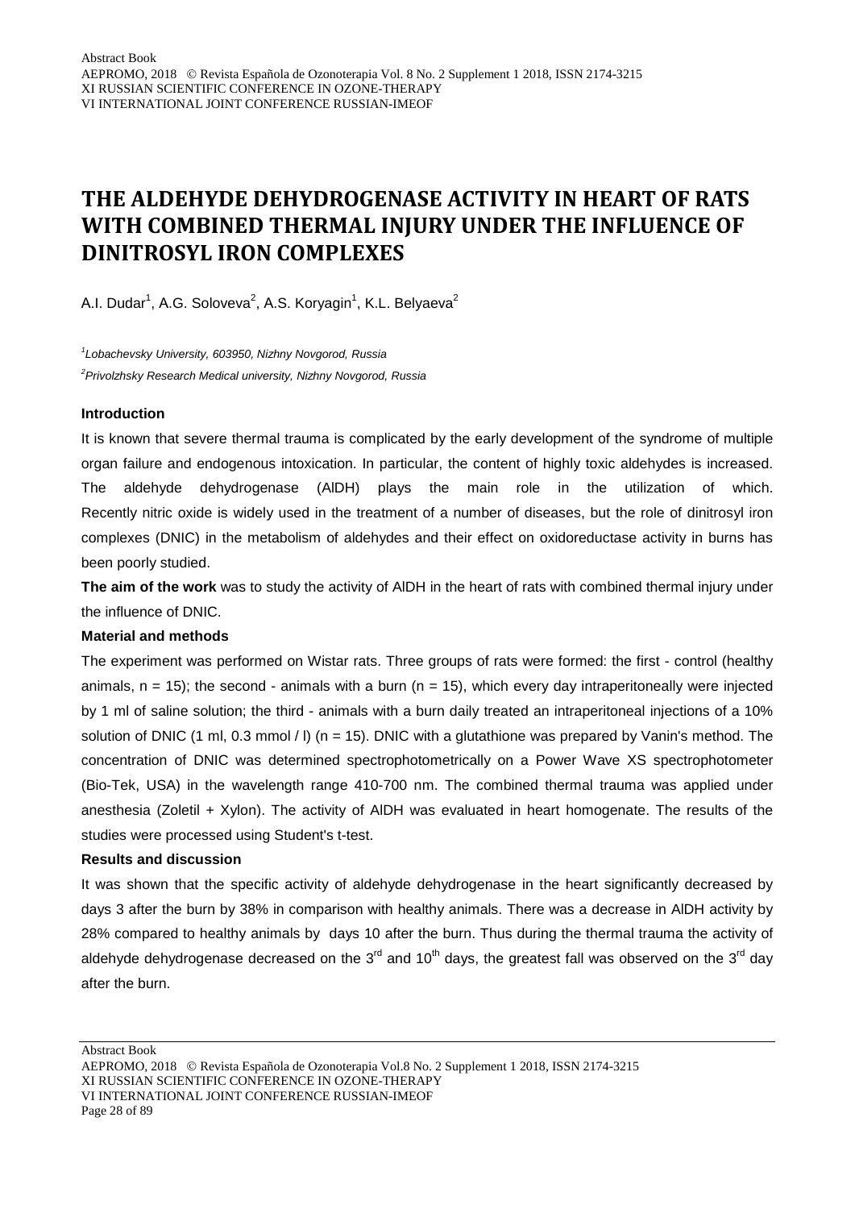# THE ALDEHYDE DEHYDROGENASE ACTIVITY IN HEART OF RATS WITH COMBINED THERMAL INJURY UNDER THE INFLUENCE OF DINITROSYL IRON COMPLEXES

A.I. Dudar[1], A.G. Soloveva[2], A.S. Koryagin[1], K.L. Belyaeva[2]

*[1]Lobachevsky University, 603950, Nizhny Novgorod, Russia*

*[2]Privolzhsky Research Medical university, Nizhny Novgorod, Russia*

**Introduction**

It is known that severe thermal trauma is complicated by the early development of the syndrome of multiple organ failure and endogenous intoxication. In particular, the content of highly toxic aldehydes is increased. The aldehyde dehydrogenase (AlDH) plays the main role in the utilization of which. Recently nitric oxide is widely used in the treatment of a number of diseases, but the role of dinitrosyl iron complexes (DNIC) in the metabolism of aldehydes and their effect on oxidoreductase activity in burns has been poorly studied.

**The aim of the work** was to study the activity of AlDH in the heart of rats with combined thermal injury under the influence of DNIC.

**Material and methods**

The experiment was performed on Wistar rats. Three groups of rats were formed: the first - control (healthy animals, n = 15); the second - animals with a burn (n = 15), which every day intraperitoneally were injected by 1 ml of saline solution; the third - animals with a burn daily treated an intraperitoneal injections of a 10% solution of DNIC (1 ml, 0.3 mmol / l) (n = 15). DNIC with a glutathione was prepared by Vanin's method. The concentration of DNIC was determined spectrophotometrically on a Power Wave XS spectrophotometer (Bio-Tek, USA) in the wavelength range 410-700 nm. The combined thermal trauma was applied under anesthesia (Zoletil + Xylon). The activity of AlDH was evaluated in heart homogenate. The results of the studies were processed using Student's t-test.

**Results and discussion**

It was shown that the specific activity of aldehyde dehydrogenase in the heart significantly decreased by days 3 after the burn by 38% in comparison with healthy animals. There was a decrease in AlDH activity by 28% compared to healthy animals by days 10 after the burn. Thus during the thermal trauma the activity of aldehyde dehydrogenase decreased on the 3rd and 10th days, the greatest fall was observed on the 3rd day after the burn.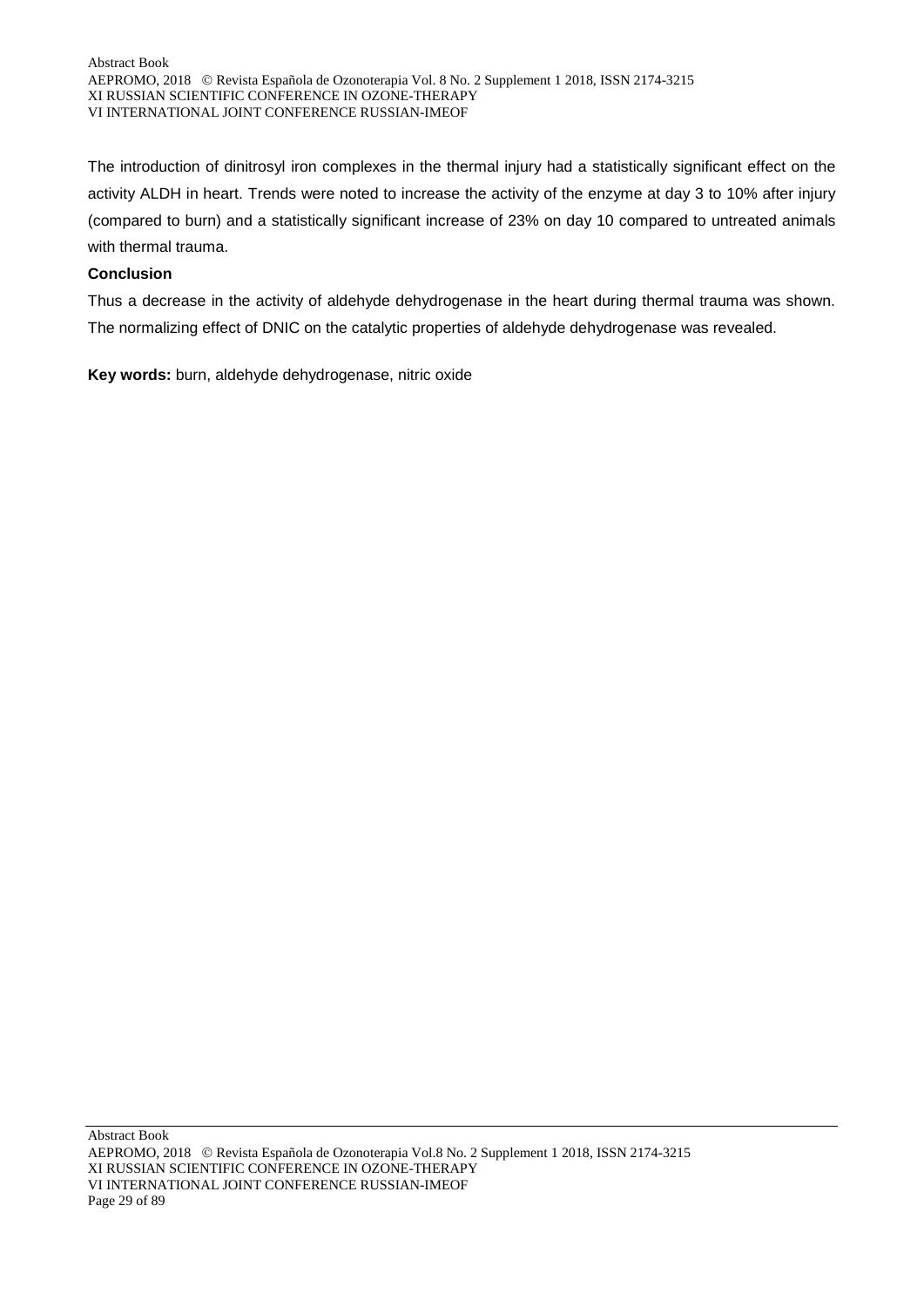The introduction of dinitrosyl iron complexes in the thermal injury had a statistically significant effect on the activity ALDH in heart. Trends were noted to increase the activity of the enzyme at day 3 to 10% after injury (compared to burn) and a statistically significant increase of 23% on day 10 compared to untreated animals with thermal trauma.

**Conclusion**

Thus a decrease in the activity of aldehyde dehydrogenase in the heart during thermal trauma was shown. The normalizing effect of DNIC on the catalytic properties of aldehyde dehydrogenase was revealed.

**Key words:** burn, aldehyde dehydrogenase, nitric oxide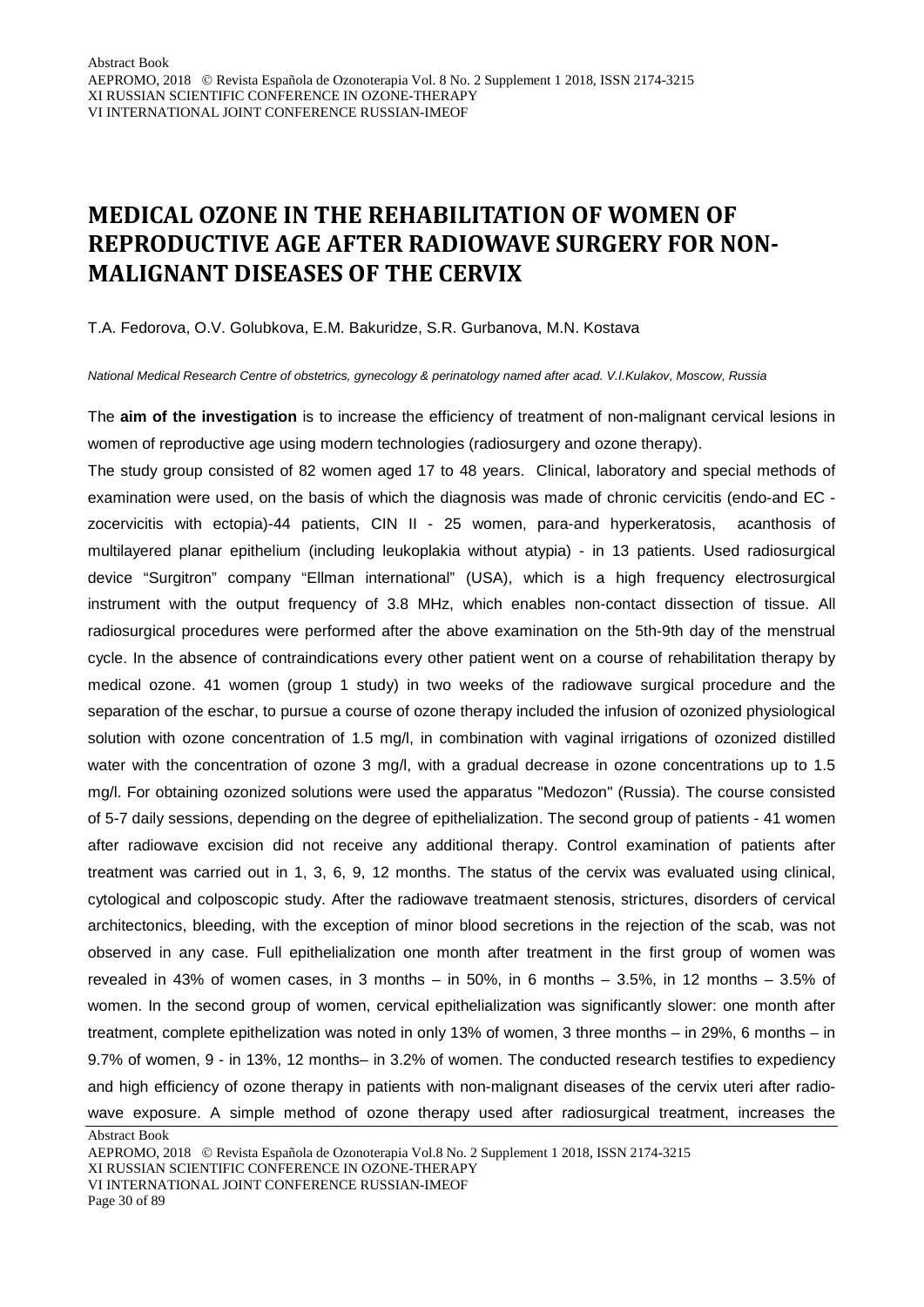# MEDICAL OZONE IN THE REHABILITATION OF WOMEN OF REPRODUCTIVE AGE AFTER RADIOWAVE SURGERY FOR NON-MALIGNANT DISEASES OF THE CERVIX

T.A. Fedorova, O.V. Golubkova, E.M. Bakuridze, S.R. Gurbanova, M.N. Kostava

*National Medical Research Centre of obstetrics, gynecology & perinatology named after acad. V.I.Kulakov, Moscow, Russia*

The **aim of the investigation** is to increase the efficiency of treatment of non-malignant cervical lesions in women of reproductive age using modern technologies (radiosurgery and ozone therapy).

The study group consisted of 82 women aged 17 to 48 years. Clinical, laboratory and special methods of examination were used, on the basis of which the diagnosis was made of chronic cervicitis (endo-and EC - zocervicitis with ectopia)-44 patients, CIN II - 25 women, para-and hyperkeratosis, acanthosis of multilayered planar epithelium (including leukoplakia without atypia) - in 13 patients. Used radiosurgical device "Surgitron" company "Ellman international" (USA), which is a high frequency electrosurgical instrument with the output frequency of 3.8 MHz, which enables non-contact dissection of tissue. All radiosurgical procedures were performed after the above examination on the 5th-9th day of the menstrual cycle. In the absence of contraindications every other patient went on a course of rehabilitation therapy by medical ozone. 41 women (group 1 study) in two weeks of the radiowave surgical procedure and the separation of the eschar, to pursue a course of ozone therapy included the infusion of ozonized physiological solution with ozone concentration of 1.5 mg/l, in combination with vaginal irrigations of ozonized distilled water with the concentration of ozone 3 mg/l, with a gradual decrease in ozone concentrations up to 1.5 mg/l. For obtaining ozonized solutions were used the apparatus "Medozon" (Russia). The course consisted of 5-7 daily sessions, depending on the degree of epithelialization. The second group of patients - 41 women after radiowave excision did not receive any additional therapy. Control examination of patients after treatment was carried out in 1, 3, 6, 9, 12 months. The status of the cervix was evaluated using clinical, cytological and colposcopic study. After the radiowave treatmaent stenosis, strictures, disorders of cervical architectonics, bleeding, with the exception of minor blood secretions in the rejection of the scab, was not observed in any case. Full epithelialization one month after treatment in the first group of women was revealed in 43% of women cases, in 3 months – in 50%, in 6 months – 3.5%, in 12 months – 3.5% of women. In the second group of women, cervical epithelialization was significantly slower: one month after treatment, complete epithelization was noted in only 13% of women, 3 three months – in 29%, 6 months – in 9.7% of women, 9 - in 13%, 12 months– in 3.2% of women. The conducted research testifies to expediency and high efficiency of ozone therapy in patients with non-malignant diseases of the cervix uteri after radio-wave exposure. A simple method of ozone therapy used after radiosurgical treatment, increases the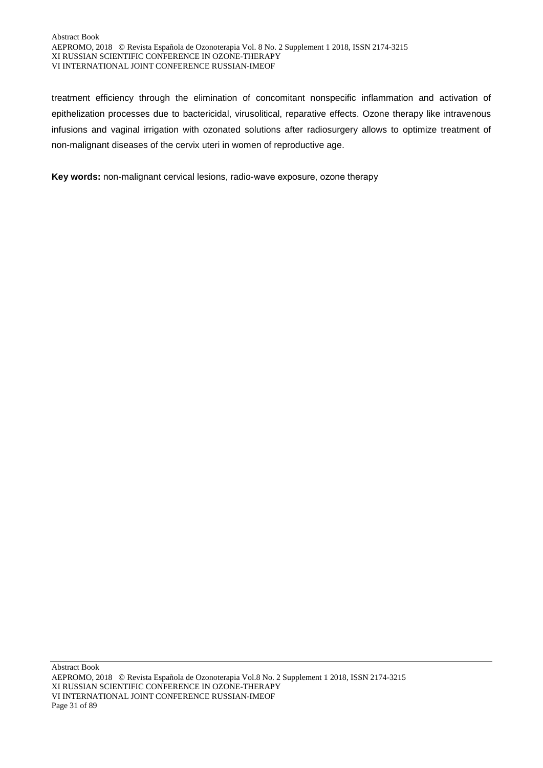treatment efficiency through the elimination of concomitant nonspecific inflammation and activation of epithelization processes due to bactericidal, virusolitical, reparative effects. Ozone therapy like intravenous infusions and vaginal irrigation with ozonated solutions after radiosurgery allows to optimize treatment of non-malignant diseases of the cervix uteri in women of reproductive age.

**Key words:** non-malignant cervical lesions, radio-wave exposure, ozone therapy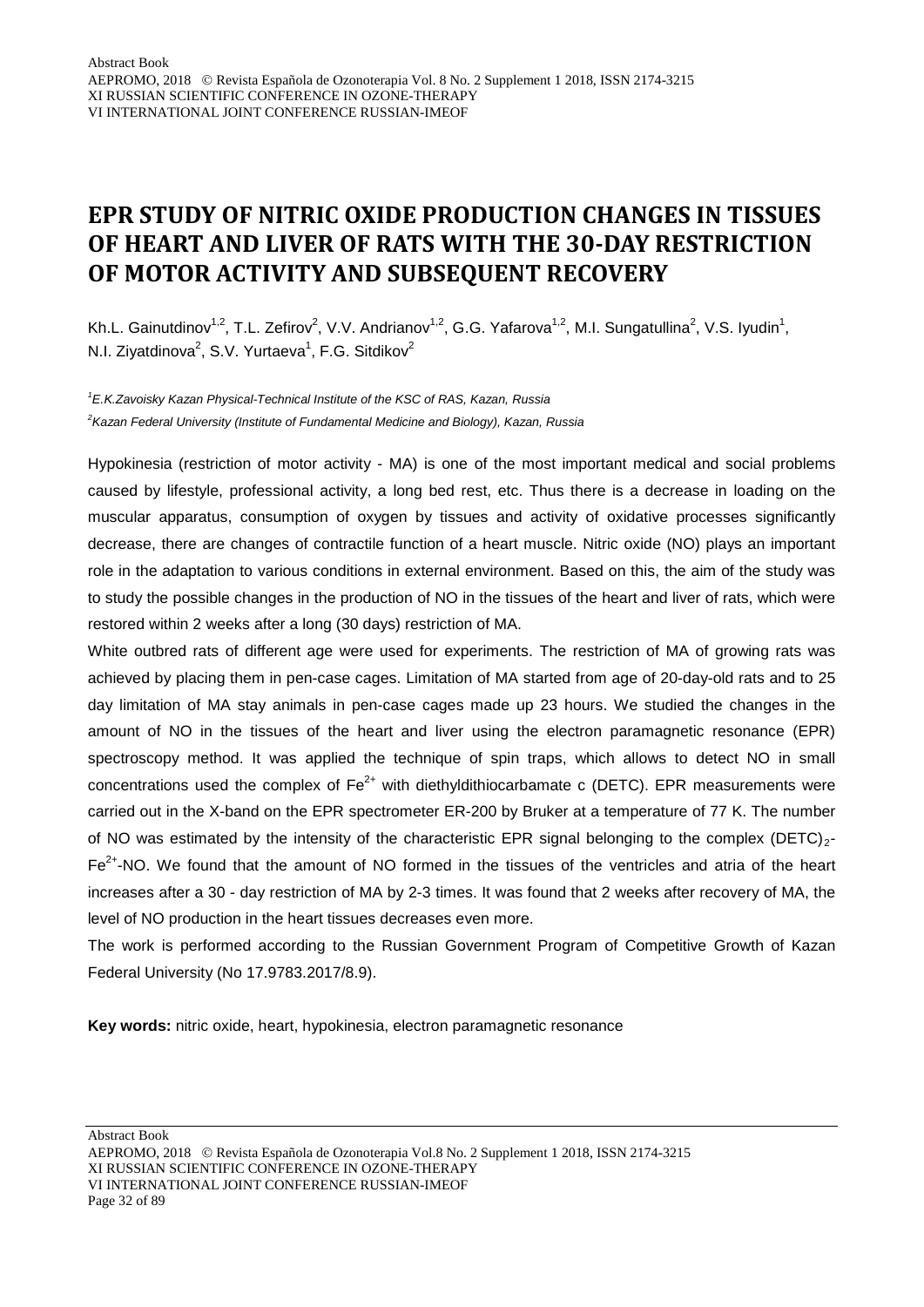# EPR STUDY OF NITRIC OXIDE PRODUCTION CHANGES IN TISSUES OF HEART AND LIVER OF RATS WITH THE 30-DAY RESTRICTION OF MOTOR ACTIVITY AND SUBSEQUENT RECOVERY

Kh.L. Gainutdinov[1,2], T.L. Zefirov[2], V.V. Andrianov[1,2], G.G. Yafarova[1,2], M.I. Sungatullina[2], V.S. Iyudin[1], N.I. Ziyatdinova[2], S.V. Yurtaeva[1], F.G. Sitdikov[2]

*[1]E.K.Zavoisky Kazan Physical-Technical Institute of the KSC of RAS, Kazan, Russia*

*[2]Kazan Federal University (Institute of Fundamental Medicine and Biology), Kazan, Russia*

Hypokinesia (restriction of motor activity - MA) is one of the most important medical and social problems caused by lifestyle, professional activity, a long bed rest, etc. Thus there is a decrease in loading on the muscular apparatus, consumption of oxygen by tissues and activity of oxidative processes significantly decrease, there are changes of contractile function of a heart muscle. Nitric oxide (NO) plays an important role in the adaptation to various conditions in external environment. Based on this, the aim of the study was to study the possible changes in the production of NO in the tissues of the heart and liver of rats, which were restored within 2 weeks after a long (30 days) restriction of MA.

White outbred rats of different age were used for experiments. The restriction of MA of growing rats was achieved by placing them in pen-case cages. Limitation of MA started from age of 20-day-old rats and to 25 day limitation of MA stay animals in pen-case cages made up 23 hours. We studied the changes in the amount of NO in the tissues of the heart and liver using the electron paramagnetic resonance (EPR) spectroscopy method. It was applied the technique of spin traps, which allows to detect NO in small concentrations used the complex of $Fe^{2+}$ with diethyldithiocarbamate c (DETC). EPR measurements were carried out in the X-band on the EPR spectrometer ER-200 by Bruker at a temperature of 77 K. The number of NO was estimated by the intensity of the characteristic EPR signal belonging to the complex $(DETC)_2$-$Fe^{2+}$-NO. We found that the amount of NO formed in the tissues of the ventricles and atria of the heart increases after a 30 - day restriction of MA by 2-3 times. It was found that 2 weeks after recovery of MA, the level of NO production in the heart tissues decreases even more.

The work is performed according to the Russian Government Program of Competitive Growth of Kazan Federal University (No 17.9783.2017/8.9).

**Key words:** nitric oxide, heart, hypokinesia, electron paramagnetic resonance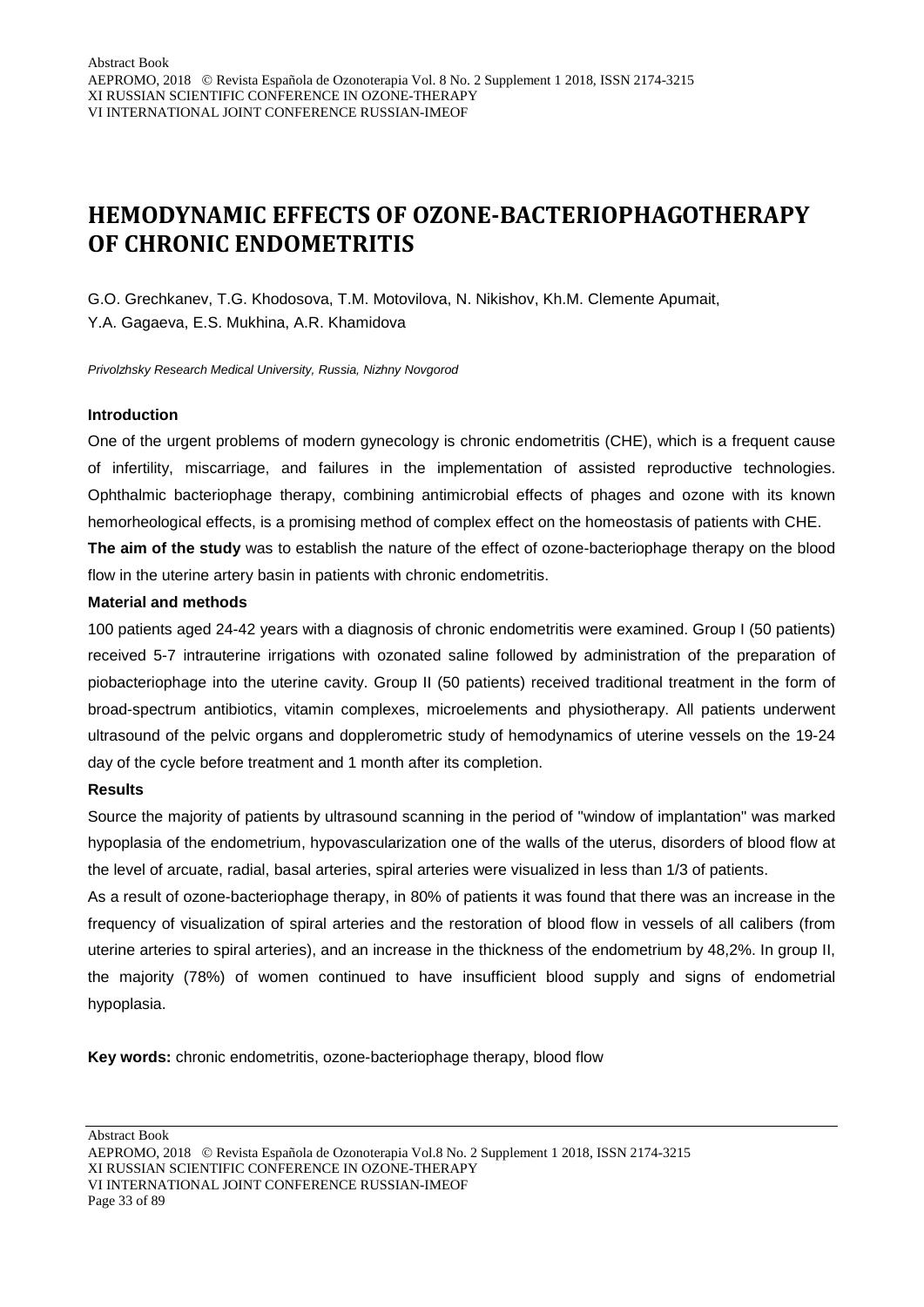# HEMODYNAMIC EFFECTS OF OZONE-BACTERIOPHAGOTHERAPY OF CHRONIC ENDOMETRITIS

G.O. Grechkanev, T.G. Khodosova, T.M. Motovilova, N. Nikishov, Kh.M. Clemente Apumait, Y.A. Gagaeva, E.S. Mukhina, A.R. Khamidova

*Privolzhsky Research Medical University, Russia, Nizhny Novgorod*

### Introduction

One of the urgent problems of modern gynecology is chronic endometritis (CHE), which is a frequent cause of infertility, miscarriage, and failures in the implementation of assisted reproductive technologies. Ophthalmic bacteriophage therapy, combining antimicrobial effects of phages and ozone with its known hemorheological effects, is a promising method of complex effect on the homeostasis of patients with CHE.

**The aim of the study** was to establish the nature of the effect of ozone-bacteriophage therapy on the blood flow in the uterine artery basin in patients with chronic endometritis.

### Material and methods

100 patients aged 24-42 years with a diagnosis of chronic endometritis were examined. Group I (50 patients) received 5-7 intrauterine irrigations with ozonated saline followed by administration of the preparation of piobacteriophage into the uterine cavity. Group II (50 patients) received traditional treatment in the form of broad-spectrum antibiotics, vitamin complexes, microelements and physiotherapy. All patients underwent ultrasound of the pelvic organs and dopplerometric study of hemodynamics of uterine vessels on the 19-24 day of the cycle before treatment and 1 month after its completion.

### Results

Source the majority of patients by ultrasound scanning in the period of "window of implantation" was marked hypoplasia of the endometrium, hypovascularization one of the walls of the uterus, disorders of blood flow at the level of arcuate, radial, basal arteries, spiral arteries were visualized in less than 1/3 of patients.

As a result of ozone-bacteriophage therapy, in 80% of patients it was found that there was an increase in the frequency of visualization of spiral arteries and the restoration of blood flow in vessels of all calibers (from uterine arteries to spiral arteries), and an increase in the thickness of the endometrium by 48,2%. In group II, the majority (78%) of women continued to have insufficient blood supply and signs of endometrial hypoplasia.

**Key words:** chronic endometritis, ozone-bacteriophage therapy, blood flow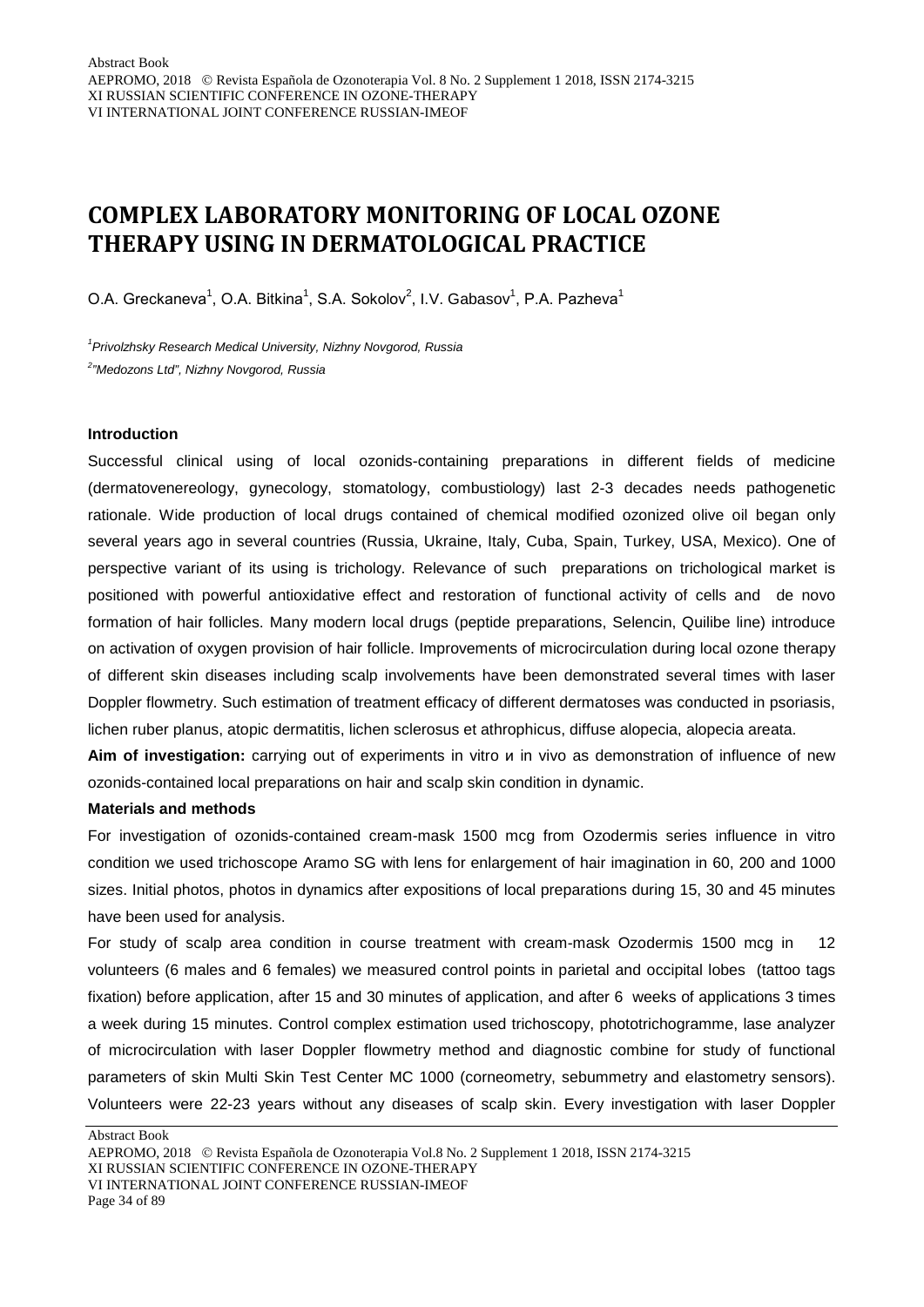# COMPLEX LABORATORY MONITORING OF LOCAL OZONE THERAPY USING IN DERMATOLOGICAL PRACTICE

O.A. Greckaneva[1], O.A. Bitkina[1], S.A. Sokolov[2], I.V. Gabasov[1], P.A. Pazheva[1]

[1]*Privolzhsky Research Medical University, Nizhny Novgorod, Russia*

[2]*"Medozons Ltd", Nizhny Novgorod, Russia*

**Introduction**

Successful clinical using of local ozonids-containing preparations in different fields of medicine (dermatovenereology, gynecology, stomatology, combustiology) last 2-3 decades needs pathogenetic rationale. Wide production of local drugs contained of chemical modified ozonized olive oil began only several years ago in several countries (Russia, Ukraine, Italy, Cuba, Spain, Turkey, USA, Mexico). One of perspective variant of its using is trichology. Relevance of such preparations on trichological market is positioned with powerful antioxidative effect and restoration of functional activity of cells and de novo formation of hair follicles. Many modern local drugs (peptide preparations, Selencin, Quilibe line) introduce on activation of oxygen provision of hair follicle. Improvements of microcirculation during local ozone therapy of different skin diseases including scalp involvements have been demonstrated several times with laser Doppler flowmetry. Such estimation of treatment efficacy of different dermatoses was conducted in psoriasis, lichen ruber planus, atopic dermatitis, lichen sclerosus et athrophicus, diffuse alopecia, alopecia areata.

**Aim of investigation:** carrying out of experiments in vitro и in vivo as demonstration of influence of new ozonids-contained local preparations on hair and scalp skin condition in dynamic.

**Materials and methods**

For investigation of ozonids-contained cream-mask 1500 mcg from Ozodermis series influence in vitro condition we used trichoscope Aramo SG with lens for enlargement of hair imagination in 60, 200 and 1000 sizes. Initial photos, photos in dynamics after expositions of local preparations during 15, 30 and 45 minutes have been used for analysis.

For study of scalp area condition in course treatment with cream-mask Ozodermis 1500 mcg in 12 volunteers (6 males and 6 females) we measured control points in parietal and occipital lobes (tattoo tags fixation) before application, after 15 and 30 minutes of application, and after 6 weeks of applications 3 times a week during 15 minutes. Control complex estimation used trichoscopy, phototrichogramme, lase analyzer of microcirculation with laser Doppler flowmetry method and diagnostic combine for study of functional parameters of skin Multi Skin Test Center MC 1000 (corneometry, sebummetry and elastometry sensors). Volunteers were 22-23 years without any diseases of scalp skin. Every investigation with laser Doppler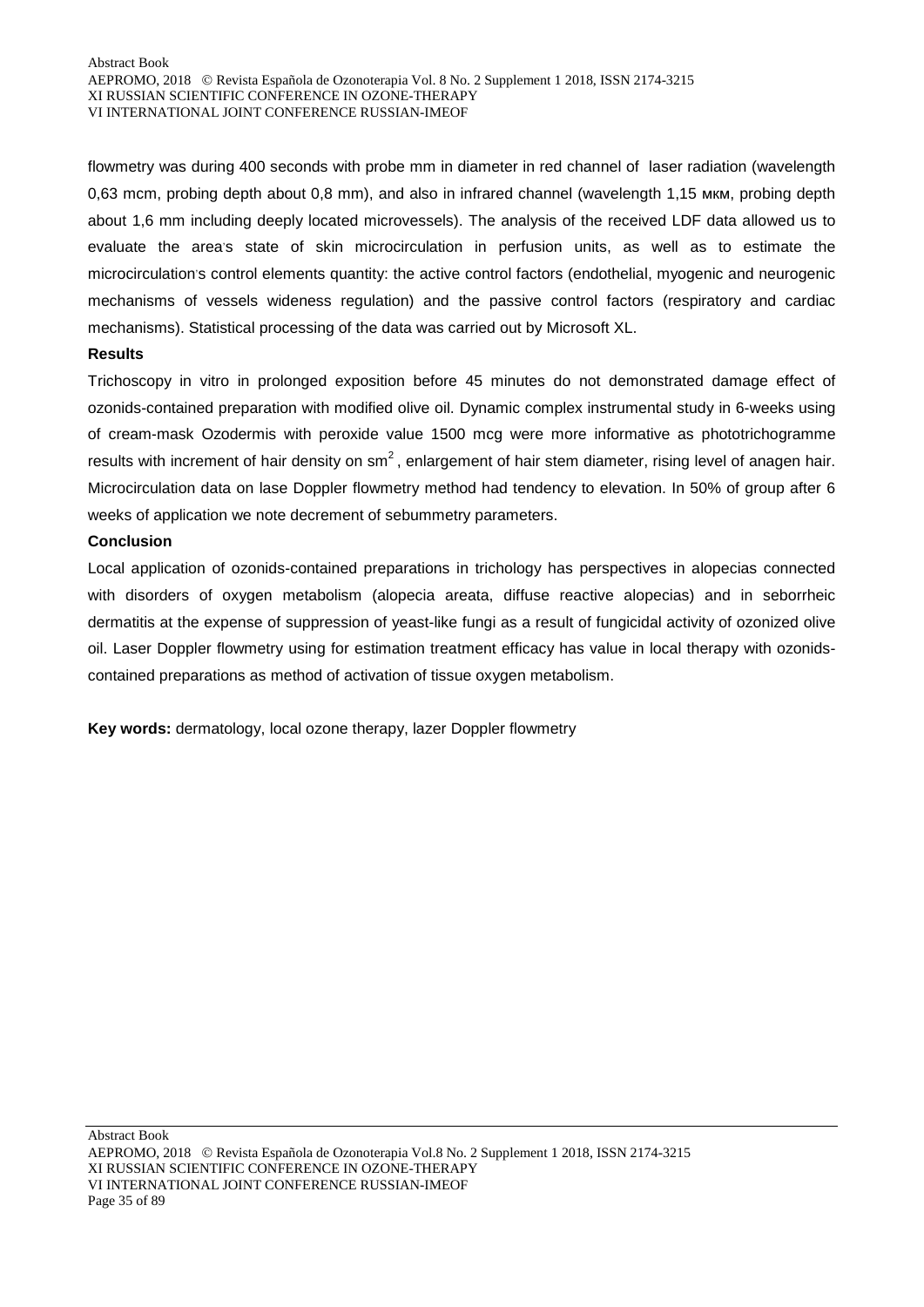flowmetry was during 400 seconds with probe mm in diameter in red channel of laser radiation (wavelength 0,63 mcm, probing depth about 0,8 mm), and also in infrared channel (wavelength 1,15 мкм, probing depth about 1,6 mm including deeply located microvessels). The analysis of the received LDF data allowed us to evaluate the area's state of skin microcirculation in perfusion units, as well as to estimate the microcirculation's control elements quantity: the active control factors (endothelial, myogenic and neurogenic mechanisms of vessels wideness regulation) and the passive control factors (respiratory and cardiac mechanisms). Statistical processing of the data was carried out by Microsoft XL.

**Results**

Trichoscopy in vitro in prolonged exposition before 45 minutes do not demonstrated damage effect of ozonids-contained preparation with modified olive oil. Dynamic complex instrumental study in 6-weeks using of cream-mask Ozodermis with peroxide value 1500 mcg were more informative as phototrichogramme results with increment of hair density on $sm^2$ , enlargement of hair stem diameter, rising level of anagen hair. Microcirculation data on lase Doppler flowmetry method had tendency to elevation. In 50% of group after 6 weeks of application we note decrement of sebummetry parameters.

**Conclusion**

Local application of ozonids-contained preparations in trichology has perspectives in alopecias connected with disorders of oxygen metabolism (alopecia areata, diffuse reactive alopecias) and in seborrheic dermatitis at the expense of suppression of yeast-like fungi as a result of fungicidal activity of ozonized olive oil. Laser Doppler flowmetry using for estimation treatment efficacy has value in local therapy with ozonids-contained preparations as method of activation of tissue oxygen metabolism.

**Key words:** dermatology, local ozone therapy, lazer Doppler flowmetry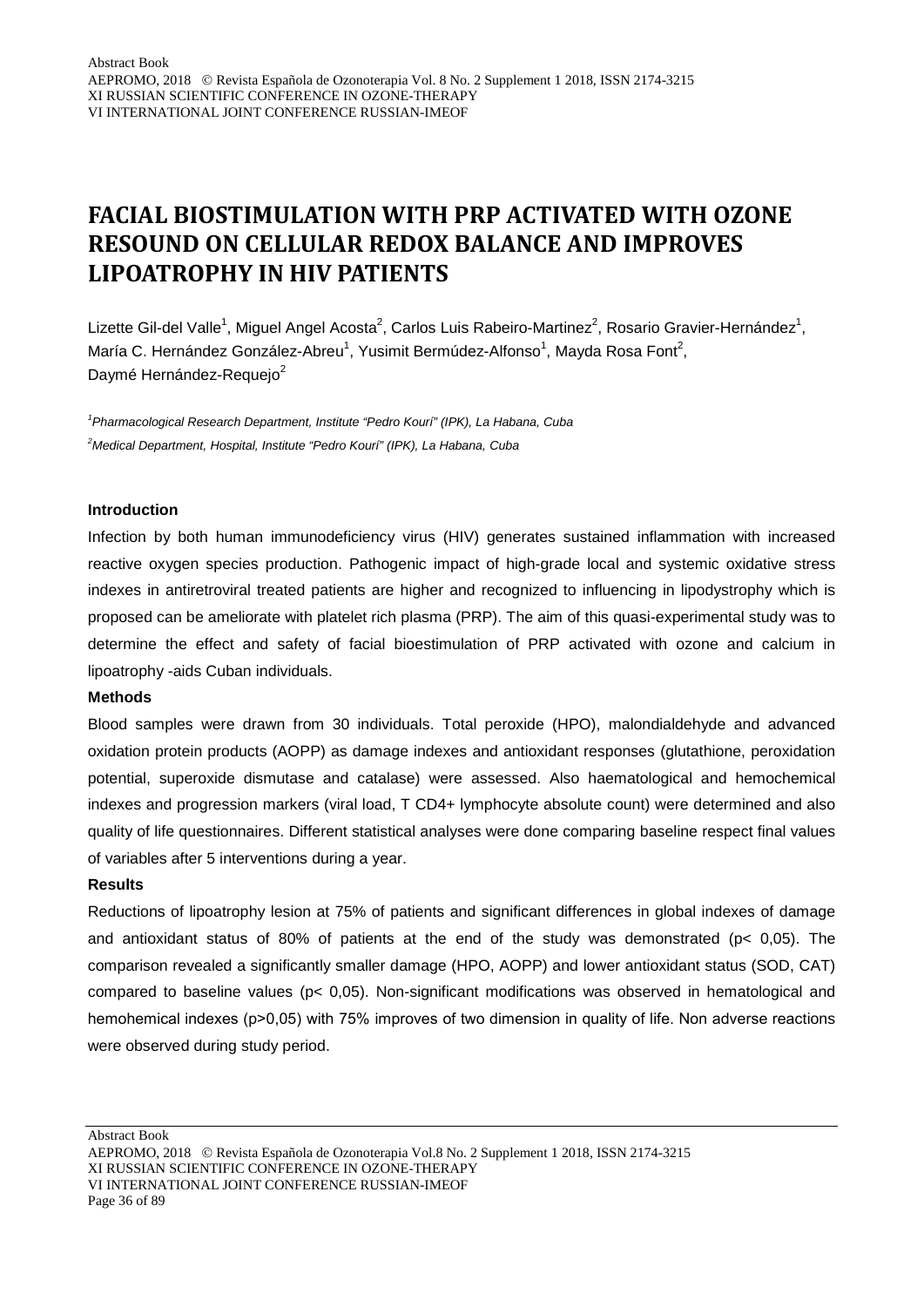# FACIAL BIOSTIMULATION WITH PRP ACTIVATED WITH OZONE RESOUND ON CELLULAR REDOX BALANCE AND IMPROVES LIPOATROPHY IN HIV PATIENTS

Lizette Gil-del Valle[1], Miguel Angel Acosta[2], Carlos Luis Rabeiro-Martinez[2], Rosario Gravier-Hernández[1], María C. Hernández González-Abreu[1], Yusimit Bermúdez-Alfonso[1], Mayda Rosa Font[2], Daymé Hernández-Requejo[2]

*[1]Pharmacological Research Department, Institute "Pedro Kourí" (IPK), La Habana, Cuba*

*[2]Medical Department, Hospital, Institute "Pedro Kourí" (IPK), La Habana, Cuba*

**Introduction**

Infection by both human immunodeficiency virus (HIV) generates sustained inflammation with increased reactive oxygen species production. Pathogenic impact of high-grade local and systemic oxidative stress indexes in antiretroviral treated patients are higher and recognized to influencing in lipodystrophy which is proposed can be ameliorate with platelet rich plasma (PRP). The aim of this quasi-experimental study was to determine the effect and safety of facial bioestimulation of PRP activated with ozone and calcium in lipoatrophy -aids Cuban individuals.

**Methods**

Blood samples were drawn from 30 individuals. Total peroxide (HPO), malondialdehyde and advanced oxidation protein products (AOPP) as damage indexes and antioxidant responses (glutathione, peroxidation potential, superoxide dismutase and catalase) were assessed. Also haematological and hemochemical indexes and progression markers (viral load, T CD4+ lymphocyte absolute count) were determined and also quality of life questionnaires. Different statistical analyses were done comparing baseline respect final values of variables after 5 interventions during a year.

**Results**

Reductions of lipoatrophy lesion at 75% of patients and significant differences in global indexes of damage and antioxidant status of 80% of patients at the end of the study was demonstrated ($p < 0,05$). The comparison revealed a significantly smaller damage (HPO, AOPP) and lower antioxidant status (SOD, CAT) compared to baseline values ($p < 0,05$). Non-significant modifications was observed in hematological and hemohemical indexes ($p > 0,05$) with 75% improves of two dimension in quality of life. Non adverse reactions were observed during study period.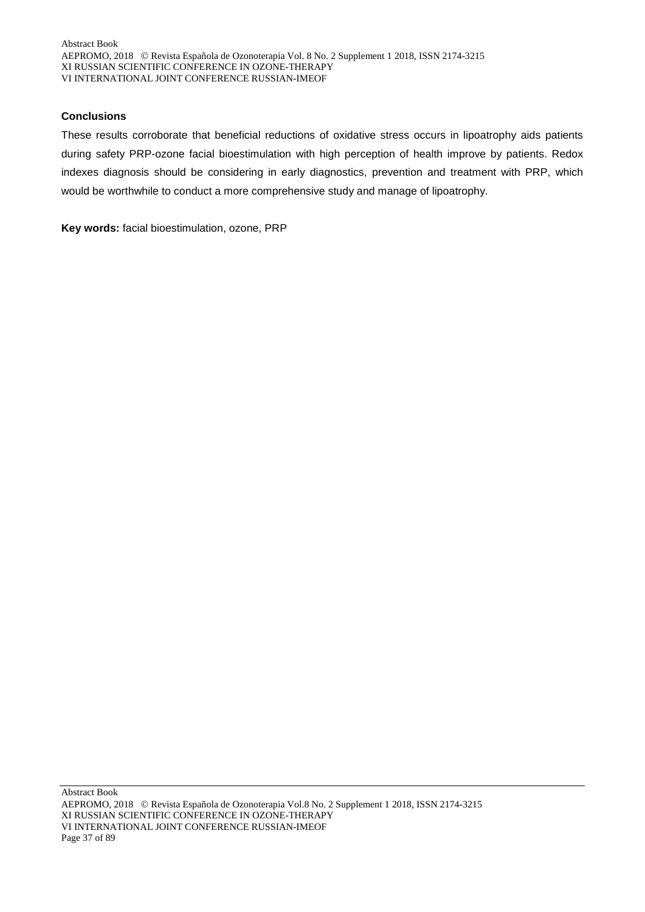**Conclusions**

These results corroborate that beneficial reductions of oxidative stress occurs in lipoatrophy aids patients during safety PRP-ozone facial bioestimulation with high perception of health improve by patients. Redox indexes diagnosis should be considering in early diagnostics, prevention and treatment with PRP, which would be worthwhile to conduct a more comprehensive study and manage of lipoatrophy.

**Key words:** facial bioestimulation, ozone, PRP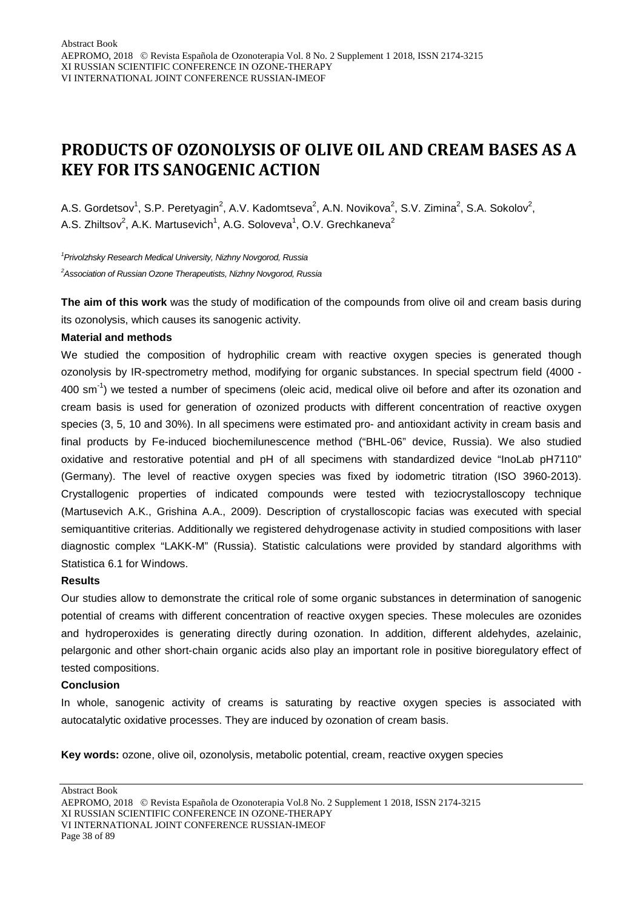# PRODUCTS OF OZONOLYSIS OF OLIVE OIL AND CREAM BASES AS A KEY FOR ITS SANOGENIC ACTION

A.S. Gordetsov[1], S.P. Peretyagin[2], A.V. Kadomtseva[2], A.N. Novikova[2], S.V. Zimina[2], S.A. Sokolov[2], A.S. Zhiltsov[2], A.K. Martusevich[1], A.G. Soloveva[1], O.V. Grechkaneva[2]

*[1]Privolzhsky Research Medical University, Nizhny Novgorod, Russia*

*[2]Association of Russian Ozone Therapeutists, Nizhny Novgorod, Russia*

**The aim of this work** was the study of modification of the compounds from olive oil and cream basis during its ozonolysis, which causes its sanogenic activity.

**Material and methods**

We studied the composition of hydrophilic cream with reactive oxygen species is generated though ozonolysis by IR-spectrometry method, modifying for organic substances. In special spectrum field (4000 - 400 $sm^{-1}$) we tested a number of specimens (oleic acid, medical olive oil before and after its ozonation and cream basis is used for generation of ozonized products with different concentration of reactive oxygen species (3, 5, 10 and 30%). In all specimens were estimated pro- and antioxidant activity in cream basis and final products by Fe-induced biochemilunescence method ("BHL-06" device, Russia). We also studied oxidative and restorative potential and pH of all specimens with standardized device "InoLab pH7110" (Germany). The level of reactive oxygen species was fixed by iodometric titration (ISO 3960-2013). Crystallogenic properties of indicated compounds were tested with teziocrystalloscopy technique (Martusevich A.K., Grishina A.A., 2009). Description of crystalloscopic facias was executed with special semiquantitive criterias. Additionally we registered dehydrogenase activity in studied compositions with laser diagnostic complex "LAKK-M" (Russia). Statistic calculations were provided by standard algorithms with Statistica 6.1 for Windows.

**Results**

Our studies allow to demonstrate the critical role of some organic substances in determination of sanogenic potential of creams with different concentration of reactive oxygen species. These molecules are ozonides and hydroperoxides is generating directly during ozonation. In addition, different aldehydes, azelainic, pelargonic and other short-chain organic acids also play an important role in positive bioregulatory effect of tested compositions.

**Conclusion**

In whole, sanogenic activity of creams is saturating by reactive oxygen species is associated with autocatalytic oxidative processes. They are induced by ozonation of cream basis.

**Key words:** ozone, olive oil, ozonolysis, metabolic potential, cream, reactive oxygen species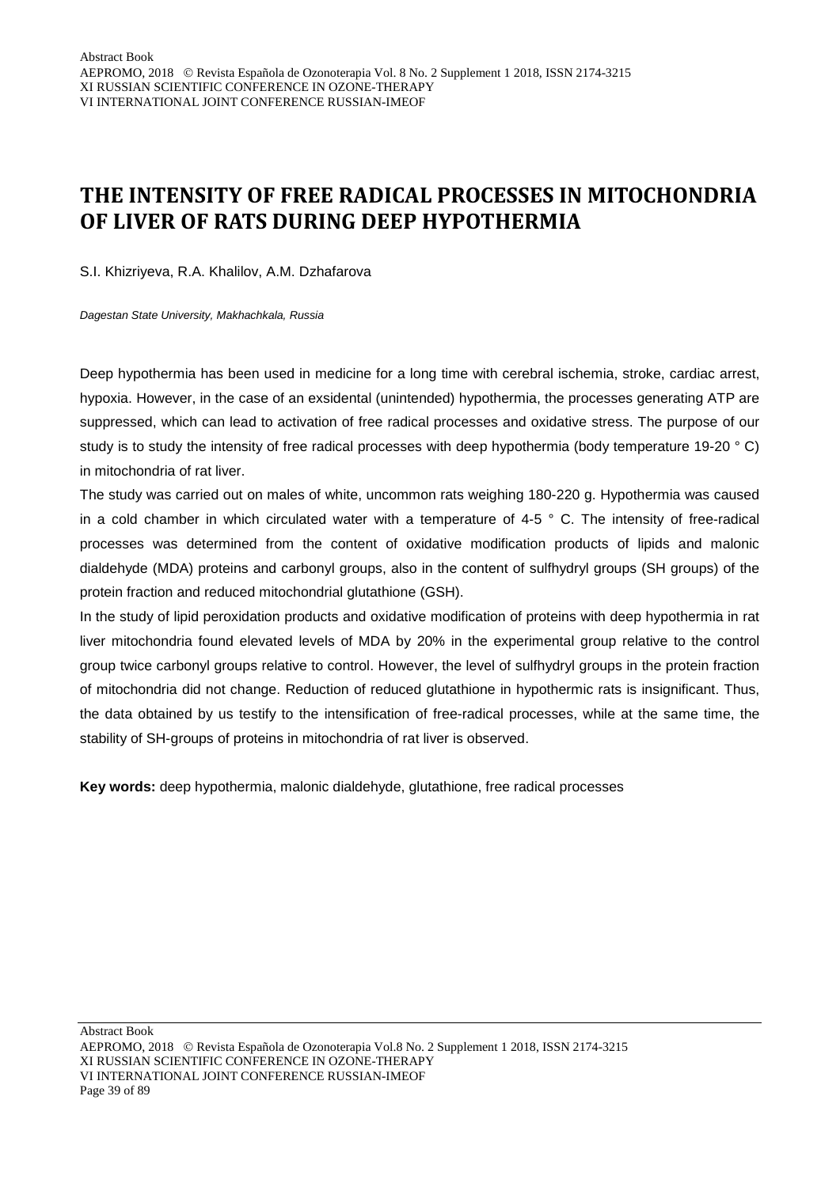# THE INTENSITY OF FREE RADICAL PROCESSES IN MITOCHONDRIA OF LIVER OF RATS DURING DEEP HYPOTHERMIA

S.I. Khizriyeva, R.A. Khalilov, A.M. Dzhafarova

*Dagestan State University, Makhachkala, Russia*

Deep hypothermia has been used in medicine for a long time with cerebral ischemia, stroke, cardiac arrest, hypoxia. However, in the case of an exsidental (unintended) hypothermia, the processes generating ATP are suppressed, which can lead to activation of free radical processes and oxidative stress. The purpose of our study is to study the intensity of free radical processes with deep hypothermia (body temperature 19-20 ° C) in mitochondria of rat liver.

The study was carried out on males of white, uncommon rats weighing 180-220 g. Hypothermia was caused in a cold chamber in which circulated water with a temperature of 4-5 ° C. The intensity of free-radical processes was determined from the content of oxidative modification products of lipids and malonic dialdehyde (MDA) proteins and carbonyl groups, also in the content of sulfhydryl groups (SH groups) of the protein fraction and reduced mitochondrial glutathione (GSH).

In the study of lipid peroxidation products and oxidative modification of proteins with deep hypothermia in rat liver mitochondria found elevated levels of MDA by 20% in the experimental group relative to the control group twice carbonyl groups relative to control. However, the level of sulfhydryl groups in the protein fraction of mitochondria did not change. Reduction of reduced glutathione in hypothermic rats is insignificant. Thus, the data obtained by us testify to the intensification of free-radical processes, while at the same time, the stability of SH-groups of proteins in mitochondria of rat liver is observed.

**Key words:** deep hypothermia, malonic dialdehyde, glutathione, free radical processes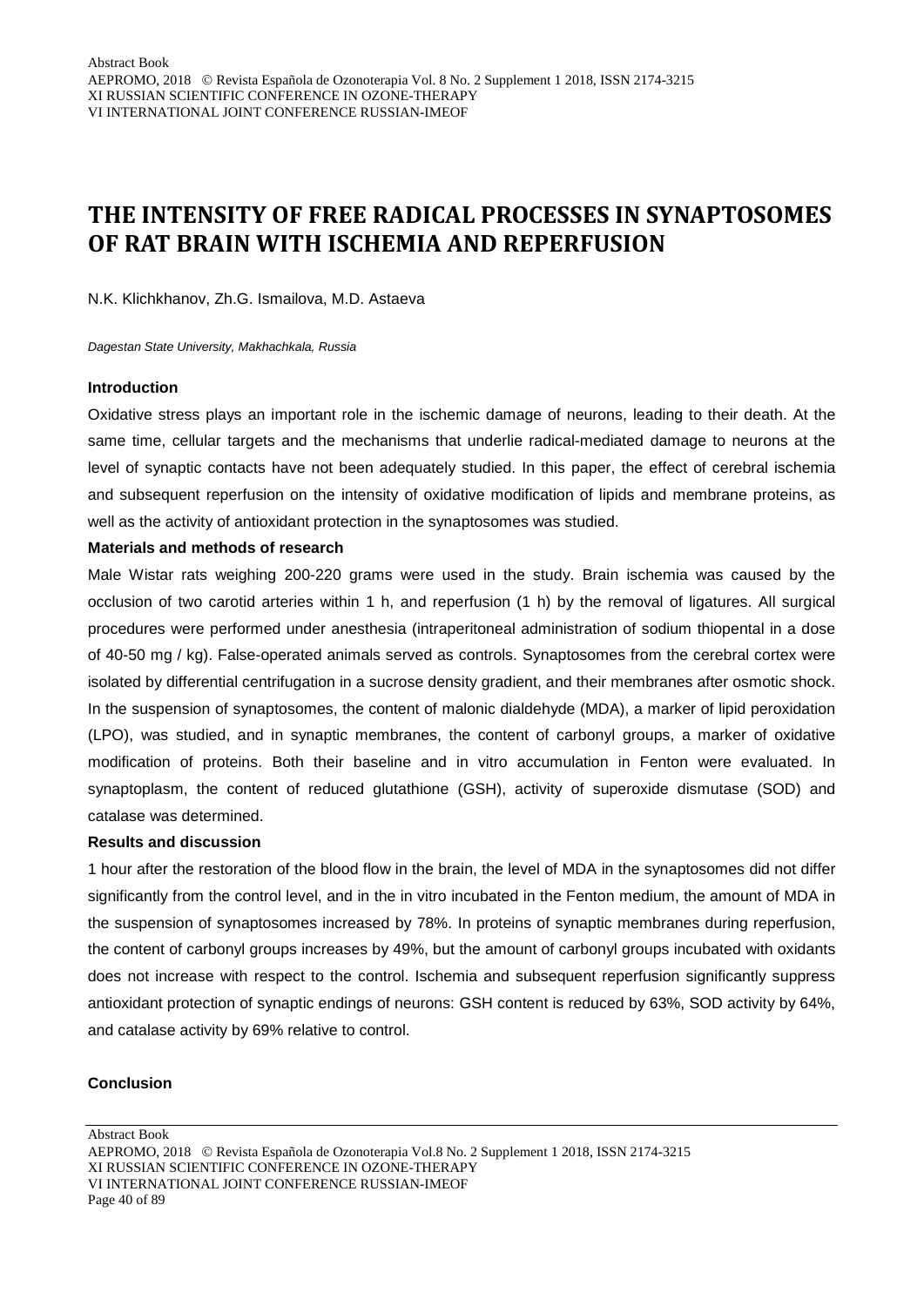# THE INTENSITY OF FREE RADICAL PROCESSES IN SYNAPTOSOMES OF RAT BRAIN WITH ISCHEMIA AND REPERFUSION

N.K. Klichkhanov, Zh.G. Ismailova, M.D. Astaeva

*Dagestan State University, Makhachkala, Russia*

**Introduction**

Oxidative stress plays an important role in the ischemic damage of neurons, leading to their death. At the same time, cellular targets and the mechanisms that underlie radical-mediated damage to neurons at the level of synaptic contacts have not been adequately studied. In this paper, the effect of cerebral ischemia and subsequent reperfusion on the intensity of oxidative modification of lipids and membrane proteins, as well as the activity of antioxidant protection in the synaptosomes was studied.

**Materials and methods of research**

Male Wistar rats weighing 200-220 grams were used in the study. Brain ischemia was caused by the occlusion of two carotid arteries within 1 h, and reperfusion (1 h) by the removal of ligatures. All surgical procedures were performed under anesthesia (intraperitoneal administration of sodium thiopental in a dose of 40-50 mg / kg). False-operated animals served as controls. Synaptosomes from the cerebral cortex were isolated by differential centrifugation in a sucrose density gradient, and their membranes after osmotic shock. In the suspension of synaptosomes, the content of malonic dialdehyde (MDA), a marker of lipid peroxidation (LPO), was studied, and in synaptic membranes, the content of carbonyl groups, a marker of oxidative modification of proteins. Both their baseline and in vitro accumulation in Fenton were evaluated. In synaptoplasm, the content of reduced glutathione (GSH), activity of superoxide dismutase (SOD) and catalase was determined.

**Results and discussion**

1 hour after the restoration of the blood flow in the brain, the level of MDA in the synaptosomes did not differ significantly from the control level, and in the in vitro incubated in the Fenton medium, the amount of MDA in the suspension of synaptosomes increased by 78%. In proteins of synaptic membranes during reperfusion, the content of carbonyl groups increases by 49%, but the amount of carbonyl groups incubated with oxidants does not increase with respect to the control. Ischemia and subsequent reperfusion significantly suppress antioxidant protection of synaptic endings of neurons: GSH content is reduced by 63%, SOD activity by 64%, and catalase activity by 69% relative to control.

**Conclusion**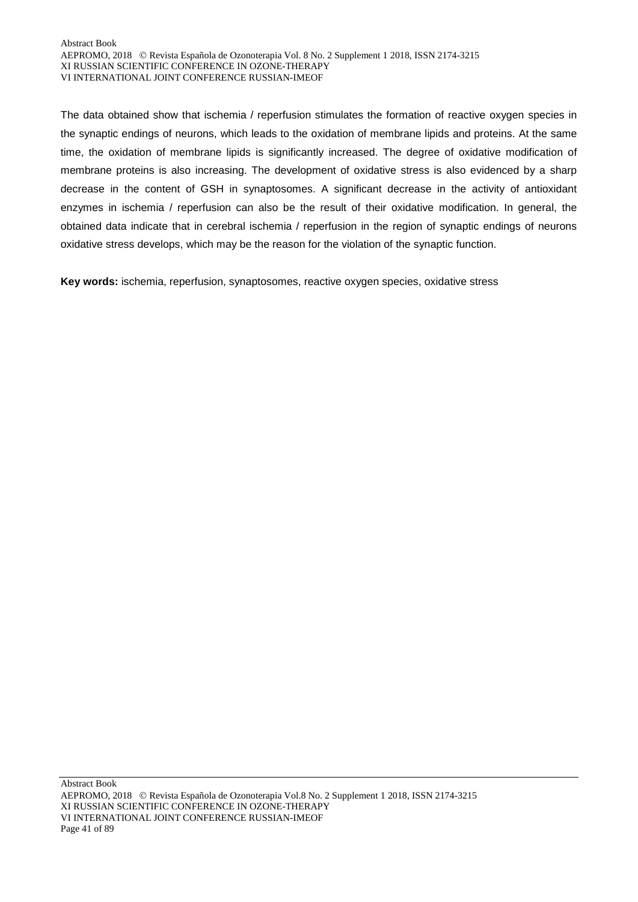The data obtained show that ischemia / reperfusion stimulates the formation of reactive oxygen species in the synaptic endings of neurons, which leads to the oxidation of membrane lipids and proteins. At the same time, the oxidation of membrane lipids is significantly increased. The degree of oxidative modification of membrane proteins is also increasing. The development of oxidative stress is also evidenced by a sharp decrease in the content of GSH in synaptosomes. A significant decrease in the activity of antioxidant enzymes in ischemia / reperfusion can also be the result of their oxidative modification. In general, the obtained data indicate that in cerebral ischemia / reperfusion in the region of synaptic endings of neurons oxidative stress develops, which may be the reason for the violation of the synaptic function.

**Key words:** ischemia, reperfusion, synaptosomes, reactive oxygen species, oxidative stress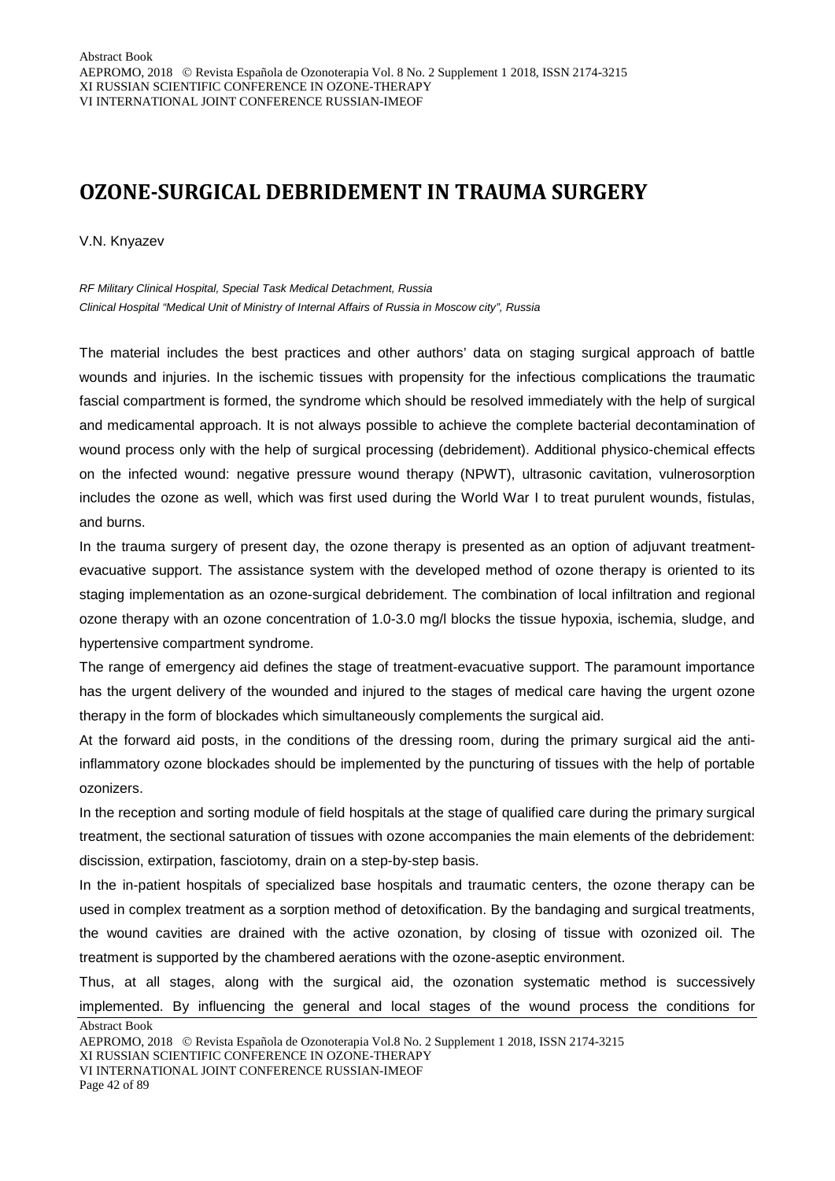# OZONE-SURGICAL DEBRIDEMENT IN TRAUMA SURGERY

V.N. Knyazev

*RF Military Clinical Hospital, Special Task Medical Detachment, Russia*
*Clinical Hospital "Medical Unit of Ministry of Internal Affairs of Russia in Moscow city", Russia*

The material includes the best practices and other authors' data on staging surgical approach of battle wounds and injuries. In the ischemic tissues with propensity for the infectious complications the traumatic fascial compartment is formed, the syndrome which should be resolved immediately with the help of surgical and medicamental approach. It is not always possible to achieve the complete bacterial decontamination of wound process only with the help of surgical processing (debridement). Additional physico-chemical effects on the infected wound: negative pressure wound therapy (NPWT), ultrasonic cavitation, vulnerosorption includes the ozone as well, which was first used during the World War I to treat purulent wounds, fistulas, and burns.

In the trauma surgery of present day, the ozone therapy is presented as an option of adjuvant treatment-evacuative support. The assistance system with the developed method of ozone therapy is oriented to its staging implementation as an ozone-surgical debridement. The combination of local infiltration and regional ozone therapy with an ozone concentration of 1.0-3.0 mg/l blocks the tissue hypoxia, ischemia, sludge, and hypertensive compartment syndrome.

The range of emergency aid defines the stage of treatment-evacuative support. The paramount importance has the urgent delivery of the wounded and injured to the stages of medical care having the urgent ozone therapy in the form of blockades which simultaneously complements the surgical aid.

At the forward aid posts, in the conditions of the dressing room, during the primary surgical aid the anti-inflammatory ozone blockades should be implemented by the puncturing of tissues with the help of portable ozonizers.

In the reception and sorting module of field hospitals at the stage of qualified care during the primary surgical treatment, the sectional saturation of tissues with ozone accompanies the main elements of the debridement: discission, extirpation, fasciotomy, drain on a step-by-step basis.

In the in-patient hospitals of specialized base hospitals and traumatic centers, the ozone therapy can be used in complex treatment as a sorption method of detoxification. By the bandaging and surgical treatments, the wound cavities are drained with the active ozonation, by closing of tissue with ozonized oil. The treatment is supported by the chambered aerations with the ozone-aseptic environment.

Thus, at all stages, along with the surgical aid, the ozonation systematic method is successively implemented. By influencing the general and local stages of the wound process the conditions for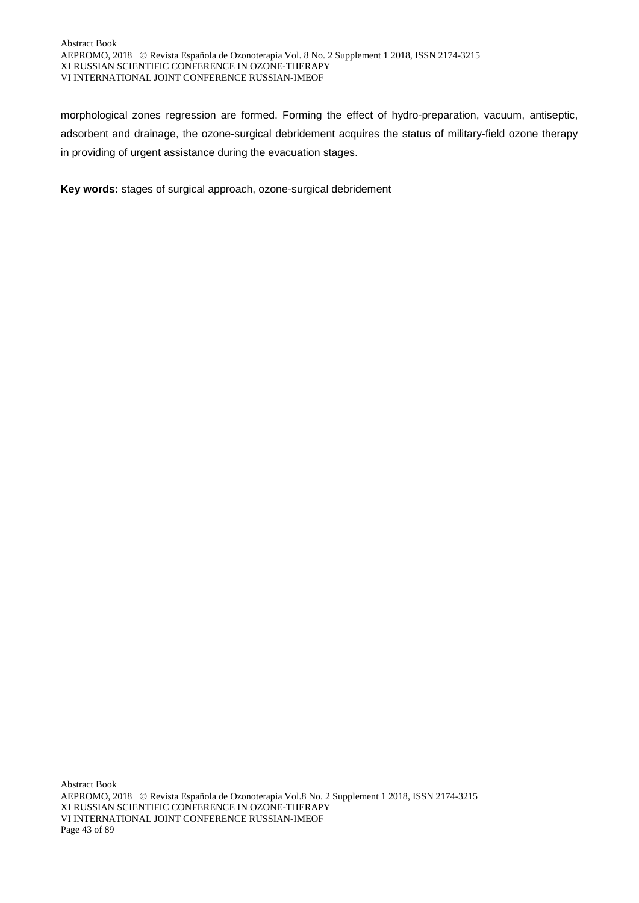morphological zones regression are formed. Forming the effect of hydro-preparation, vacuum, antiseptic, adsorbent and drainage, the ozone-surgical debridement acquires the status of military-field ozone therapy in providing of urgent assistance during the evacuation stages.

**Key words:** stages of surgical approach, ozone-surgical debridement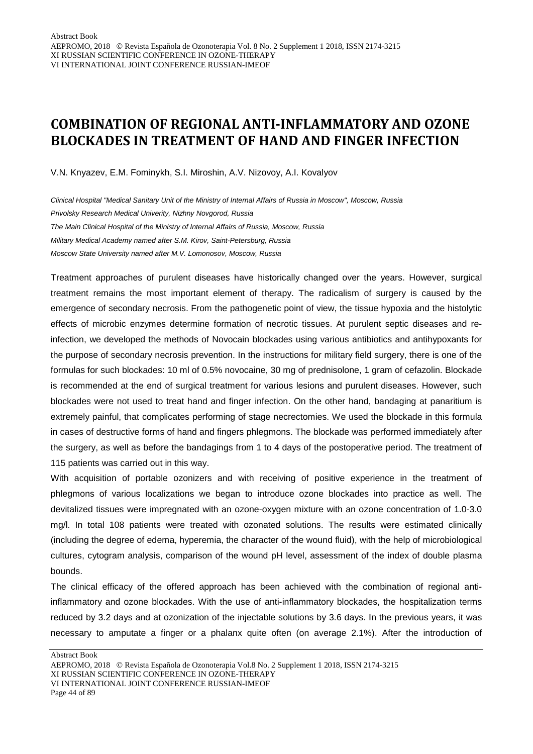# COMBINATION OF REGIONAL ANTI-INFLAMMATORY AND OZONE BLOCKADES IN TREATMENT OF HAND AND FINGER INFECTION

V.N. Knyazev, E.M. Fominykh, S.I. Miroshin, A.V. Nizovoy, A.I. Kovalyov

*Clinical Hospital "Medical Sanitary Unit of the Ministry of Internal Affairs of Russia in Moscow", Moscow, Russia*

*Privolsky Research Medical Univerity, Nizhny Novgorod, Russia*

*The Main Clinical Hospital of the Ministry of Internal Affairs of Russia, Moscow, Russia*

*Military Medical Academy named after S.M. Kirov, Saint-Petersburg, Russia*

*Moscow State University named after M.V. Lomonosov, Moscow, Russia*

Treatment approaches of purulent diseases have historically changed over the years. However, surgical treatment remains the most important element of therapy. The radicalism of surgery is caused by the emergence of secondary necrosis. From the pathogenetic point of view, the tissue hypoxia and the histolytic effects of microbic enzymes determine formation of necrotic tissues. At purulent septic diseases and re-infection, we developed the methods of Novocain blockades using various antibiotics and antihypoxants for the purpose of secondary necrosis prevention. In the instructions for military field surgery, there is one of the formulas for such blockades: 10 ml of 0.5% novocaine, 30 mg of prednisolone, 1 gram of cefazolin. Blockade is recommended at the end of surgical treatment for various lesions and purulent diseases. However, such blockades were not used to treat hand and finger infection. On the other hand, bandaging at panaritium is extremely painful, that complicates performing of stage necrectomies. We used the blockade in this formula in cases of destructive forms of hand and fingers phlegmons. The blockade was performed immediately after the surgery, as well as before the bandagings from 1 to 4 days of the postoperative period. The treatment of 115 patients was carried out in this way.

With acquisition of portable ozonizers and with receiving of positive experience in the treatment of phlegmons of various localizations we began to introduce ozone blockades into practice as well. The devitalized tissues were impregnated with an ozone-oxygen mixture with an ozone concentration of 1.0-3.0 mg/l. In total 108 patients were treated with ozonated solutions. The results were estimated clinically (including the degree of edema, hyperemia, the character of the wound fluid), with the help of microbiological cultures, cytogram analysis, comparison of the wound pH level, assessment of the index of double plasma bounds.

The clinical efficacy of the offered approach has been achieved with the combination of regional anti-inflammatory and ozone blockades. With the use of anti-inflammatory blockades, the hospitalization terms reduced by 3.2 days and at ozonization of the injectable solutions by 3.6 days. In the previous years, it was necessary to amputate a finger or a phalanx quite often (on average 2.1%). After the introduction of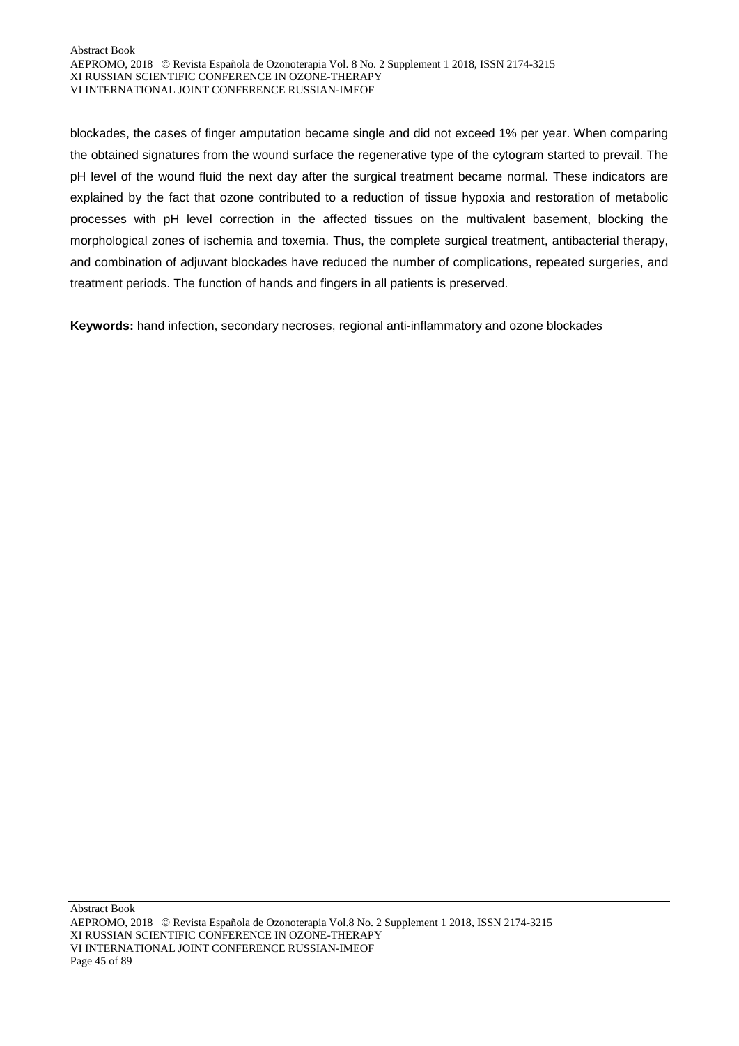blockades, the cases of finger amputation became single and did not exceed 1% per year. When comparing the obtained signatures from the wound surface the regenerative type of the cytogram started to prevail. The pH level of the wound fluid the next day after the surgical treatment became normal. These indicators are explained by the fact that ozone contributed to a reduction of tissue hypoxia and restoration of metabolic processes with pH level correction in the affected tissues on the multivalent basement, blocking the morphological zones of ischemia and toxemia. Thus, the complete surgical treatment, antibacterial therapy, and combination of adjuvant blockades have reduced the number of complications, repeated surgeries, and treatment periods. The function of hands and fingers in all patients is preserved.

**Keywords:** hand infection, secondary necroses, regional anti-inflammatory and ozone blockades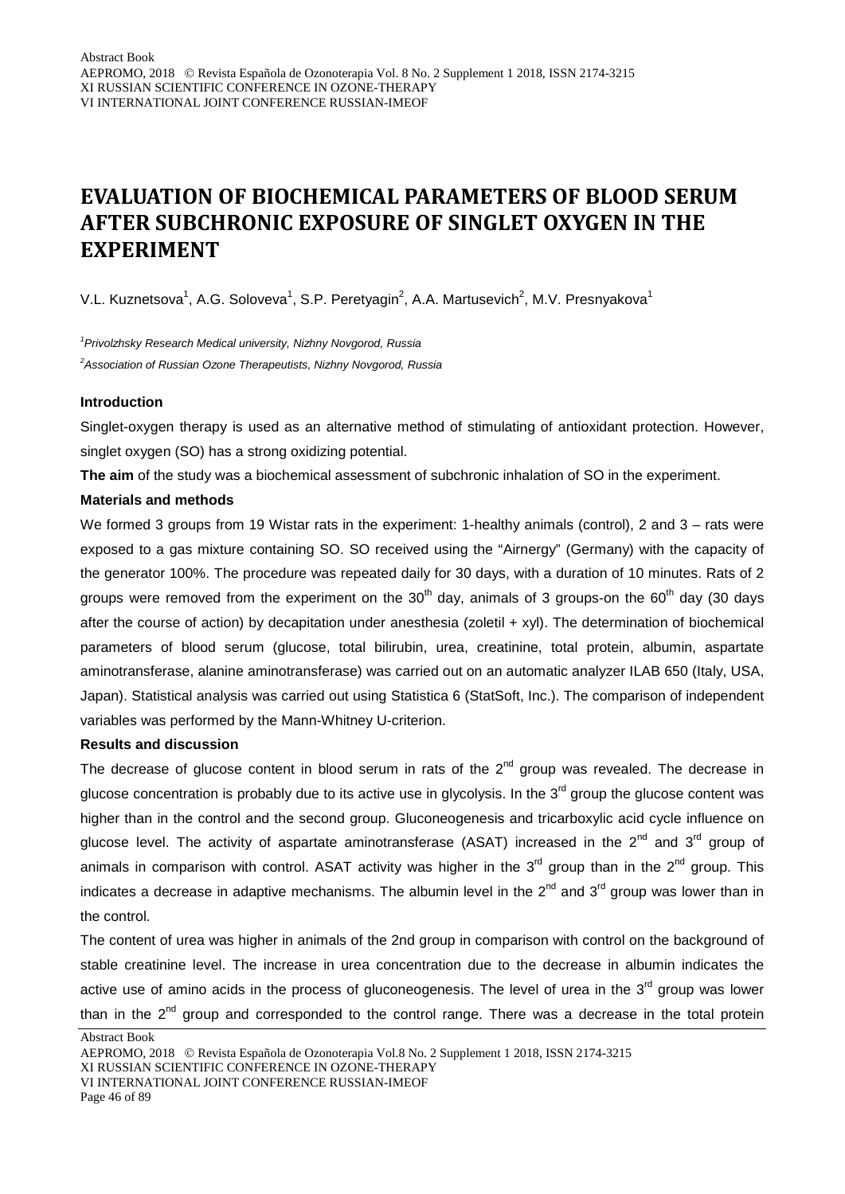# EVALUATION OF BIOCHEMICAL PARAMETERS OF BLOOD SERUM AFTER SUBCHRONIC EXPOSURE OF SINGLET OXYGEN IN THE EXPERIMENT

V.L. Kuznetsova[1], A.G. Soloveva[1], S.P. Peretyagin[2], A.A. Martusevich[2], M.V. Presnyakova[1]

*[1]Privolzhsky Research Medical university, Nizhny Novgorod, Russia*

*[2]Association of Russian Ozone Therapeutists, Nizhny Novgorod, Russia*

**Introduction**

Singlet-oxygen therapy is used as an alternative method of stimulating of antioxidant protection. However, singlet oxygen (SO) has a strong oxidizing potential.

**The aim** of the study was a biochemical assessment of subchronic inhalation of SO in the experiment.

**Materials and methods**

We formed 3 groups from 19 Wistar rats in the experiment: 1-healthy animals (control), 2 and 3 – rats were exposed to a gas mixture containing SO. SO received using the "Airnergy" (Germany) with the capacity of the generator 100%. The procedure was repeated daily for 30 days, with a duration of 10 minutes. Rats of 2 groups were removed from the experiment on the 30th day, animals of 3 groups-on the 60th day (30 days after the course of action) by decapitation under anesthesia (zoletil + xyl). The determination of biochemical parameters of blood serum (glucose, total bilirubin, urea, creatinine, total protein, albumin, aspartate aminotransferase, alanine aminotransferase) was carried out on an automatic analyzer ILAB 650 (Italy, USA, Japan). Statistical analysis was carried out using Statistica 6 (StatSoft, Inc.). The comparison of independent variables was performed by the Mann-Whitney U-criterion.

**Results and discussion**

The decrease of glucose content in blood serum in rats of the 2nd group was revealed. The decrease in glucose concentration is probably due to its active use in glycolysis. In the 3rd group the glucose content was higher than in the control and the second group. Gluconeogenesis and tricarboxylic acid cycle influence on glucose level. The activity of aspartate aminotransferase (ASAT) increased in the 2nd and 3rd group of animals in comparison with control. ASAT activity was higher in the 3rd group than in the 2nd group. This indicates a decrease in adaptive mechanisms. The albumin level in the 2nd and 3rd group was lower than in the control.

The content of urea was higher in animals of the 2nd group in comparison with control on the background of stable creatinine level. The increase in urea concentration due to the decrease in albumin indicates the active use of amino acids in the process of gluconeogenesis. The level of urea in the 3rd group was lower than in the 2nd group and corresponded to the control range. There was a decrease in the total protein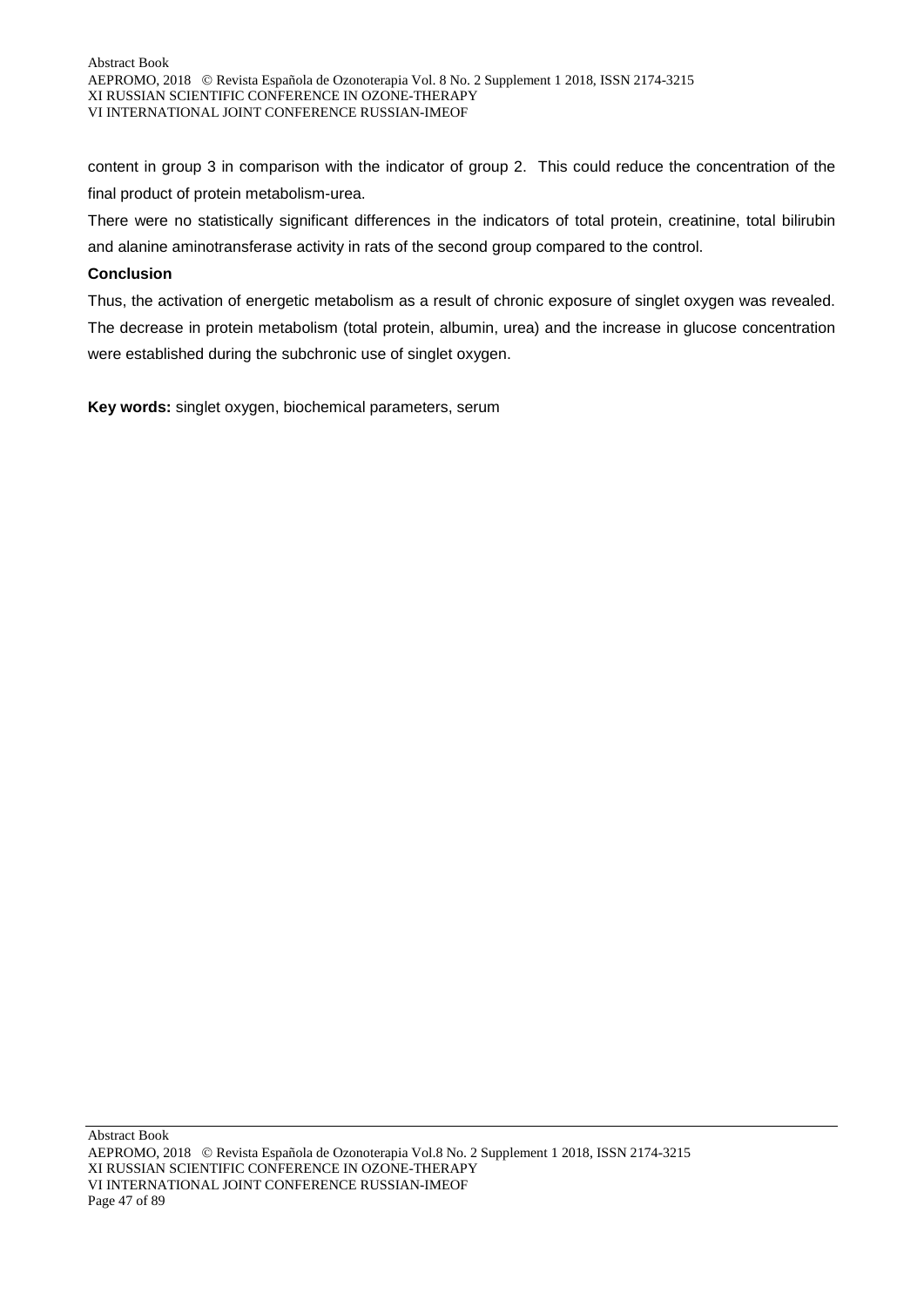content in group 3 in comparison with the indicator of group 2. This could reduce the concentration of the final product of protein metabolism-urea.

There were no statistically significant differences in the indicators of total protein, creatinine, total bilirubin and alanine aminotransferase activity in rats of the second group compared to the control.

**Conclusion**

Thus, the activation of energetic metabolism as a result of chronic exposure of singlet oxygen was revealed. The decrease in protein metabolism (total protein, albumin, urea) and the increase in glucose concentration were established during the subchronic use of singlet oxygen.

**Key words:** singlet oxygen, biochemical parameters, serum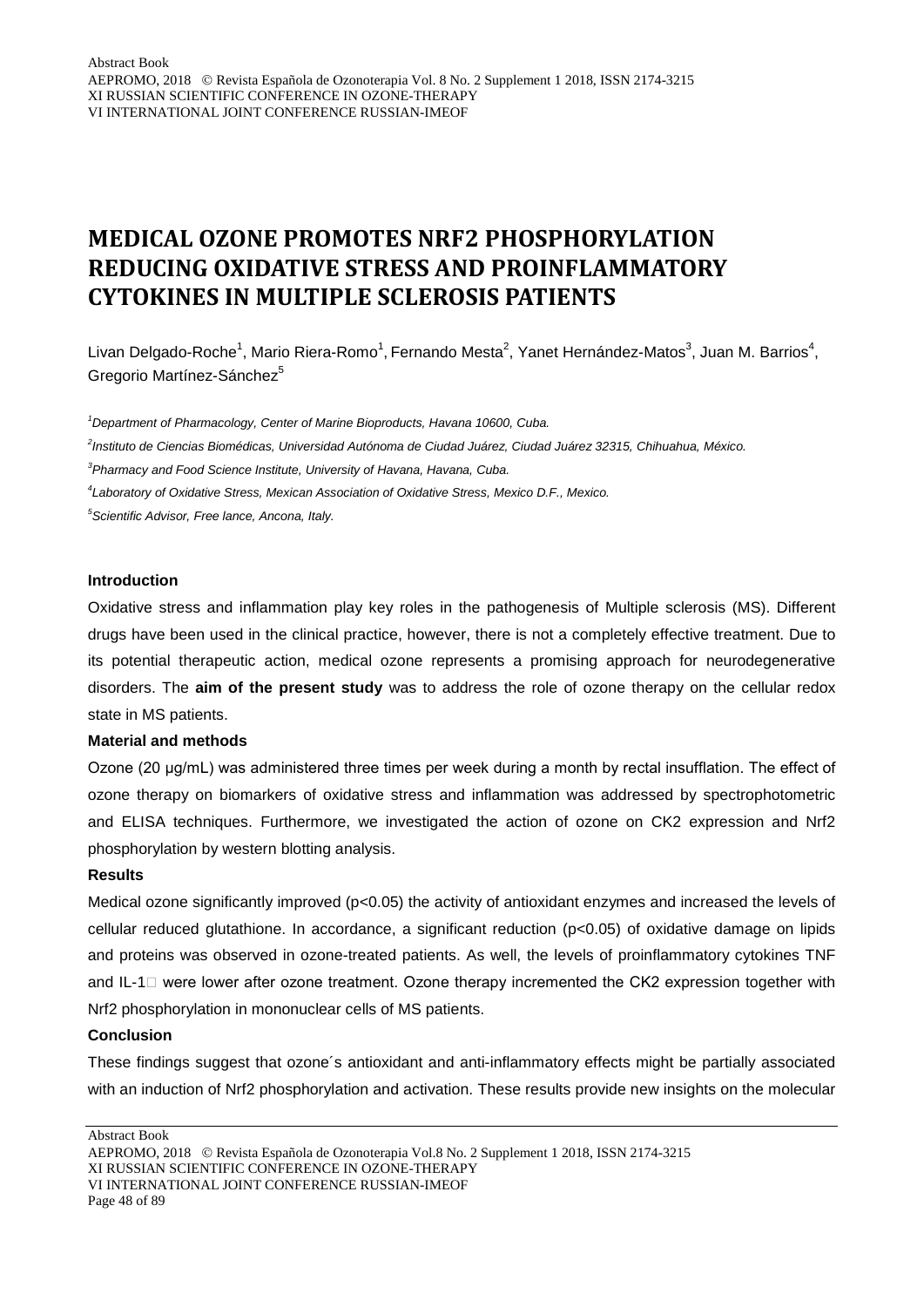# MEDICAL OZONE PROMOTES NRF2 PHOSPHORYLATION REDUCING OXIDATIVE STRESS AND PROINFLAMMATORY CYTOKINES IN MULTIPLE SCLEROSIS PATIENTS

Livan Delgado-Roche[1], Mario Riera-Romo[1], Fernando Mesta[2], Yanet Hernández-Matos[3], Juan M. Barrios[4], Gregorio Martínez-Sánchez[5]

[1]*Department of Pharmacology, Center of Marine Bioproducts, Havana 10600, Cuba.*

[2]*Instituto de Ciencias Biomédicas, Universidad Autónoma de Ciudad Juárez, Ciudad Juárez 32315, Chihuahua, México.*

[3]*Pharmacy and Food Science Institute, University of Havana, Havana, Cuba.*

[4]*Laboratory of Oxidative Stress, Mexican Association of Oxidative Stress, Mexico D.F., Mexico.*

[5]*Scientific Advisor, Free lance, Ancona, Italy.*

**Introduction**

Oxidative stress and inflammation play key roles in the pathogenesis of Multiple sclerosis (MS). Different drugs have been used in the clinical practice, however, there is not a completely effective treatment. Due to its potential therapeutic action, medical ozone represents a promising approach for neurodegenerative disorders. The **aim of the present study** was to address the role of ozone therapy on the cellular redox state in MS patients.

**Material and methods**

Ozone (20 µg/mL) was administered three times per week during a month by rectal insufflation. The effect of ozone therapy on biomarkers of oxidative stress and inflammation was addressed by spectrophotometric and ELISA techniques. Furthermore, we investigated the action of ozone on CK2 expression and Nrf2 phosphorylation by western blotting analysis.

**Results**

Medical ozone significantly improved ($p<0.05$) the activity of antioxidant enzymes and increased the levels of cellular reduced glutathione. In accordance, a significant reduction ($p<0.05$) of oxidative damage on lipids and proteins was observed in ozone-treated patients. As well, the levels of proinflammatory cytokines TNF and IL-1□ were lower after ozone treatment. Ozone therapy incremented the CK2 expression together with Nrf2 phosphorylation in mononuclear cells of MS patients.

**Conclusion**

These findings suggest that ozone´s antioxidant and anti-inflammatory effects might be partially associated with an induction of Nrf2 phosphorylation and activation. These results provide new insights on the molecular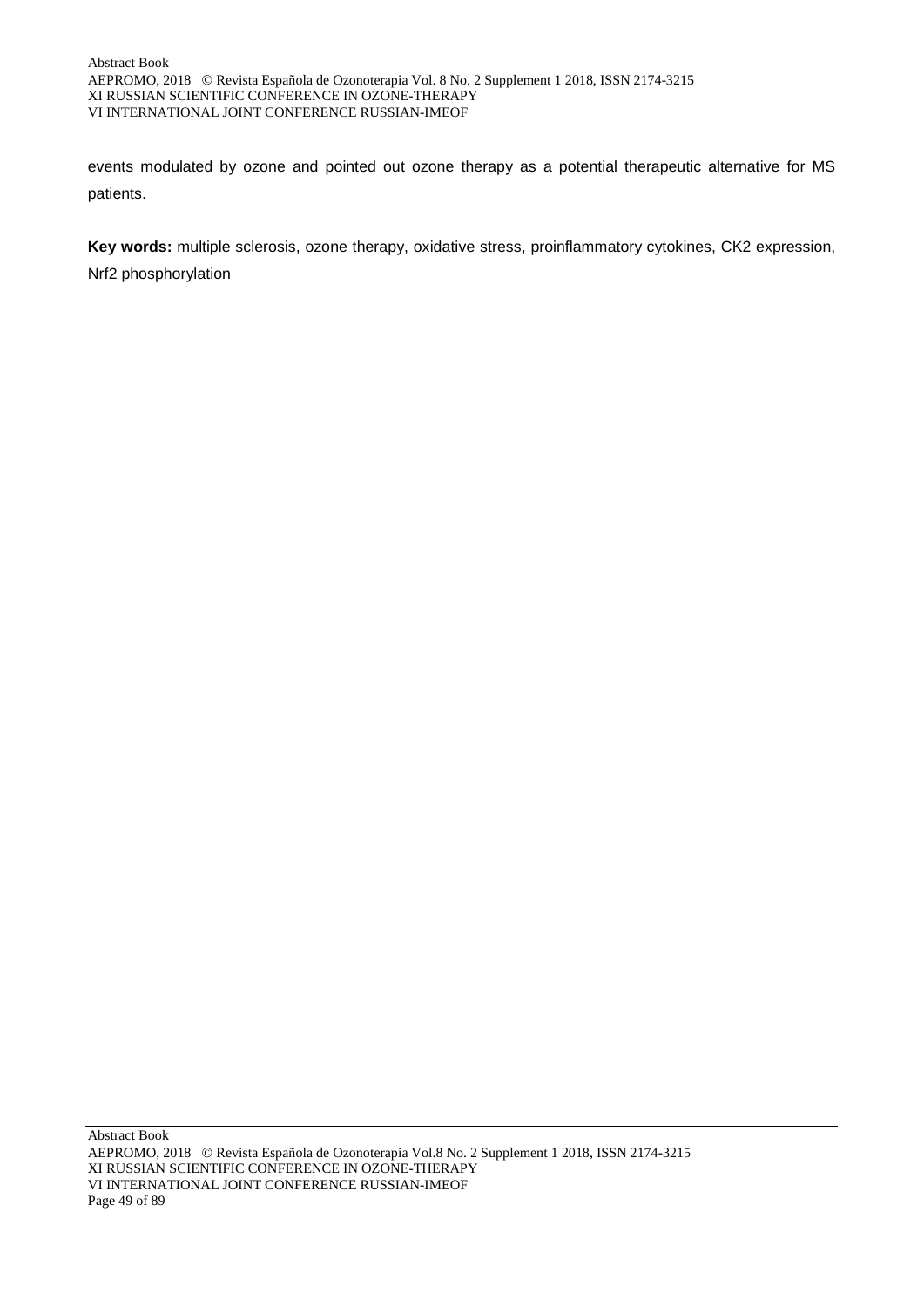events modulated by ozone and pointed out ozone therapy as a potential therapeutic alternative for MS patients.

**Key words:** multiple sclerosis, ozone therapy, oxidative stress, proinflammatory cytokines, CK2 expression, Nrf2 phosphorylation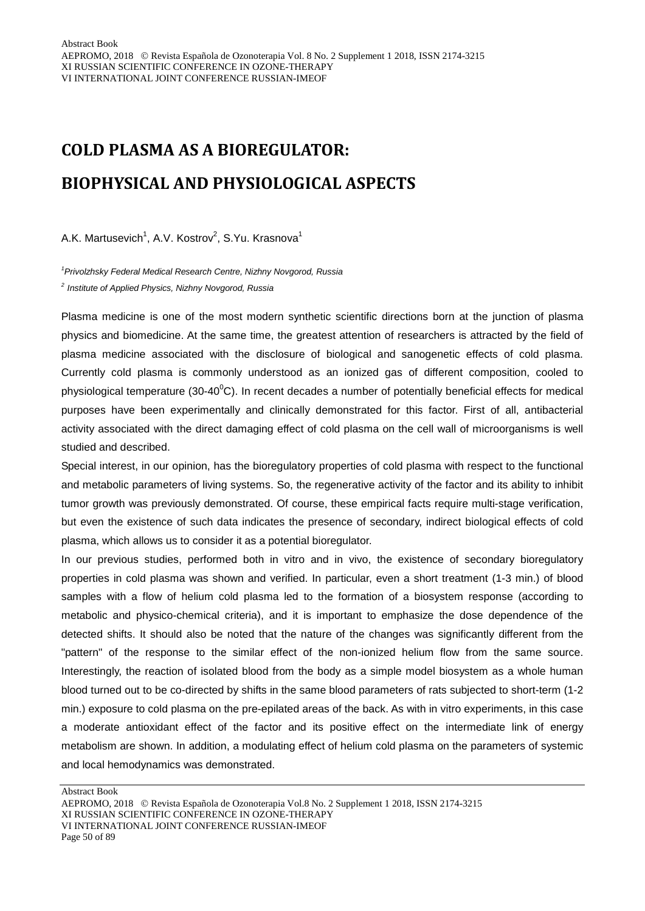# COLD PLASMA AS A BIOREGULATOR: BIOPHYSICAL AND PHYSIOLOGICAL ASPECTS

A.K. Martusevich[1], A.V. Kostrov[2], S.Yu. Krasnova[1]

*[1]Privolzhsky Federal Medical Research Centre, Nizhny Novgorod, Russia*

*[2] Institute of Applied Physics, Nizhny Novgorod, Russia*

Plasma medicine is one of the most modern synthetic scientific directions born at the junction of plasma physics and biomedicine. At the same time, the greatest attention of researchers is attracted by the field of plasma medicine associated with the disclosure of biological and sanogenetic effects of cold plasma. Currently cold plasma is commonly understood as an ionized gas of different composition, cooled to physiological temperature (30-40$^0$C). In recent decades a number of potentially beneficial effects for medical purposes have been experimentally and clinically demonstrated for this factor. First of all, antibacterial activity associated with the direct damaging effect of cold plasma on the cell wall of microorganisms is well studied and described.

Special interest, in our opinion, has the bioregulatory properties of cold plasma with respect to the functional and metabolic parameters of living systems. So, the regenerative activity of the factor and its ability to inhibit tumor growth was previously demonstrated. Of course, these empirical facts require multi-stage verification, but even the existence of such data indicates the presence of secondary, indirect biological effects of cold plasma, which allows us to consider it as a potential bioregulator.

In our previous studies, performed both in vitro and in vivo, the existence of secondary bioregulatory properties in cold plasma was shown and verified. In particular, even a short treatment (1-3 min.) of blood samples with a flow of helium cold plasma led to the formation of a biosystem response (according to metabolic and physico-chemical criteria), and it is important to emphasize the dose dependence of the detected shifts. It should also be noted that the nature of the changes was significantly different from the "pattern" of the response to the similar effect of the non-ionized helium flow from the same source. Interestingly, the reaction of isolated blood from the body as a simple model biosystem as a whole human blood turned out to be co-directed by shifts in the same blood parameters of rats subjected to short-term (1-2 min.) exposure to cold plasma on the pre-epilated areas of the back. As with in vitro experiments, in this case a moderate antioxidant effect of the factor and its positive effect on the intermediate link of energy metabolism are shown. In addition, a modulating effect of helium cold plasma on the parameters of systemic and local hemodynamics was demonstrated.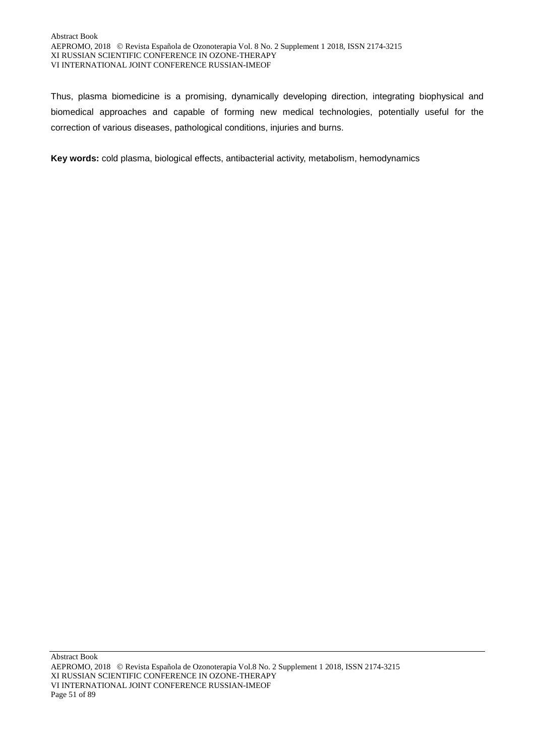Thus, plasma biomedicine is a promising, dynamically developing direction, integrating biophysical and biomedical approaches and capable of forming new medical technologies, potentially useful for the correction of various diseases, pathological conditions, injuries and burns.

**Key words:** cold plasma, biological effects, antibacterial activity, metabolism, hemodynamics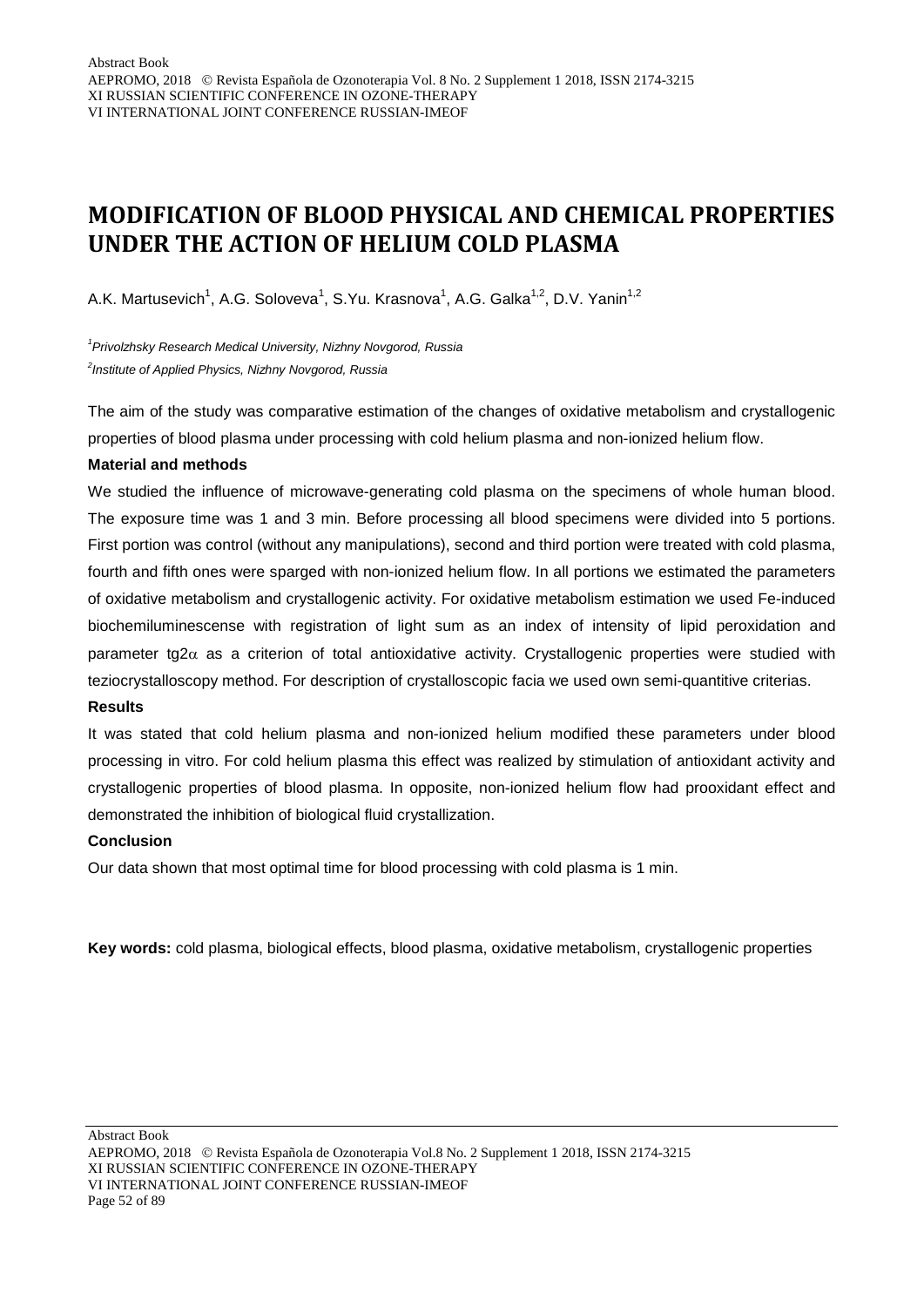# MODIFICATION OF BLOOD PHYSICAL AND CHEMICAL PROPERTIES UNDER THE ACTION OF HELIUM COLD PLASMA

A.K. Martusevich[1], A.G. Soloveva[1], S.Yu. Krasnova[1], A.G. Galka[1,2], D.V. Yanin[1,2]

*[1]Privolzhsky Research Medical University, Nizhny Novgorod, Russia*
*[2]Institute of Applied Physics, Nizhny Novgorod, Russia*

The aim of the study was comparative estimation of the changes of oxidative metabolism and crystallogenic properties of blood plasma under processing with cold helium plasma and non-ionized helium flow.

**Material and methods**

We studied the influence of microwave-generating cold plasma on the specimens of whole human blood. The exposure time was 1 and 3 min. Before processing all blood specimens were divided into 5 portions. First portion was control (without any manipulations), second and third portion were treated with cold plasma, fourth and fifth ones were sparged with non-ionized helium flow. In all portions we estimated the parameters of oxidative metabolism and crystallogenic activity. For oxidative metabolism estimation we used Fe-induced biochemiluminescense with registration of light sum as an index of intensity of lipid peroxidation and parameter tg2$\alpha$ as a criterion of total antioxidative activity. Crystallogenic properties were studied with teziocrystalloscopy method. For description of crystalloscopic facia we used own semi-quantitive criterias.

**Results**

It was stated that cold helium plasma and non-ionized helium modified these parameters under blood processing in vitro. For cold helium plasma this effect was realized by stimulation of antioxidant activity and crystallogenic properties of blood plasma. In opposite, non-ionized helium flow had prooxidant effect and demonstrated the inhibition of biological fluid crystallization.

**Conclusion**

Our data shown that most optimal time for blood processing with cold plasma is 1 min.

**Key words:** cold plasma, biological effects, blood plasma, oxidative metabolism, crystallogenic properties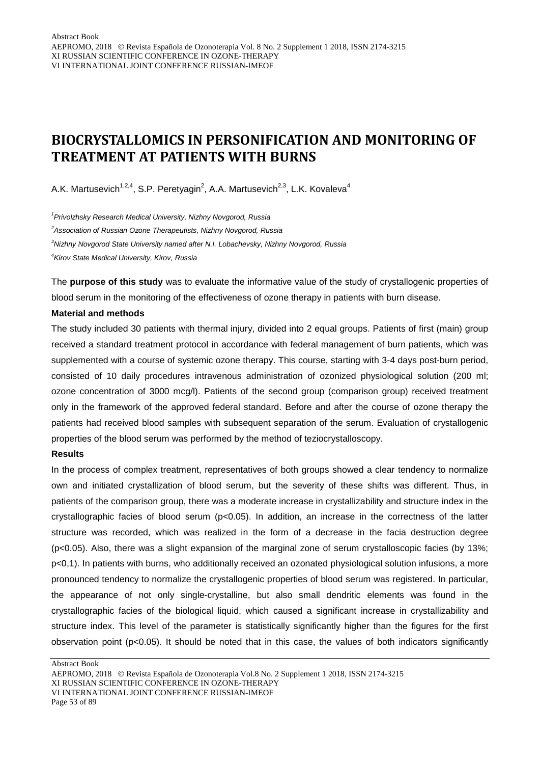# BIOCRYSTALLOMICS IN PERSONIFICATION AND MONITORING OF TREATMENT AT PATIENTS WITH BURNS

A.K. Martusevich[1,2,4], S.P. Peretyagin[2], A.A. Martusevich[2,3], L.K. Kovaleva[4]

*[1]Privolzhsky Research Medical University, Nizhny Novgorod, Russia*

*[2]Association of Russian Ozone Therapeutists, Nizhny Novgorod, Russia*

*[3]Nizhny Novgorod State University named after N.I. Lobachevsky, Nizhny Novgorod, Russia*

*[4]Kirov State Medical University, Kirov, Russia*

The **purpose of this study** was to evaluate the informative value of the study of crystallogenic properties of blood serum in the monitoring of the effectiveness of ozone therapy in patients with burn disease.

**Material and methods**

The study included 30 patients with thermal injury, divided into 2 equal groups. Patients of first (main) group received a standard treatment protocol in accordance with federal management of burn patients, which was supplemented with a course of systemic ozone therapy. This course, starting with 3-4 days post-burn period, consisted of 10 daily procedures intravenous administration of ozonized physiological solution (200 ml; ozone concentration of 3000 mcg/l). Patients of the second group (comparison group) received treatment only in the framework of the approved federal standard. Before and after the course of ozone therapy the patients had received blood samples with subsequent separation of the serum. Evaluation of crystallogenic properties of the blood serum was performed by the method of teziocrystalloscopy.

**Results**

In the process of complex treatment, representatives of both groups showed a clear tendency to normalize own and initiated crystallization of blood serum, but the severity of these shifts was different. Thus, in patients of the comparison group, there was a moderate increase in crystallizability and structure index in the crystallographic facies of blood serum ($p<0.05$). In addition, an increase in the correctness of the latter structure was recorded, which was realized in the form of a decrease in the facia destruction degree ($p<0.05$). Also, there was a slight expansion of the marginal zone of serum crystalloscopic facies (by 13%; $p<0,1$). In patients with burns, who additionally received an ozonated physiological solution infusions, a more pronounced tendency to normalize the crystallogenic properties of blood serum was registered. In particular, the appearance of not only single-crystalline, but also small dendritic elements was found in the crystallographic facies of the biological liquid, which caused a significant increase in crystallizability and structure index. This level of the parameter is statistically significantly higher than the figures for the first observation point ($p<0.05$). It should be noted that in this case, the values of both indicators significantly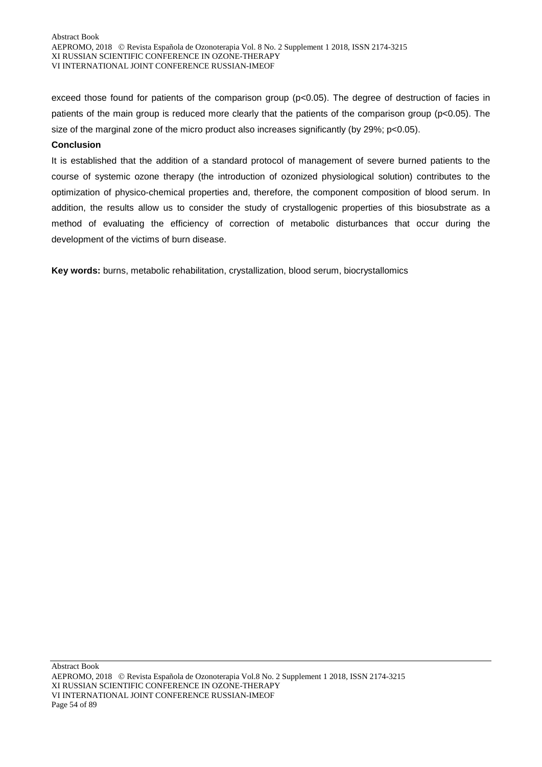exceed those found for patients of the comparison group ($p<0.05$). The degree of destruction of facies in patients of the main group is reduced more clearly that the patients of the comparison group ($p<0.05$). The size of the marginal zone of the micro product also increases significantly (by 29%; $p<0.05$).

**Conclusion**

It is established that the addition of a standard protocol of management of severe burned patients to the course of systemic ozone therapy (the introduction of ozonized physiological solution) contributes to the optimization of physico-chemical properties and, therefore, the component composition of blood serum. In addition, the results allow us to consider the study of crystallogenic properties of this biosubstrate as a method of evaluating the efficiency of correction of metabolic disturbances that occur during the development of the victims of burn disease.

**Key words:** burns, metabolic rehabilitation, crystallization, blood serum, biocrystallomics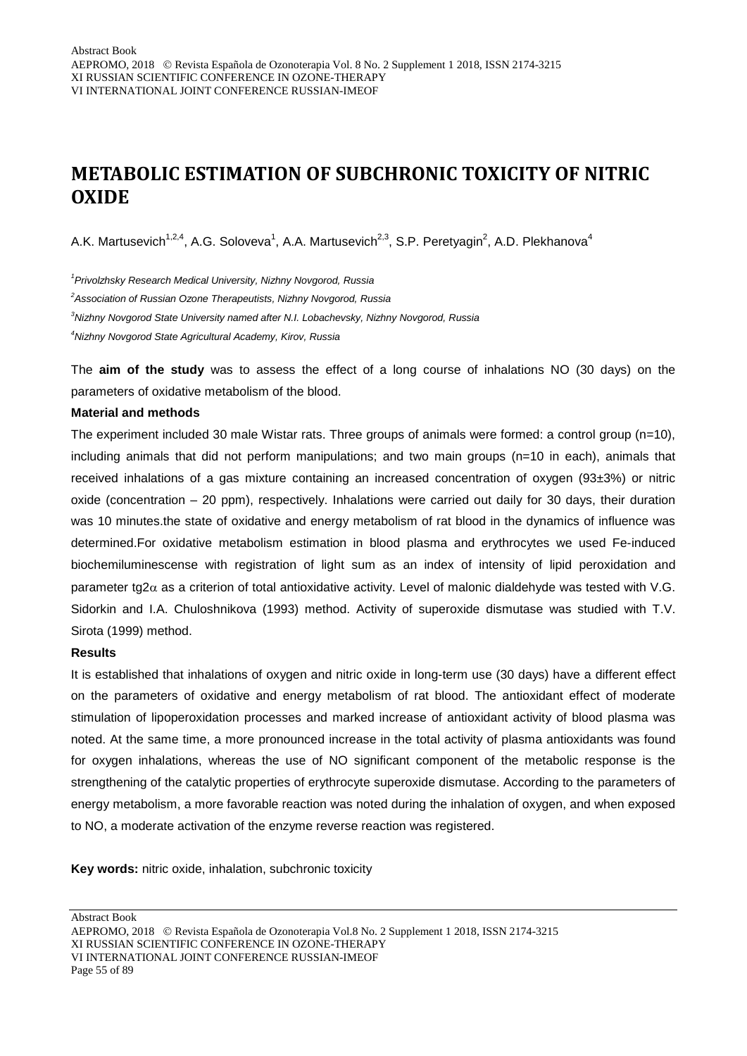# METABOLIC ESTIMATION OF SUBCHRONIC TOXICITY OF NITRIC OXIDE

A.K. Martusevich[1,2,4], A.G. Soloveva[1], A.A. Martusevich[2,3], S.P. Peretyagin[2], A.D. Plekhanova[4]

*[1]Privolzhsky Research Medical University, Nizhny Novgorod, Russia*

*[2]Association of Russian Ozone Therapeutists, Nizhny Novgorod, Russia*

*[3]Nizhny Novgorod State University named after N.I. Lobachevsky, Nizhny Novgorod, Russia*

*[4]Nizhny Novgorod State Agricultural Academy, Kirov, Russia*

The **aim of the study** was to assess the effect of a long course of inhalations NO (30 days) on the parameters of oxidative metabolism of the blood.

**Material and methods**

The experiment included 30 male Wistar rats. Three groups of animals were formed: a control group (n=10), including animals that did not perform manipulations; and two main groups (n=10 in each), animals that received inhalations of a gas mixture containing an increased concentration of oxygen (93±3%) or nitric oxide (concentration – 20 ppm), respectively. Inhalations were carried out daily for 30 days, their duration was 10 minutes.the state of oxidative and energy metabolism of rat blood in the dynamics of influence was determined.For oxidative metabolism estimation in blood plasma and erythrocytes we used Fe-induced biochemiluminescense with registration of light sum as an index of intensity of lipid peroxidation and parameter tg2$\alpha$ as a criterion of total antioxidative activity. Level of malonic dialdehyde was tested with V.G. Sidorkin and I.A. Chuloshnikova (1993) method. Activity of superoxide dismutase was studied with T.V. Sirota (1999) method.

**Results**

It is established that inhalations of oxygen and nitric oxide in long-term use (30 days) have a different effect on the parameters of oxidative and energy metabolism of rat blood. The antioxidant effect of moderate stimulation of lipoperoxidation processes and marked increase of antioxidant activity of blood plasma was noted. At the same time, a more pronounced increase in the total activity of plasma antioxidants was found for oxygen inhalations, whereas the use of NO significant component of the metabolic response is the strengthening of the catalytic properties of erythrocyte superoxide dismutase. According to the parameters of energy metabolism, a more favorable reaction was noted during the inhalation of oxygen, and when exposed to NO, a moderate activation of the enzyme reverse reaction was registered.

**Key words:** nitric oxide, inhalation, subchronic toxicity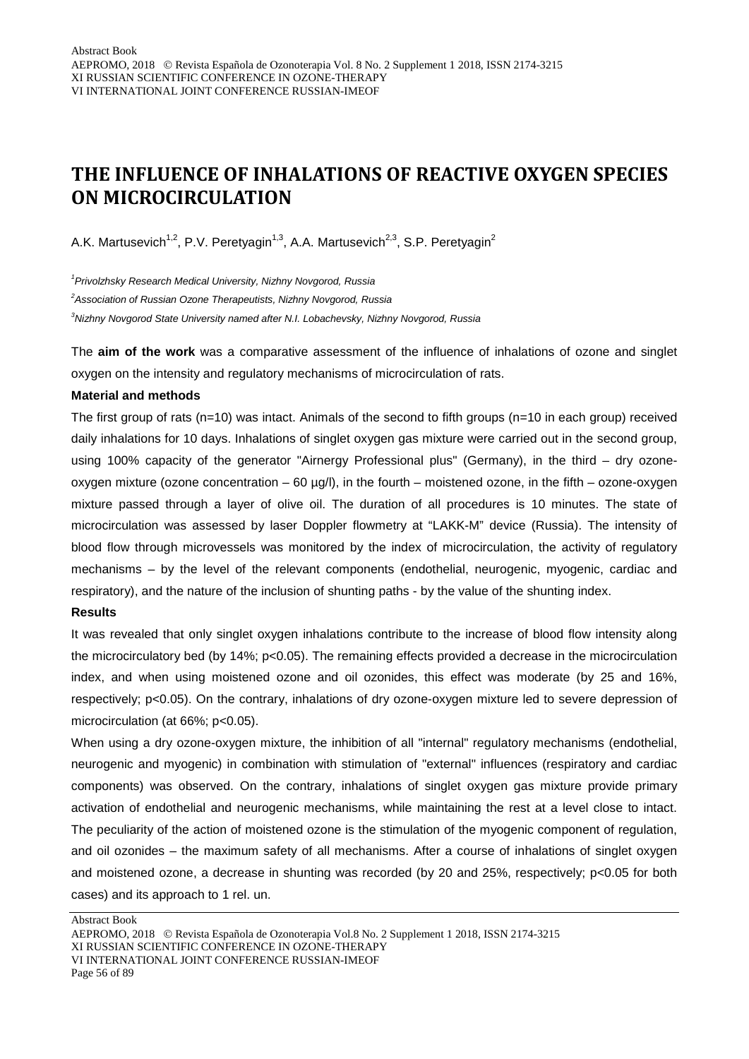# THE INFLUENCE OF INHALATIONS OF REACTIVE OXYGEN SPECIES ON MICROCIRCULATION

A.K. Martusevich[1,2], P.V. Peretyagin[1,3], A.A. Martusevich[2,3], S.P. Peretyagin[2]

*[1]Privolzhsky Research Medical University, Nizhny Novgorod, Russia*

*[2]Association of Russian Ozone Therapeutists, Nizhny Novgorod, Russia*

*[3]Nizhny Novgorod State University named after N.I. Lobachevsky, Nizhny Novgorod, Russia*

The **aim of the work** was a comparative assessment of the influence of inhalations of ozone and singlet oxygen on the intensity and regulatory mechanisms of microcirculation of rats.

**Material and methods**

The first group of rats (n=10) was intact. Animals of the second to fifth groups (n=10 in each group) received daily inhalations for 10 days. Inhalations of singlet oxygen gas mixture were carried out in the second group, using 100% capacity of the generator "Airnergy Professional plus" (Germany), in the third – dry ozone-oxygen mixture (ozone concentration – 60 μg/l), in the fourth – moistened ozone, in the fifth – ozone-oxygen mixture passed through a layer of olive oil. The duration of all procedures is 10 minutes. The state of microcirculation was assessed by laser Doppler flowmetry at "LAKK-M" device (Russia). The intensity of blood flow through microvessels was monitored by the index of microcirculation, the activity of regulatory mechanisms – by the level of the relevant components (endothelial, neurogenic, myogenic, cardiac and respiratory), and the nature of the inclusion of shunting paths - by the value of the shunting index.

**Results**

It was revealed that only singlet oxygen inhalations contribute to the increase of blood flow intensity along the microcirculatory bed (by 14%; $p<0.05$). The remaining effects provided a decrease in the microcirculation index, and when using moistened ozone and oil ozonides, this effect was moderate (by 25 and 16%, respectively; $p<0.05$). On the contrary, inhalations of dry ozone-oxygen mixture led to severe depression of microcirculation (at 66%; $p<0.05$).

When using a dry ozone-oxygen mixture, the inhibition of all "internal" regulatory mechanisms (endothelial, neurogenic and myogenic) in combination with stimulation of "external" influences (respiratory and cardiac components) was observed. On the contrary, inhalations of singlet oxygen gas mixture provide primary activation of endothelial and neurogenic mechanisms, while maintaining the rest at a level close to intact. The peculiarity of the action of moistened ozone is the stimulation of the myogenic component of regulation, and oil ozonides – the maximum safety of all mechanisms. After a course of inhalations of singlet oxygen and moistened ozone, a decrease in shunting was recorded (by 20 and 25%, respectively; $p<0.05$ for both cases) and its approach to 1 rel. un.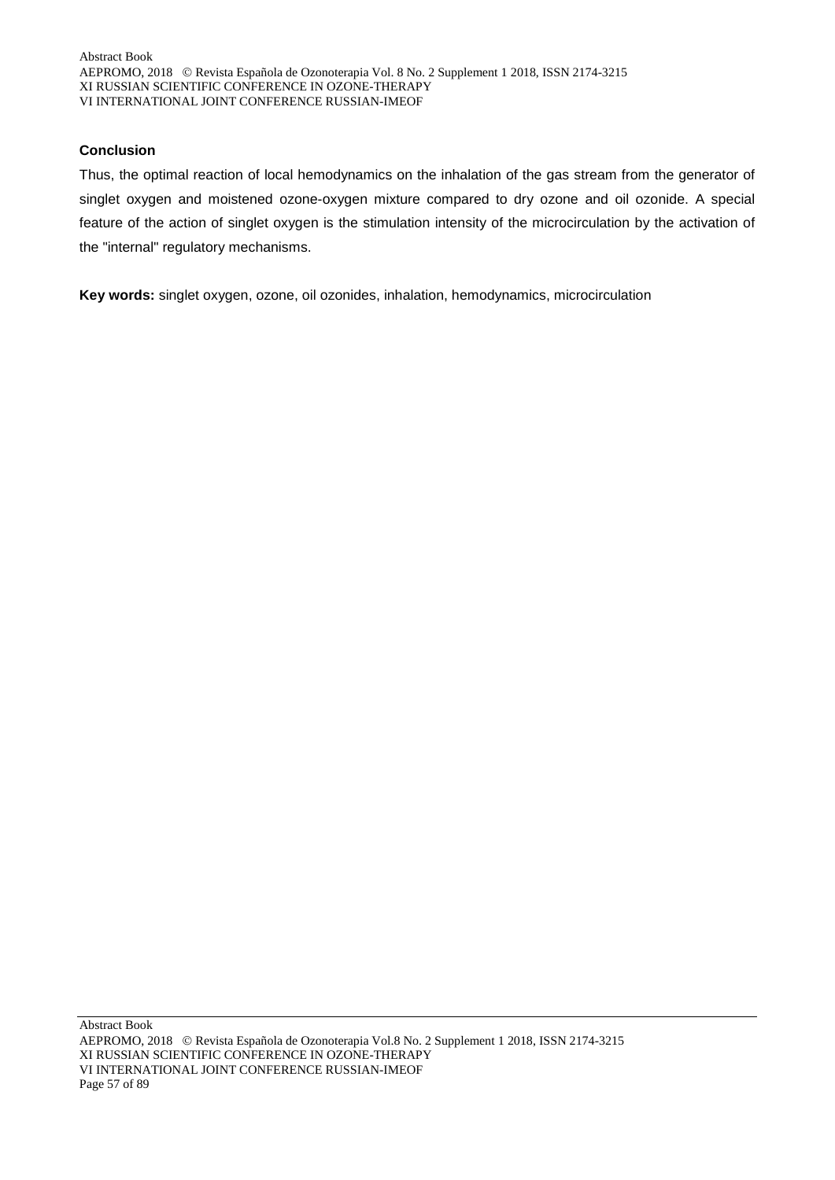**Conclusion**

Thus, the optimal reaction of local hemodynamics on the inhalation of the gas stream from the generator of singlet oxygen and moistened ozone-oxygen mixture compared to dry ozone and oil ozonide. A special feature of the action of singlet oxygen is the stimulation intensity of the microcirculation by the activation of the "internal" regulatory mechanisms.

**Key words:** singlet oxygen, ozone, oil ozonides, inhalation, hemodynamics, microcirculation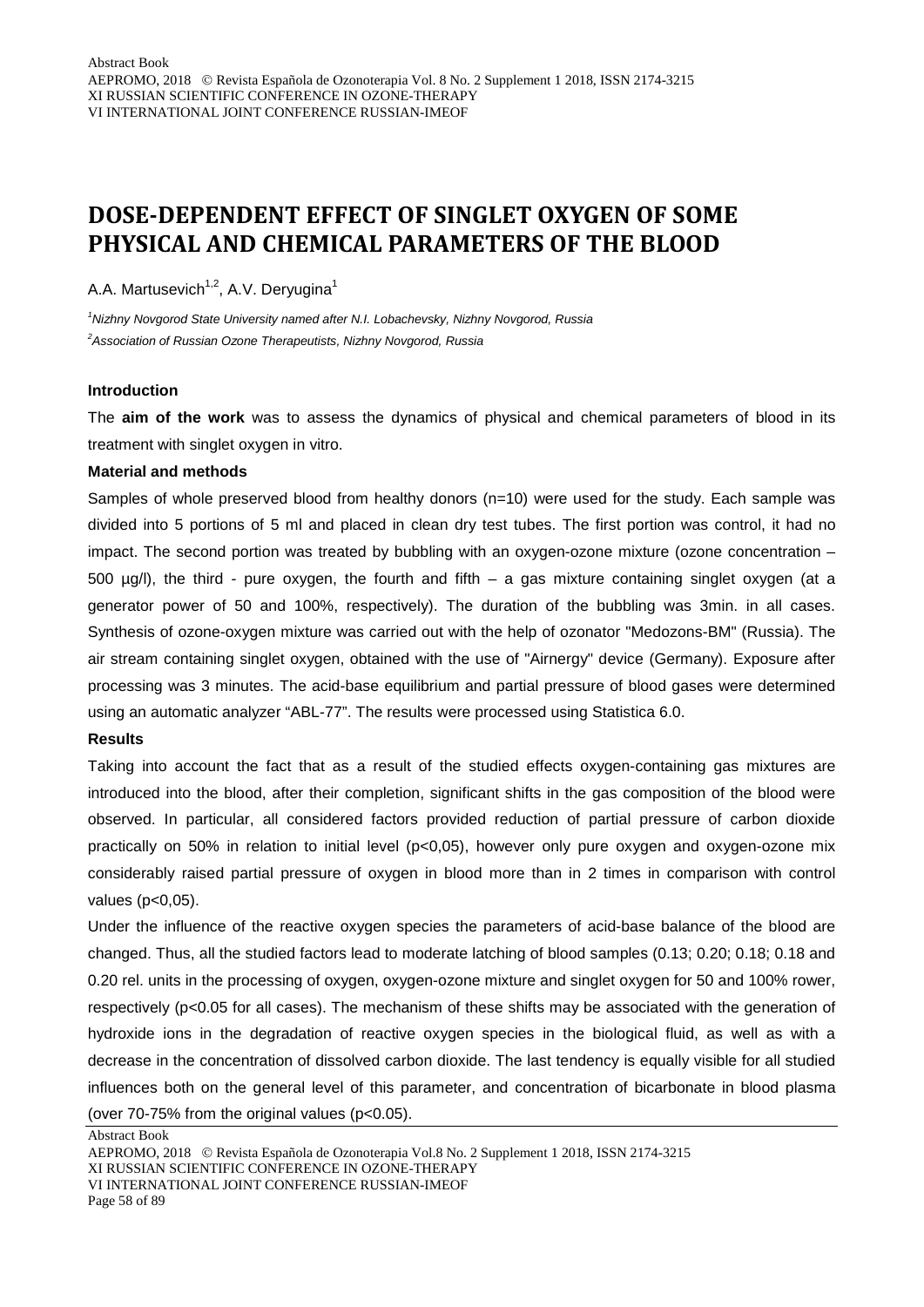# DOSE-DEPENDENT EFFECT OF SINGLET OXYGEN OF SOME PHYSICAL AND CHEMICAL PARAMETERS OF THE BLOOD

A.A. Martusevich[1,2], A.V. Deryugina[1]

*[1]Nizhny Novgorod State University named after N.I. Lobachevsky, Nizhny Novgorod, Russia*

*[2]Association of Russian Ozone Therapeutists, Nizhny Novgorod, Russia*

### Introduction

The **aim of the work** was to assess the dynamics of physical and chemical parameters of blood in its treatment with singlet oxygen in vitro.

### Material and methods

Samples of whole preserved blood from healthy donors (n=10) were used for the study. Each sample was divided into 5 portions of 5 ml and placed in clean dry test tubes. The first portion was control, it had no impact. The second portion was treated by bubbling with an oxygen-ozone mixture (ozone concentration – 500 µg/l), the third - pure oxygen, the fourth and fifth – a gas mixture containing singlet oxygen (at a generator power of 50 and 100%, respectively). The duration of the bubbling was 3min. in all cases. Synthesis of ozone-oxygen mixture was carried out with the help of ozonator "Medozons-BM" (Russia). The air stream containing singlet oxygen, obtained with the use of "Airnergy" device (Germany). Exposure after processing was 3 minutes. The acid-base equilibrium and partial pressure of blood gases were determined using an automatic analyzer "ABL-77". The results were processed using Statistica 6.0.

### Results

Taking into account the fact that as a result of the studied effects oxygen-containing gas mixtures are introduced into the blood, after their completion, significant shifts in the gas composition of the blood were observed. In particular, all considered factors provided reduction of partial pressure of carbon dioxide practically on 50% in relation to initial level ($p<0,05$), however only pure oxygen and oxygen-ozone mix considerably raised partial pressure of oxygen in blood more than in 2 times in comparison with control values ($p<0,05$).

Under the influence of the reactive oxygen species the parameters of acid-base balance of the blood are changed. Thus, all the studied factors lead to moderate latching of blood samples (0.13; 0.20; 0.18; 0.18 and 0.20 rel. units in the processing of oxygen, oxygen-ozone mixture and singlet oxygen for 50 and 100% rower, respectively ($p<0.05$ for all cases). The mechanism of these shifts may be associated with the generation of hydroxide ions in the degradation of reactive oxygen species in the biological fluid, as well as with a decrease in the concentration of dissolved carbon dioxide. The last tendency is equally visible for all studied influences both on the general level of this parameter, and concentration of bicarbonate in blood plasma (over 70-75% from the original values ($p<0.05$).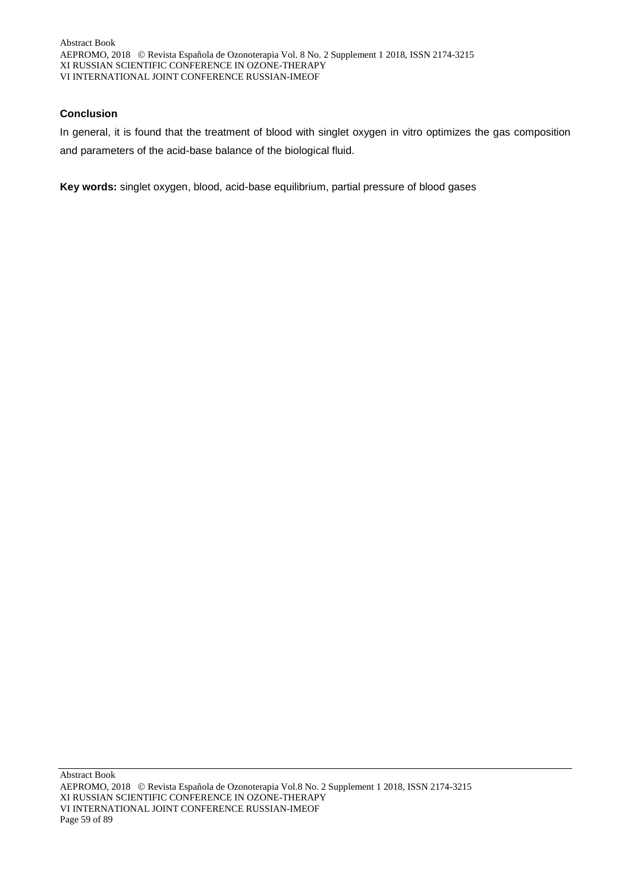### Conclusion

In general, it is found that the treatment of blood with singlet oxygen in vitro optimizes the gas composition and parameters of the acid-base balance of the biological fluid.

**Key words:** singlet oxygen, blood, acid-base equilibrium, partial pressure of blood gases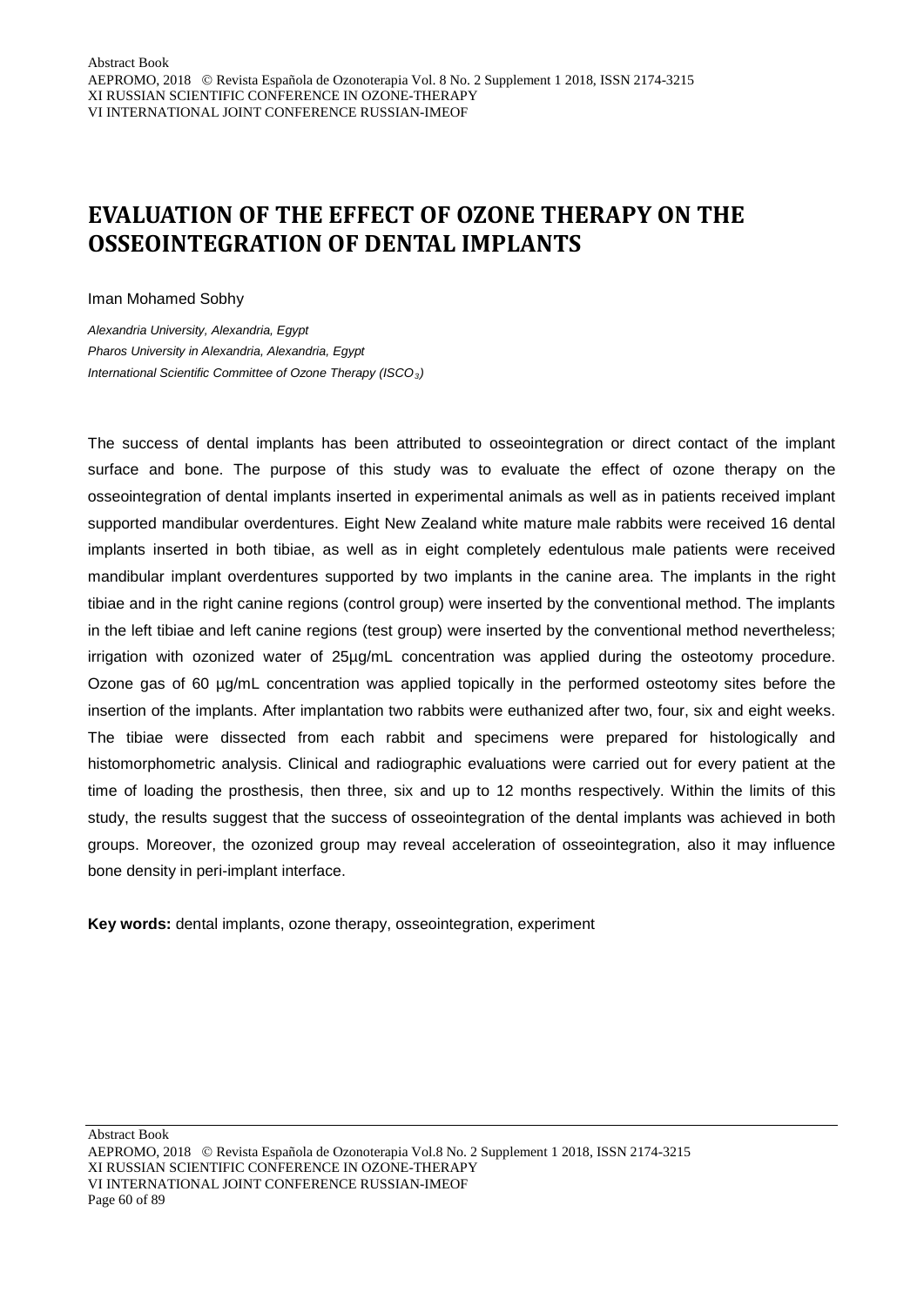# EVALUATION OF THE EFFECT OF OZONE THERAPY ON THE OSSEOINTEGRATION OF DENTAL IMPLANTS

Iman Mohamed Sobhy

*Alexandria University, Alexandria, Egypt*
*Pharos University in Alexandria, Alexandria, Egypt*
*International Scientific Committee of Ozone Therapy (ISCO$_3$)*

The success of dental implants has been attributed to osseointegration or direct contact of the implant surface and bone. The purpose of this study was to evaluate the effect of ozone therapy on the osseointegration of dental implants inserted in experimental animals as well as in patients received implant supported mandibular overdentures. Eight New Zealand white mature male rabbits were received 16 dental implants inserted in both tibiae, as well as in eight completely edentulous male patients were received mandibular implant overdentures supported by two implants in the canine area. The implants in the right tibiae and in the right canine regions (control group) were inserted by the conventional method. The implants in the left tibiae and left canine regions (test group) were inserted by the conventional method nevertheless; irrigation with ozonized water of 25µg/mL concentration was applied during the osteotomy procedure. Ozone gas of 60 µg/mL concentration was applied topically in the performed osteotomy sites before the insertion of the implants. After implantation two rabbits were euthanized after two, four, six and eight weeks. The tibiae were dissected from each rabbit and specimens were prepared for histologically and histomorphometric analysis. Clinical and radiographic evaluations were carried out for every patient at the time of loading the prosthesis, then three, six and up to 12 months respectively. Within the limits of this study, the results suggest that the success of osseointegration of the dental implants was achieved in both groups. Moreover, the ozonized group may reveal acceleration of osseointegration, also it may influence bone density in peri-implant interface.

**Key words:** dental implants, ozone therapy, osseointegration, experiment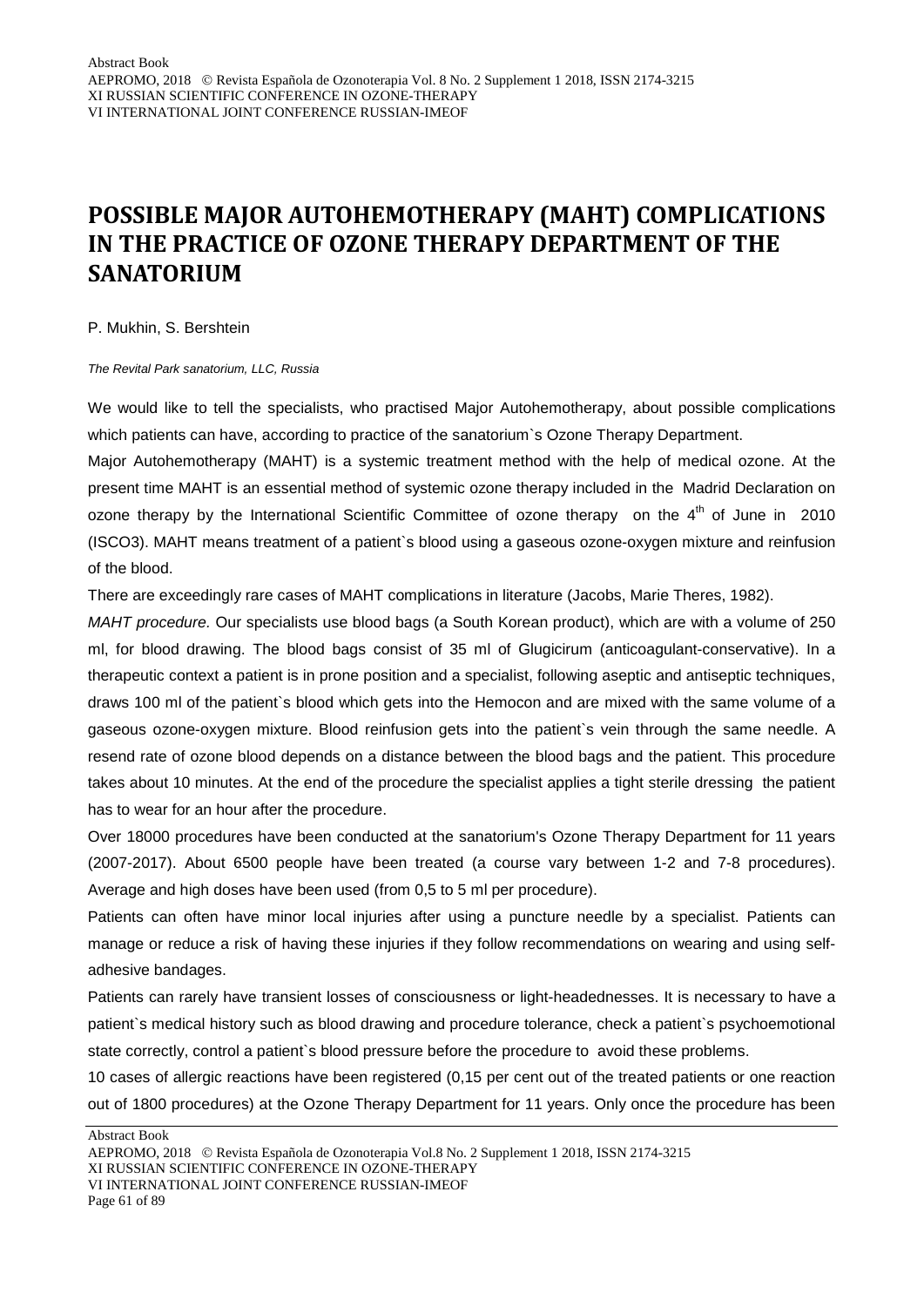# POSSIBLE MAJOR AUTOHEMOTHERAPY (MAHT) COMPLICATIONS IN THE PRACTICE OF OZONE THERAPY DEPARTMENT OF THE SANATORIUM

P. Mukhin, S. Bershtein

*The Revital Park sanatorium, LLC, Russia*

We would like to tell the specialists, who practised Major Autohemotherapy, about possible complications which patients can have, according to practice of the sanatorium`s Ozone Therapy Department.

Major Autohemotherapy (MAHT) is a systemic treatment method with the help of medical ozone. At the present time MAHT is an essential method of systemic ozone therapy included in the Madrid Declaration on ozone therapy by the International Scientific Committee of ozone therapy on the 4th of June in 2010 (ISCO3). MAHT means treatment of a patient`s blood using a gaseous ozone-oxygen mixture and reinfusion of the blood.

There are exceedingly rare cases of MAHT complications in literature (Jacobs, Marie Theres, 1982).

*MAHT procedure.* Our specialists use blood bags (a South Korean product), which are with a volume of 250 ml, for blood drawing. The blood bags consist of 35 ml of Glugicirum (anticoagulant-conservative). In a therapeutic context a patient is in prone position and a specialist, following aseptic and antiseptic techniques, draws 100 ml of the patient`s blood which gets into the Hemocon and are mixed with the same volume of a gaseous ozone-oxygen mixture. Blood reinfusion gets into the patient`s vein through the same needle. A resend rate of ozone blood depends on a distance between the blood bags and the patient. This procedure takes about 10 minutes. At the end of the procedure the specialist applies a tight sterile dressing the patient has to wear for an hour after the procedure.

Over 18000 procedures have been conducted at the sanatorium's Ozone Therapy Department for 11 years (2007-2017). About 6500 people have been treated (a course vary between 1-2 and 7-8 procedures). Average and high doses have been used (from 0,5 to 5 ml per procedure).

Patients can often have minor local injuries after using a puncture needle by a specialist. Patients can manage or reduce a risk of having these injuries if they follow recommendations on wearing and using self-adhesive bandages.

Patients can rarely have transient losses of consciousness or light-headednesses. It is necessary to have a patient`s medical history such as blood drawing and procedure tolerance, check a patient`s psychoemotional state correctly, control a patient`s blood pressure before the procedure to avoid these problems.

10 cases of allergic reactions have been registered (0,15 per cent out of the treated patients or one reaction out of 1800 procedures) at the Ozone Therapy Department for 11 years. Only once the procedure has been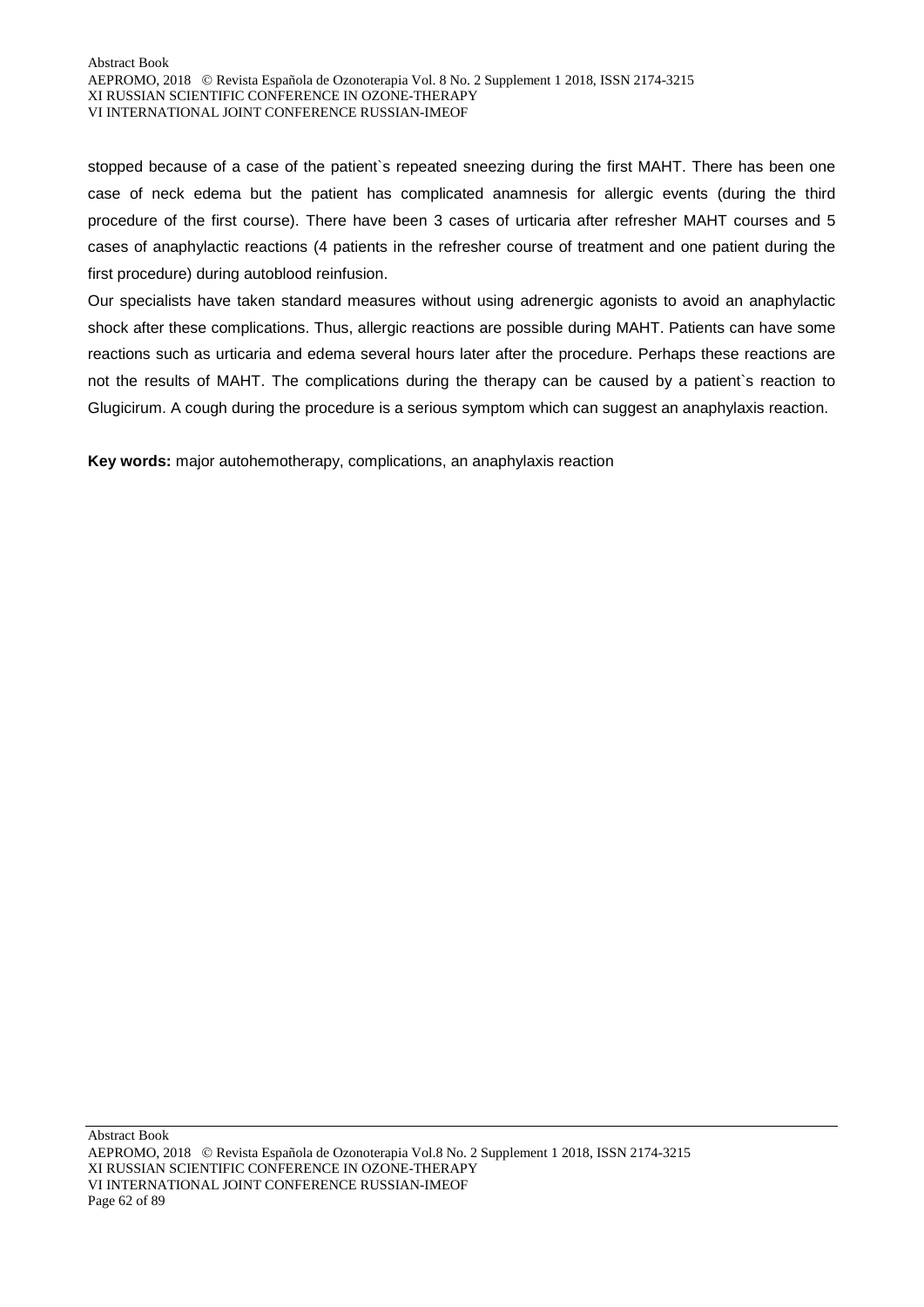stopped because of a case of the patient`s repeated sneezing during the first MAHT. There has been one case of neck edema but the patient has complicated anamnesis for allergic events (during the third procedure of the first course). There have been 3 cases of urticaria after refresher MAHT courses and 5 cases of anaphylactic reactions (4 patients in the refresher course of treatment and one patient during the first procedure) during autoblood reinfusion.

Our specialists have taken standard measures without using adrenergic agonists to avoid an anaphylactic shock after these complications. Thus, allergic reactions are possible during MAHT. Patients can have some reactions such as urticaria and edema several hours later after the procedure. Perhaps these reactions are not the results of MAHT. The complications during the therapy can be caused by a patient`s reaction to Glugicirum. A cough during the procedure is a serious symptom which can suggest an anaphylaxis reaction.

**Key words:** major autohemotherapy, complications, an anaphylaxis reaction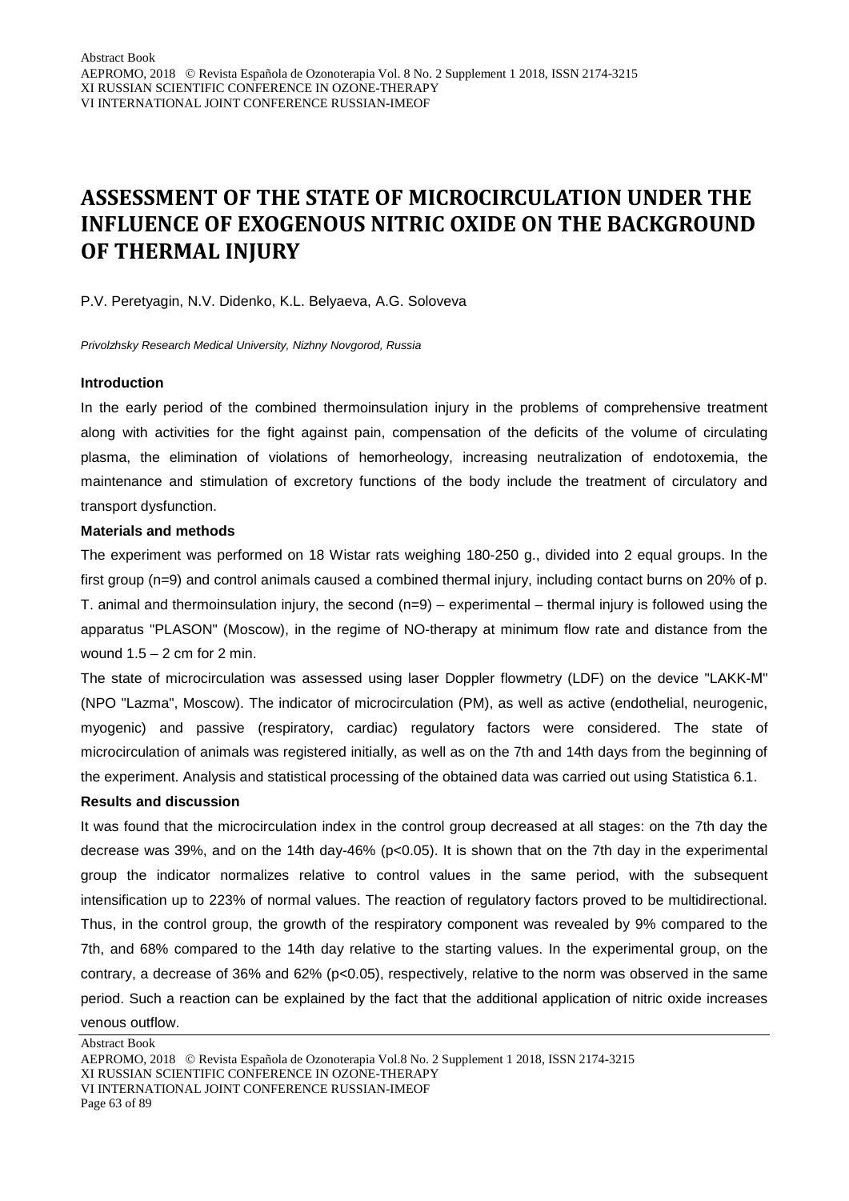# ASSESSMENT OF THE STATE OF MICROCIRCULATION UNDER THE INFLUENCE OF EXOGENOUS NITRIC OXIDE ON THE BACKGROUND OF THERMAL INJURY

P.V. Peretyagin, N.V. Didenko, K.L. Belyaeva, A.G. Soloveva

*Privolzhsky Research Medical University, Nizhny Novgorod, Russia*

**Introduction**

In the early period of the combined thermoinsulation injury in the problems of comprehensive treatment along with activities for the fight against pain, compensation of the deficits of the volume of circulating plasma, the elimination of violations of hemorheology, increasing neutralization of endotoxemia, the maintenance and stimulation of excretory functions of the body include the treatment of circulatory and transport dysfunction.

**Materials and methods**

The experiment was performed on 18 Wistar rats weighing 180-250 g., divided into 2 equal groups. In the first group (n=9) and control animals caused a combined thermal injury, including contact burns on 20% of p. T. animal and thermoinsulation injury, the second (n=9) – experimental – thermal injury is followed using the apparatus "PLASON" (Moscow), in the regime of NO-therapy at minimum flow rate and distance from the wound 1.5 – 2 cm for 2 min.

The state of microcirculation was assessed using laser Doppler flowmetry (LDF) on the device "LAKK-M" (NPO "Lazma", Moscow). The indicator of microcirculation (PM), as well as active (endothelial, neurogenic, myogenic) and passive (respiratory, cardiac) regulatory factors were considered. The state of microcirculation of animals was registered initially, as well as on the 7th and 14th days from the beginning of the experiment. Analysis and statistical processing of the obtained data was carried out using Statistica 6.1.

**Results and discussion**

It was found that the microcirculation index in the control group decreased at all stages: on the 7th day the decrease was 39%, and on the 14th day-46% ($p<0.05$). It is shown that on the 7th day in the experimental group the indicator normalizes relative to control values in the same period, with the subsequent intensification up to 223% of normal values. The reaction of regulatory factors proved to be multidirectional. Thus, in the control group, the growth of the respiratory component was revealed by 9% compared to the 7th, and 68% compared to the 14th day relative to the starting values. In the experimental group, on the contrary, a decrease of 36% and 62% ($p<0.05$), respectively, relative to the norm was observed in the same period. Such a reaction can be explained by the fact that the additional application of nitric oxide increases venous outflow.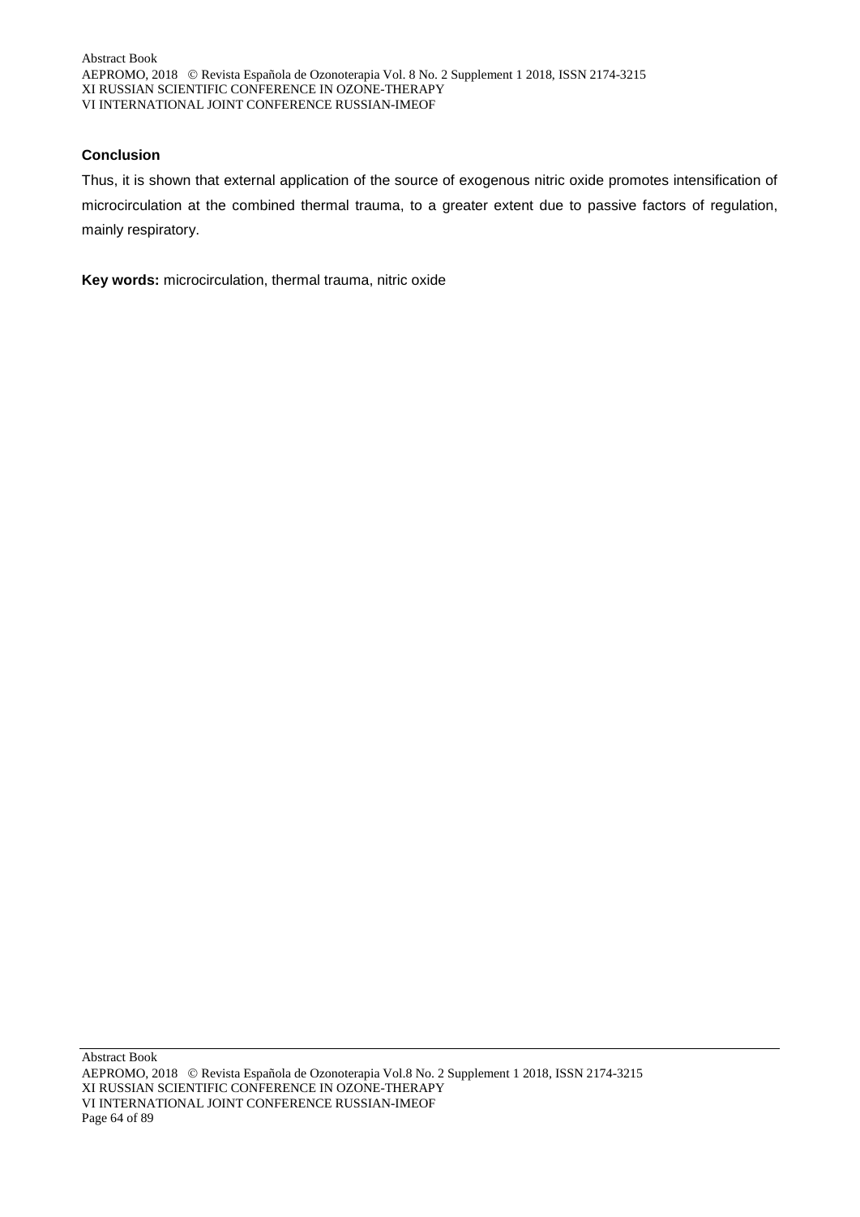### Conclusion

Thus, it is shown that external application of the source of exogenous nitric oxide promotes intensification of microcirculation at the combined thermal trauma, to a greater extent due to passive factors of regulation, mainly respiratory.

**Key words:** microcirculation, thermal trauma, nitric oxide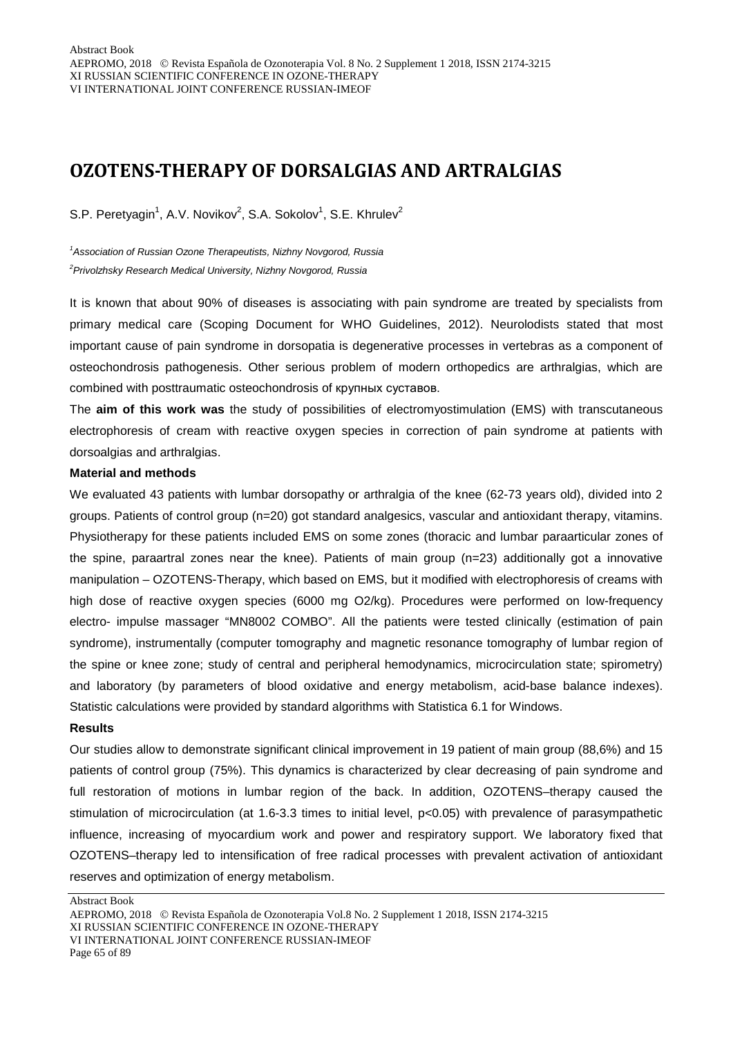# OZOTENS-THERAPY OF DORSALGIAS AND ARTRALGIAS

S.P. Peretyagin[1], A.V. Novikov[2], S.A. Sokolov[1], S.E. Khrulev[2]

*[1]Association of Russian Ozone Therapeutists, Nizhny Novgorod, Russia*

*[2]Privolzhsky Research Medical University, Nizhny Novgorod, Russia*

It is known that about 90% of diseases is associating with pain syndrome are treated by specialists from primary medical care (Scoping Document for WHO Guidelines, 2012). Neurolodists stated that most important cause of pain syndrome in dorsopatia is degenerative processes in vertebras as a component of osteochondrosis pathogenesis. Other serious problem of modern orthopedics are arthralgias, which are combined with posttraumatic osteochondrosis of крупных суставов.

The **aim of this work was** the study of possibilities of electromyostimulation (EMS) with transcutaneous electrophoresis of cream with reactive oxygen species in correction of pain syndrome at patients with dorsoalgias and arthralgias.

**Material and methods**

We evaluated 43 patients with lumbar dorsopathy or arthralgia of the knee (62-73 years old), divided into 2 groups. Patients of control group (n=20) got standard analgesics, vascular and antioxidant therapy, vitamins. Physiotherapy for these patients included EMS on some zones (thoracic and lumbar paraarticular zones of the spine, paraartral zones near the knee). Patients of main group (n=23) additionally got a innovative manipulation – OZOTENS-Therapy, which based on EMS, but it modified with electrophoresis of creams with high dose of reactive oxygen species (6000 mg $O_2$/kg). Procedures were performed on low-frequency electro- impulse massager "MN8002 COMBO". All the patients were tested clinically (estimation of pain syndrome), instrumentally (computer tomography and magnetic resonance tomography of lumbar region of the spine or knee zone; study of central and peripheral hemodynamics, microcirculation state; spirometry) and laboratory (by parameters of blood oxidative and energy metabolism, acid-base balance indexes). Statistic calculations were provided by standard algorithms with Statistica 6.1 for Windows.

**Results**

Our studies allow to demonstrate significant clinical improvement in 19 patient of main group (88,6%) and 15 patients of control group (75%). This dynamics is characterized by clear decreasing of pain syndrome and full restoration of motions in lumbar region of the back. In addition, OZOTENS–therapy caused the stimulation of microcirculation (at 1.6-3.3 times to initial level, $p<0.05$) with prevalence of parasympathetic influence, increasing of myocardium work and power and respiratory support. We laboratory fixed that OZOTENS–therapy led to intensification of free radical processes with prevalent activation of antioxidant reserves and optimization of energy metabolism.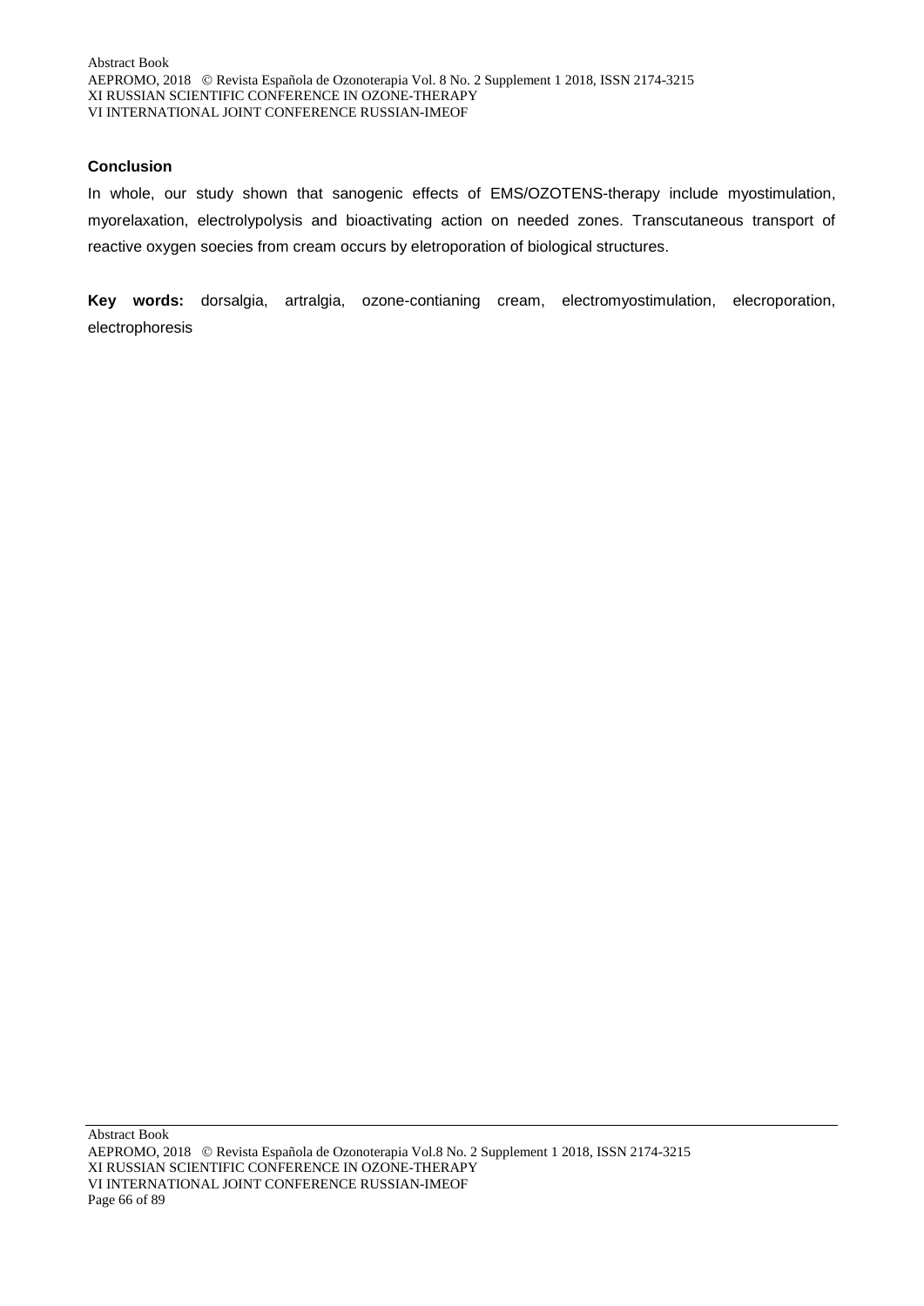### Conclusion

In whole, our study shown that sanogenic effects of EMS/OZOTENS-therapy include myostimulation, myorelaxation, electrolypolysis and bioactivating action on needed zones. Transcutaneous transport of reactive oxygen soecies from cream occurs by eletroporation of biological structures.

**Key words:** dorsalgia, artralgia, ozone-contianing cream, electromyostimulation, elecroporation, electrophoresis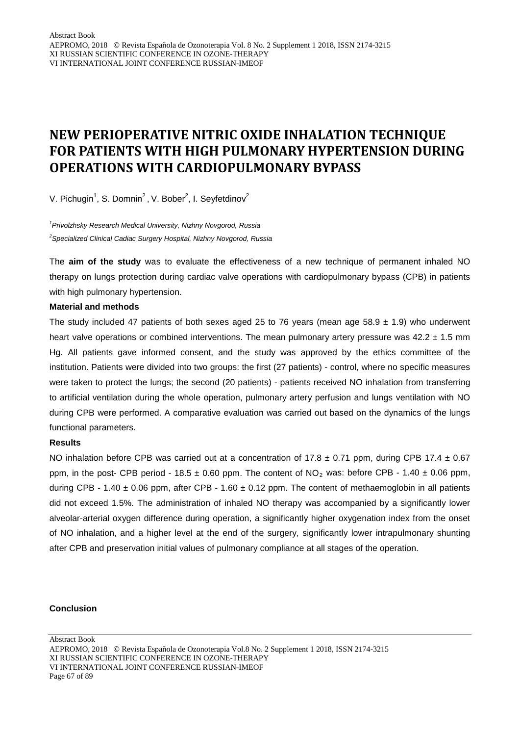# NEW PERIOPERATIVE NITRIC OXIDE INHALATION TECHNIQUE FOR PATIENTS WITH HIGH PULMONARY HYPERTENSION DURING OPERATIONS WITH CARDIOPULMONARY BYPASS

V. Pichugin[1], S. Domnin[2], V. Bober[2], I. Seyfetdinov[2]

[1] *Privolzhsky Research Medical University, Nizhny Novgorod, Russia*

[2] *Specialized Clinical Cadiac Surgery Hospital, Nizhny Novgorod, Russia*

The **aim of the study** was to evaluate the effectiveness of a new technique of permanent inhaled NO therapy on lungs protection during cardiac valve operations with cardiopulmonary bypass (CPB) in patients with high pulmonary hypertension.

**Material and methods**

The study included 47 patients of both sexes aged 25 to 76 years (mean age 58.9 ± 1.9) who underwent heart valve operations or combined interventions. The mean pulmonary artery pressure was 42.2 ± 1.5 mm Hg. All patients gave informed consent, and the study was approved by the ethics committee of the institution. Patients were divided into two groups: the first (27 patients) - control, where no specific measures were taken to protect the lungs; the second (20 patients) - patients received NO inhalation from transferring to artificial ventilation during the whole operation, pulmonary artery perfusion and lungs ventilation with NO during CPB were performed. A comparative evaluation was carried out based on the dynamics of the lungs functional parameters.

**Results**

NO inhalation before CPB was carried out at a concentration of 17.8 ± 0.71 ppm, during CPB 17.4 ± 0.67 ppm, in the post- CPB period - 18.5 ± 0.60 ppm. The content of $NO_2$ was: before CPB - 1.40 ± 0.06 ppm, during CPB - 1.40 ± 0.06 ppm, after CPB - 1.60 ± 0.12 ppm. The content of methaemoglobin in all patients did not exceed 1.5%. The administration of inhaled NO therapy was accompanied by a significantly lower alveolar-arterial oxygen difference during operation, a significantly higher oxygenation index from the onset of NO inhalation, and a higher level at the end of the surgery, significantly lower intrapulmonary shunting after CPB and preservation initial values of pulmonary compliance at all stages of the operation.

**Conclusion**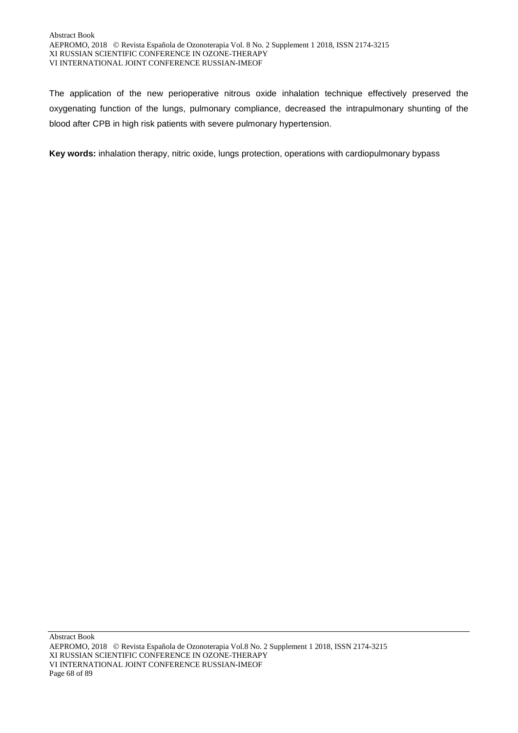The application of the new perioperative nitrous oxide inhalation technique effectively preserved the oxygenating function of the lungs, pulmonary compliance, decreased the intrapulmonary shunting of the blood after CPB in high risk patients with severe pulmonary hypertension.

**Key words:** inhalation therapy, nitric oxide, lungs protection, operations with cardiopulmonary bypass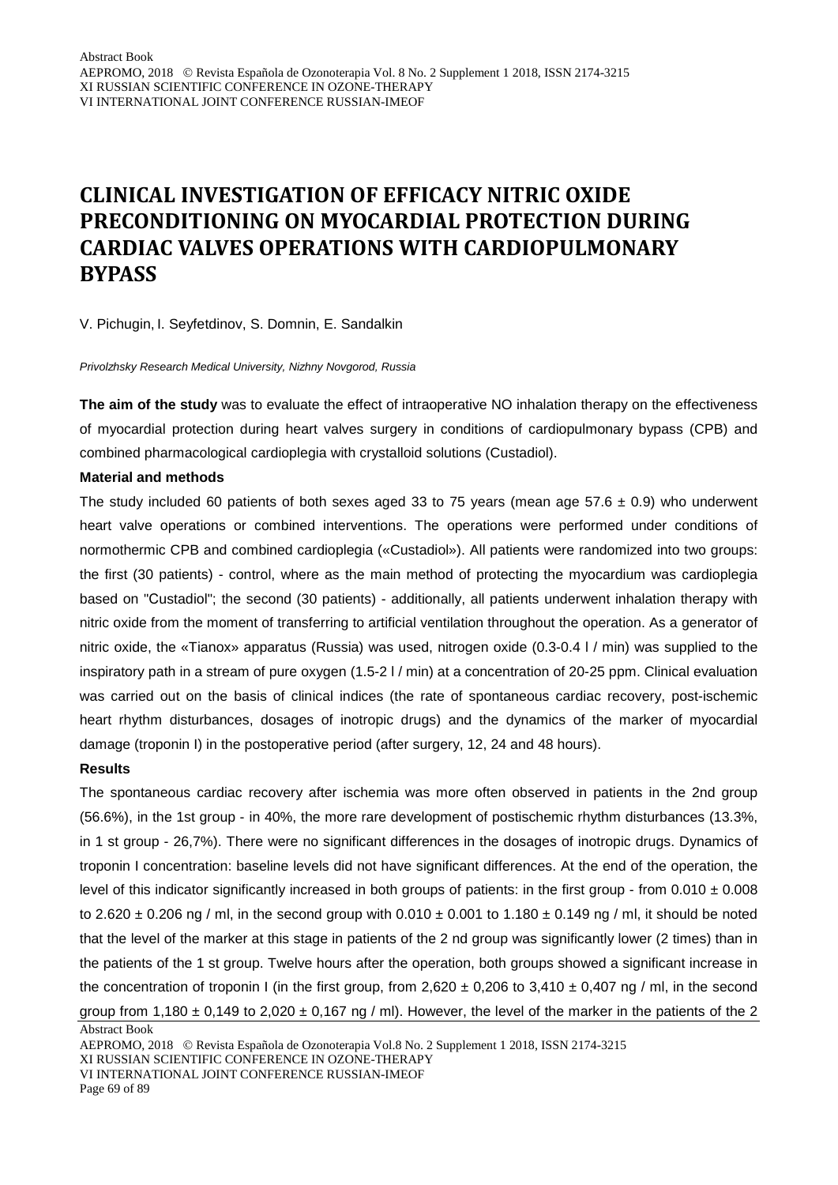# CLINICAL INVESTIGATION OF EFFICACY NITRIC OXIDE PRECONDITIONING ON MYOCARDIAL PROTECTION DURING CARDIAC VALVES OPERATIONS WITH CARDIOPULMONARY BYPASS

V. Pichugin, I. Seyfetdinov, S. Domnin, E. Sandalkin

*Privolzhsky Research Medical University, Nizhny Novgorod, Russia*

**The aim of the study** was to evaluate the effect of intraoperative NO inhalation therapy on the effectiveness of myocardial protection during heart valves surgery in conditions of cardiopulmonary bypass (CPB) and combined pharmacological cardioplegia with crystalloid solutions (Custadiol).

**Material and methods**

The study included 60 patients of both sexes aged 33 to 75 years (mean age 57.6 ± 0.9) who underwent heart valve operations or combined interventions. The operations were performed under conditions of normothermic CPB and combined cardioplegia («Custadiol»). All patients were randomized into two groups: the first (30 patients) - control, where as the main method of protecting the myocardium was cardioplegia based on "Custadiol"; the second (30 patients) - additionally, all patients underwent inhalation therapy with nitric oxide from the moment of transferring to artificial ventilation throughout the operation. As a generator of nitric oxide, the «Tianox» apparatus (Russia) was used, nitrogen oxide (0.3-0.4 l / min) was supplied to the inspiratory path in a stream of pure oxygen (1.5-2 l / min) at a concentration of 20-25 ppm. Clinical evaluation was carried out on the basis of clinical indices (the rate of spontaneous cardiac recovery, post-ischemic heart rhythm disturbances, dosages of inotropic drugs) and the dynamics of the marker of myocardial damage (troponin I) in the postoperative period (after surgery, 12, 24 and 48 hours).

**Results**

The spontaneous cardiac recovery after ischemia was more often observed in patients in the 2nd group (56.6%), in the 1st group - in 40%, the more rare development of postischemic rhythm disturbances (13.3%, in 1 st group - 26,7%). There were no significant differences in the dosages of inotropic drugs. Dynamics of troponin I concentration: baseline levels did not have significant differences. At the end of the operation, the level of this indicator significantly increased in both groups of patients: in the first group - from 0.010 ± 0.008 to 2.620 ± 0.206 ng / ml, in the second group with 0.010 ± 0.001 to 1.180 ± 0.149 ng / ml, it should be noted that the level of the marker at this stage in patients of the 2 nd group was significantly lower (2 times) than in the patients of the 1 st group. Twelve hours after the operation, both groups showed a significant increase in the concentration of troponin I (in the first group, from 2,620 ± 0,206 to 3,410 ± 0,407 ng / ml, in the second group from 1,180 ± 0,149 to 2,020 ± 0,167 ng / ml). However, the level of the marker in the patients of the 2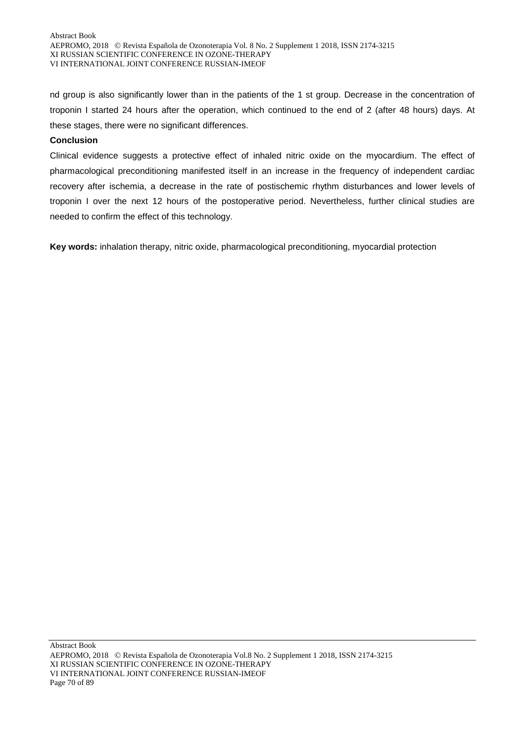nd group is also significantly lower than in the patients of the 1 st group. Decrease in the concentration of troponin I started 24 hours after the operation, which continued to the end of 2 (after 48 hours) days. At these stages, there were no significant differences.

**Conclusion**

Clinical evidence suggests a protective effect of inhaled nitric oxide on the myocardium. The effect of pharmacological preconditioning manifested itself in an increase in the frequency of independent cardiac recovery after ischemia, a decrease in the rate of postischemic rhythm disturbances and lower levels of troponin I over the next 12 hours of the postoperative period. Nevertheless, further clinical studies are needed to confirm the effect of this technology.

**Key words:** inhalation therapy, nitric oxide, pharmacological preconditioning, myocardial protection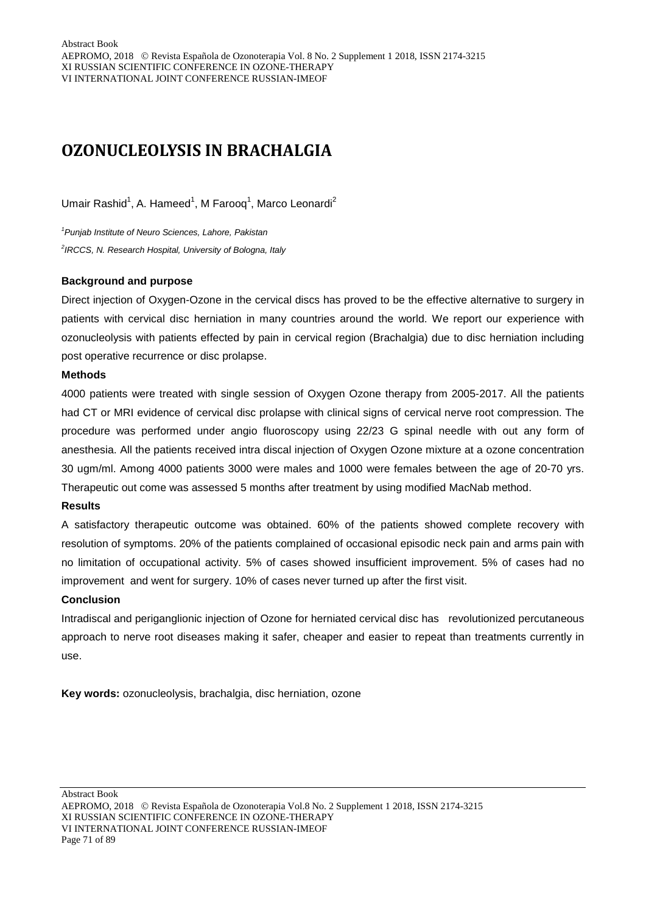# OZONUCLEOLYSIS IN BRACHALGIA

Umair Rashid[1], A. Hameed[1], M Farooq[1], Marco Leonardi[2]

*[1]Punjab Institute of Neuro Sciences, Lahore, Pakistan*

*[2]IRCCS, N. Research Hospital, University of Bologna, Italy*

**Background and purpose**

Direct injection of Oxygen-Ozone in the cervical discs has proved to be the effective alternative to surgery in patients with cervical disc herniation in many countries around the world. We report our experience with ozonucleolysis with patients effected by pain in cervical region (Brachalgia) due to disc herniation including post operative recurrence or disc prolapse.

**Methods**

4000 patients were treated with single session of Oxygen Ozone therapy from 2005-2017. All the patients had CT or MRI evidence of cervical disc prolapse with clinical signs of cervical nerve root compression. The procedure was performed under angio fluoroscopy using 22/23 G spinal needle with out any form of anesthesia. All the patients received intra discal injection of Oxygen Ozone mixture at a ozone concentration 30 ugm/ml. Among 4000 patients 3000 were males and 1000 were females between the age of 20-70 yrs. Therapeutic out come was assessed 5 months after treatment by using modified MacNab method.

**Results**

A satisfactory therapeutic outcome was obtained. 60% of the patients showed complete recovery with resolution of symptoms. 20% of the patients complained of occasional episodic neck pain and arms pain with no limitation of occupational activity. 5% of cases showed insufficient improvement. 5% of cases had no improvement and went for surgery. 10% of cases never turned up after the first visit.

**Conclusion**

Intradiscal and periganglionic injection of Ozone for herniated cervical disc has revolutionized percutaneous approach to nerve root diseases making it safer, cheaper and easier to repeat than treatments currently in use.

**Key words:** ozonucleolysis, brachalgia, disc herniation, ozone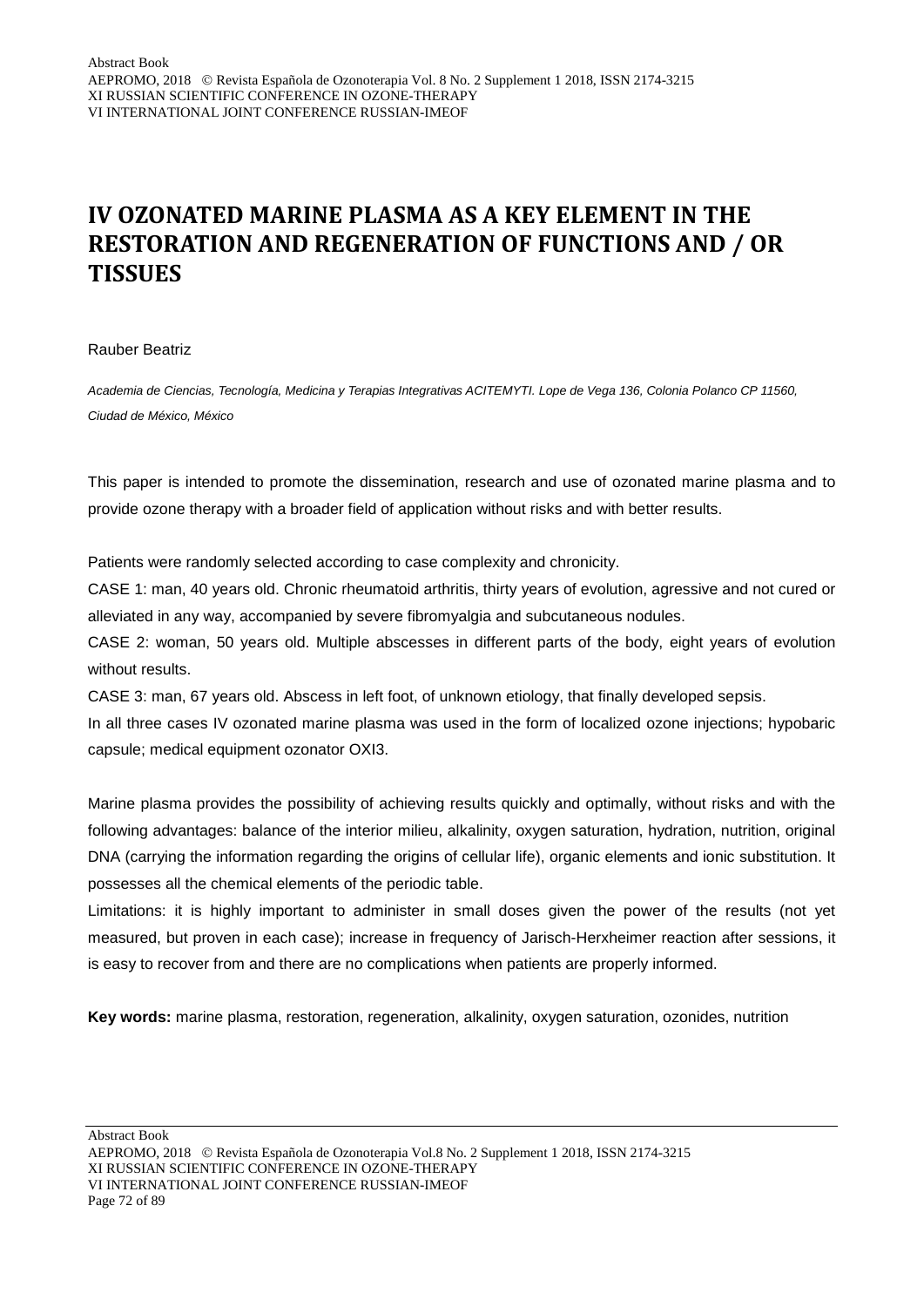# IV OZONATED MARINE PLASMA AS A KEY ELEMENT IN THE RESTORATION AND REGENERATION OF FUNCTIONS AND / OR TISSUES

Rauber Beatriz

*Academia de Ciencias, Tecnología, Medicina y Terapias Integrativas ACITEMYTI. Lope de Vega 136, Colonia Polanco CP 11560, Ciudad de México, México*

This paper is intended to promote the dissemination, research and use of ozonated marine plasma and to provide ozone therapy with a broader field of application without risks and with better results.

Patients were randomly selected according to case complexity and chronicity.

CASE 1: man, 40 years old. Chronic rheumatoid arthritis, thirty years of evolution, agressive and not cured or alleviated in any way, accompanied by severe fibromyalgia and subcutaneous nodules.

CASE 2: woman, 50 years old. Multiple abscesses in different parts of the body, eight years of evolution without results.

CASE 3: man, 67 years old. Abscess in left foot, of unknown etiology, that finally developed sepsis.

In all three cases IV ozonated marine plasma was used in the form of localized ozone injections; hypobaric capsule; medical equipment ozonator OXI3.

Marine plasma provides the possibility of achieving results quickly and optimally, without risks and with the following advantages: balance of the interior milieu, alkalinity, oxygen saturation, hydration, nutrition, original DNA (carrying the information regarding the origins of cellular life), organic elements and ionic substitution. It possesses all the chemical elements of the periodic table.

Limitations: it is highly important to administer in small doses given the power of the results (not yet measured, but proven in each case); increase in frequency of Jarisch-Herxheimer reaction after sessions, it is easy to recover from and there are no complications when patients are properly informed.

**Key words:** marine plasma, restoration, regeneration, alkalinity, oxygen saturation, ozonides, nutrition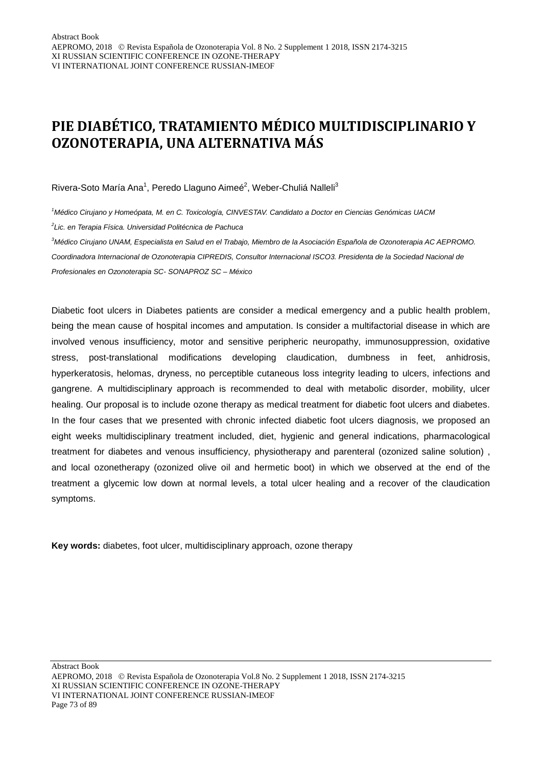# PIE DIABÉTICO, TRATAMIENTO MÉDICO MULTIDISCIPLINARIO Y OZONOTERAPIA, UNA ALTERNATIVA MÁS

Rivera-Soto María Ana[1], Peredo Llaguno Aimeé[2], Weber-Chuliá Nalleli[3]

*[1]Médico Cirujano y Homeópata, M. en C. Toxicología, CINVESTAV. Candidato a Doctor en Ciencias Genómicas UACM*

*[2]Lic. en Terapia Física. Universidad Politécnica de Pachuca*

*[3]Médico Cirujano UNAM, Especialista en Salud en el Trabajo, Miembro de la Asociación Española de Ozonoterapia AC AEPROMO. Coordinadora Internacional de Ozonoterapia CIPREDIS, Consultor Internacional ISCO3. Presidenta de la Sociedad Nacional de Profesionales en Ozonoterapia SC- SONAPROZ SC – México*

Diabetic foot ulcers in Diabetes patients are consider a medical emergency and a public health problem, being the mean cause of hospital incomes and amputation. Is consider a multifactorial disease in which are involved venous insufficiency, motor and sensitive peripheric neuropathy, immunosuppression, oxidative stress, post-translational modifications developing claudication, dumbness in feet, anhidrosis, hyperkeratosis, helomas, dryness, no perceptible cutaneous loss integrity leading to ulcers, infections and gangrene. A multidisciplinary approach is recommended to deal with metabolic disorder, mobility, ulcer healing. Our proposal is to include ozone therapy as medical treatment for diabetic foot ulcers and diabetes. In the four cases that we presented with chronic infected diabetic foot ulcers diagnosis, we proposed an eight weeks multidisciplinary treatment included, diet, hygienic and general indications, pharmacological treatment for diabetes and venous insufficiency, physiotherapy and parenteral (ozonized saline solution) , and local ozonetherapy (ozonized olive oil and hermetic boot) in which we observed at the end of the treatment a glycemic low down at normal levels, a total ulcer healing and a recover of the claudication symptoms.

**Key words:** diabetes, foot ulcer, multidisciplinary approach, ozone therapy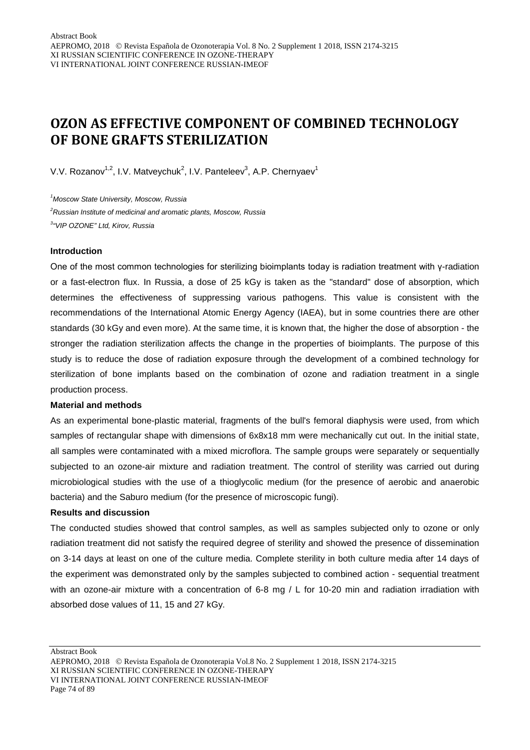# OZON AS EFFECTIVE COMPONENT OF COMBINED TECHNOLOGY OF BONE GRAFTS STERILIZATION

V.V. Rozanov[1,2], I.V. Matveychuk[2], I.V. Panteleev[3], A.P. Chernyaev[1]

*[1]Moscow State University, Moscow, Russia*

*[2]Russian Institute of medicinal and aromatic plants, Moscow, Russia*

*[3]"VIP OZONE" Ltd, Kirov, Russia*

**Introduction**

One of the most common technologies for sterilizing bioimplants today is radiation treatment with γ-radiation or a fast-electron flux. In Russia, a dose of 25 kGy is taken as the "standard" dose of absorption, which determines the effectiveness of suppressing various pathogens. This value is consistent with the recommendations of the International Atomic Energy Agency (IAEA), but in some countries there are other standards (30 kGy and even more). At the same time, it is known that, the higher the dose of absorption - the stronger the radiation sterilization affects the change in the properties of bioimplants. The purpose of this study is to reduce the dose of radiation exposure through the development of a combined technology for sterilization of bone implants based on the combination of ozone and radiation treatment in a single production process.

**Material and methods**

As an experimental bone-plastic material, fragments of the bull's femoral diaphysis were used, from which samples of rectangular shape with dimensions of 6x8x18 mm were mechanically cut out. In the initial state, all samples were contaminated with a mixed microflora. The sample groups were separately or sequentially subjected to an ozone-air mixture and radiation treatment. The control of sterility was carried out during microbiological studies with the use of a thioglycolic medium (for the presence of aerobic and anaerobic bacteria) and the Saburo medium (for the presence of microscopic fungi).

**Results and discussion**

The conducted studies showed that control samples, as well as samples subjected only to ozone or only radiation treatment did not satisfy the required degree of sterility and showed the presence of dissemination on 3-14 days at least on one of the culture media. Complete sterility in both culture media after 14 days of the experiment was demonstrated only by the samples subjected to combined action - sequential treatment with an ozone-air mixture with a concentration of 6-8 mg / L for 10-20 min and radiation irradiation with absorbed dose values of 11, 15 and 27 kGy.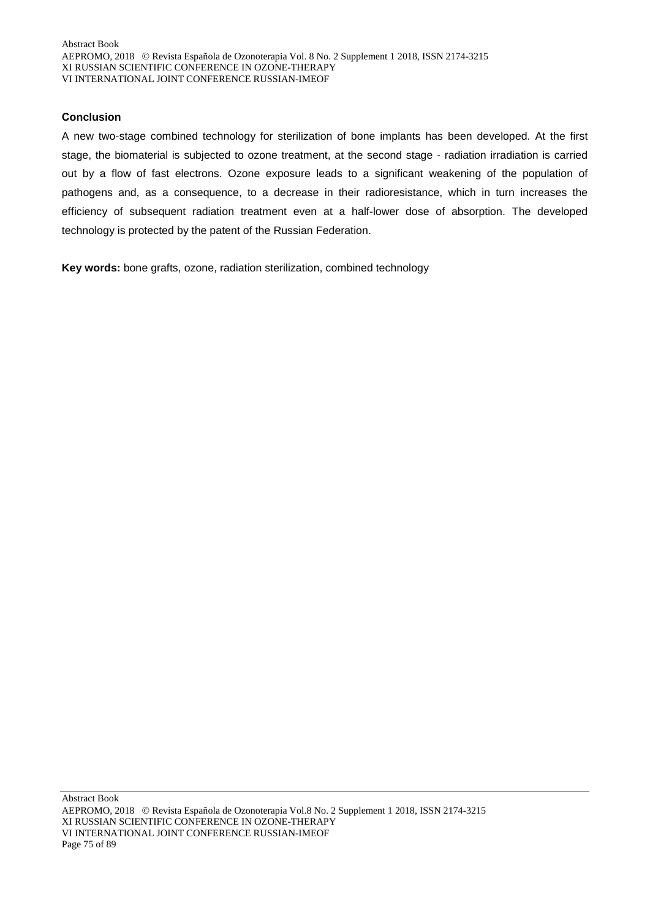### Conclusion

A new two-stage combined technology for sterilization of bone implants has been developed. At the first stage, the biomaterial is subjected to ozone treatment, at the second stage - radiation irradiation is carried out by a flow of fast electrons. Ozone exposure leads to a significant weakening of the population of pathogens and, as a consequence, to a decrease in their radioresistance, which in turn increases the efficiency of subsequent radiation treatment even at a half-lower dose of absorption. The developed technology is protected by the patent of the Russian Federation.

**Key words:** bone grafts, ozone, radiation sterilization, combined technology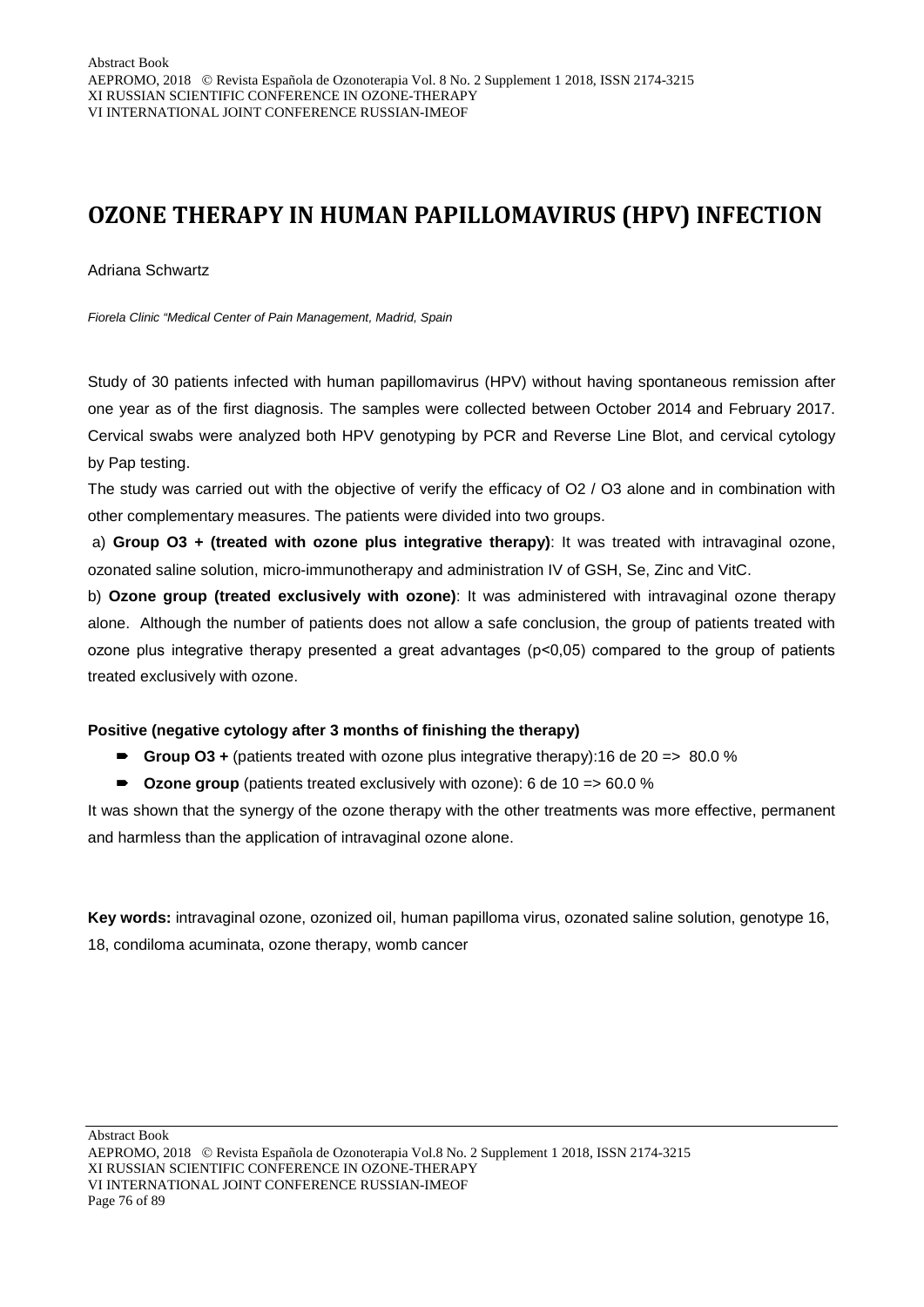# OZONE THERAPY IN HUMAN PAPILLOMAVIRUS (HPV) INFECTION

Adriana Schwartz

*Fiorela Clinic "Medical Center of Pain Management, Madrid, Spain*

Study of 30 patients infected with human papillomavirus (HPV) without having spontaneous remission after one year as of the first diagnosis. The samples were collected between October 2014 and February 2017. Cervical swabs were analyzed both HPV genotyping by PCR and Reverse Line Blot, and cervical cytology by Pap testing.

The study was carried out with the objective of verify the efficacy of $O_2$ / $O_3$ alone and in combination with other complementary measures. The patients were divided into two groups.

a) **Group $O_3$ + (treated with ozone plus integrative therapy)**: It was treated with intravaginal ozone, ozonated saline solution, micro-immunotherapy and administration IV of GSH, Se, Zinc and VitC.

b) **Ozone group (treated exclusively with ozone)**: It was administered with intravaginal ozone therapy alone. Although the number of patients does not allow a safe conclusion, the group of patients treated with ozone plus integrative therapy presented a great advantages ($p<0,05$) compared to the group of patients treated exclusively with ozone.

**Positive (negative cytology after 3 months of finishing the therapy)**

- **Group $O_3$ +** (patients treated with ozone plus integrative therapy):16 de 20 => 80.0 %
- **Ozone group** (patients treated exclusively with ozone): 6 de 10 => 60.0 %

It was shown that the synergy of the ozone therapy with the other treatments was more effective, permanent and harmless than the application of intravaginal ozone alone.

**Key words:** intravaginal ozone, ozonized oil, human papilloma virus, ozonated saline solution, genotype 16, 18, condiloma acuminata, ozone therapy, womb cancer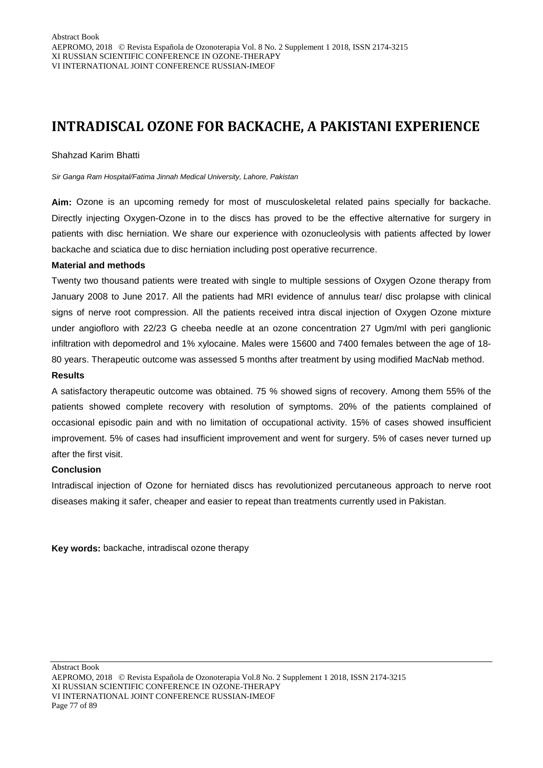# INTRADISCAL OZONE FOR BACKACHE, A PAKISTANI EXPERIENCE

Shahzad Karim Bhatti

*Sir Ganga Ram Hospital/Fatima Jinnah Medical University, Lahore, Pakistan*

**Aim:** Ozone is an upcoming remedy for most of musculoskeletal related pains specially for backache. Directly injecting Oxygen-Ozone in to the discs has proved to be the effective alternative for surgery in patients with disc herniation. We share our experience with ozonucleolysis with patients affected by lower backache and sciatica due to disc herniation including post operative recurrence.

**Material and methods**

Twenty two thousand patients were treated with single to multiple sessions of Oxygen Ozone therapy from January 2008 to June 2017. All the patients had MRI evidence of annulus tear/ disc prolapse with clinical signs of nerve root compression. All the patients received intra discal injection of Oxygen Ozone mixture under angiofloro with 22/23 G cheeba needle at an ozone concentration 27 Ugm/ml with peri ganglionic infiltration with depomedrol and 1% xylocaine. Males were 15600 and 7400 females between the age of 18-80 years. Therapeutic outcome was assessed 5 months after treatment by using modified MacNab method.

**Results**

A satisfactory therapeutic outcome was obtained. 75 % showed signs of recovery. Among them 55% of the patients showed complete recovery with resolution of symptoms. 20% of the patients complained of occasional episodic pain and with no limitation of occupational activity. 15% of cases showed insufficient improvement. 5% of cases had insufficient improvement and went for surgery. 5% of cases never turned up after the first visit.

**Conclusion**

Intradiscal injection of Ozone for herniated discs has revolutionized percutaneous approach to nerve root diseases making it safer, cheaper and easier to repeat than treatments currently used in Pakistan.

**Key words:** backache, intradiscal ozone therapy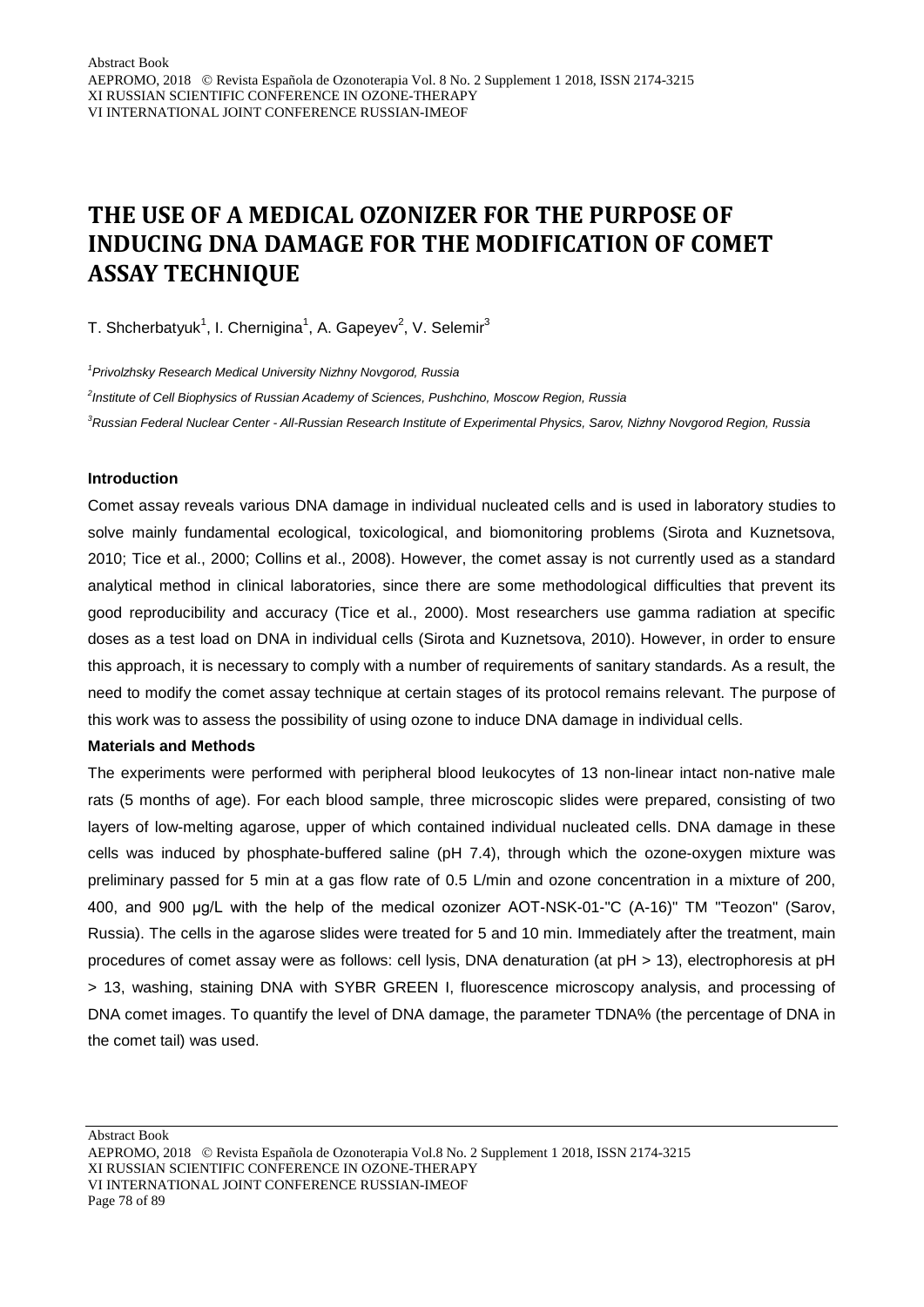# THE USE OF A MEDICAL OZONIZER FOR THE PURPOSE OF INDUCING DNA DAMAGE FOR THE MODIFICATION OF COMET ASSAY TECHNIQUE

T. Shcherbatyuk[1], I. Chernigina[1], A. Gapeyev[2], V. Selemir[3]

*[1]Privolzhsky Research Medical University Nizhny Novgorod, Russia*

*[2]Institute of Cell Biophysics of Russian Academy of Sciences, Pushchino, Moscow Region, Russia*

*[3]Russian Federal Nuclear Center - All-Russian Research Institute of Experimental Physics, Sarov, Nizhny Novgorod Region, Russia*

**Introduction**

Comet assay reveals various DNA damage in individual nucleated cells and is used in laboratory studies to solve mainly fundamental ecological, toxicological, and biomonitoring problems (Sirota and Kuznetsova, 2010; Tice et al., 2000; Collins et al., 2008). However, the comet assay is not currently used as a standard analytical method in clinical laboratories, since there are some methodological difficulties that prevent its good reproducibility and accuracy (Tice et al., 2000). Most researchers use gamma radiation at specific doses as a test load on DNA in individual cells (Sirota and Kuznetsova, 2010). However, in order to ensure this approach, it is necessary to comply with a number of requirements of sanitary standards. As a result, the need to modify the comet assay technique at certain stages of its protocol remains relevant. The purpose of this work was to assess the possibility of using ozone to induce DNA damage in individual cells.

**Materials and Methods**

The experiments were performed with peripheral blood leukocytes of 13 non-linear intact non-native male rats (5 months of age). For each blood sample, three microscopic slides were prepared, consisting of two layers of low-melting agarose, upper of which contained individual nucleated cells. DNA damage in these cells was induced by phosphate-buffered saline (pH 7.4), through which the ozone-oxygen mixture was preliminary passed for 5 min at a gas flow rate of 0.5 L/min and ozone concentration in a mixture of 200, 400, and 900 µg/L with the help of the medical ozonizer AOT-NSK-01-"C (A-16)" TM "Teozon" (Sarov, Russia). The cells in the agarose slides were treated for 5 and 10 min. Immediately after the treatment, main procedures of comet assay were as follows: cell lysis, DNA denaturation (at pH > 13), electrophoresis at pH > 13, washing, staining DNA with SYBR GREEN I, fluorescence microscopy analysis, and processing of DNA comet images. To quantify the level of DNA damage, the parameter TDNA% (the percentage of DNA in the comet tail) was used.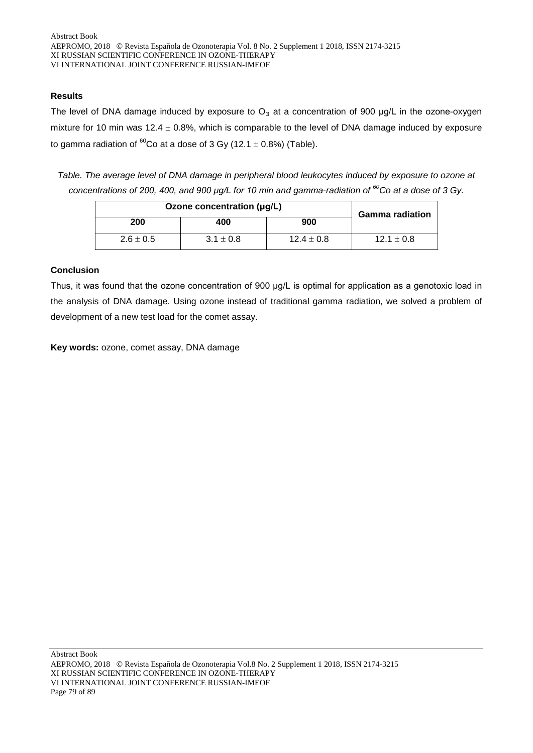**Results**

The level of DNA damage induced by exposure to $O_3$ at a concentration of 900 µg/L in the ozone-oxygen mixture for 10 min was $12.4 \pm 0.8\%$, which is comparable to the level of DNA damage induced by exposure to gamma radiation of $^{60}Co$ at a dose of 3 Gy ($12.1 \pm 0.8\%$) (Table).

*Table. The average level of DNA damage in peripheral blood leukocytes induced by exposure to ozone at concentrations of 200, 400, and 900 µg/L for 10 min and gamma-radiation of $^{60}Co$ at a dose of 3 Gy.*

| Ozone concentration (µg/L) | | | Gamma radiation |
|---|---|---|---|
| 200 | 400 | 900 | |
| $2.6 \pm 0.5$ | $3.1 \pm 0.8$ | $12.4 \pm 0.8$ | $12.1 \pm 0.8$ |

**Conclusion**

Thus, it was found that the ozone concentration of 900 µg/L is optimal for application as a genotoxic load in the analysis of DNA damage. Using ozone instead of traditional gamma radiation, we solved a problem of development of a new test load for the comet assay.

**Key words:** ozone, comet assay, DNA damage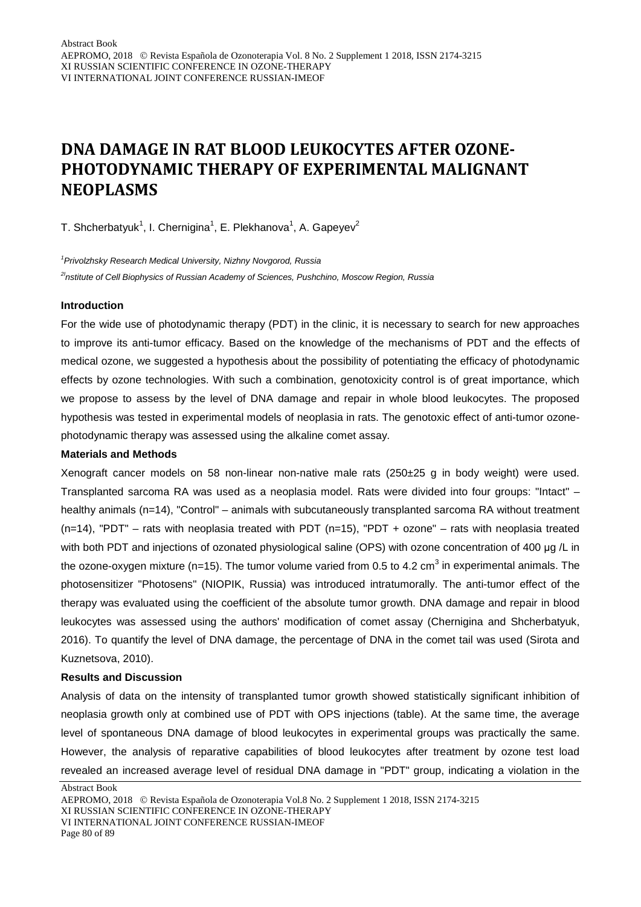# DNA DAMAGE IN RAT BLOOD LEUKOCYTES AFTER OZONE-PHOTODYNAMIC THERAPY OF EXPERIMENTAL MALIGNANT NEOPLASMS

T. Shcherbatyuk[1], I. Chernigina[1], E. Plekhanova[1], A. Gapeyev[2]

[1]*Privolzhsky Research Medical University, Nizhny Novgorod, Russia*

[2]*Institute of Cell Biophysics of Russian Academy of Sciences, Pushchino, Moscow Region, Russia*

**Introduction**

For the wide use of photodynamic therapy (PDT) in the clinic, it is necessary to search for new approaches to improve its anti-tumor efficacy. Based on the knowledge of the mechanisms of PDT and the effects of medical ozone, we suggested a hypothesis about the possibility of potentiating the efficacy of photodynamic effects by ozone technologies. With such a combination, genotoxicity control is of great importance, which we propose to assess by the level of DNA damage and repair in whole blood leukocytes. The proposed hypothesis was tested in experimental models of neoplasia in rats. The genotoxic effect of anti-tumor ozone-photodynamic therapy was assessed using the alkaline comet assay.

**Materials and Methods**

Xenograft cancer models on 58 non-linear non-native male rats (250±25 g in body weight) were used. Transplanted sarcoma RA was used as a neoplasia model. Rats were divided into four groups: "Intact" – healthy animals (n=14), "Control" – animals with subcutaneously transplanted sarcoma RA without treatment (n=14), "PDT" – rats with neoplasia treated with PDT (n=15), "PDT + ozone" – rats with neoplasia treated with both PDT and injections of ozonated physiological saline (OPS) with ozone concentration of 400 µg /L in the ozone-oxygen mixture (n=15). The tumor volume varied from 0.5 to 4.2 cm$^3$ in experimental animals. The photosensitizer "Photosens" (NIOPIK, Russia) was introduced intratumorally. The anti-tumor effect of the therapy was evaluated using the coefficient of the absolute tumor growth. DNA damage and repair in blood leukocytes was assessed using the authors' modification of comet assay (Chernigina and Shcherbatyuk, 2016). To quantify the level of DNA damage, the percentage of DNA in the comet tail was used (Sirota and Kuznetsova, 2010).

**Results and Discussion**

Analysis of data on the intensity of transplanted tumor growth showed statistically significant inhibition of neoplasia growth only at combined use of PDT with OPS injections (table). At the same time, the average level of spontaneous DNA damage of blood leukocytes in experimental groups was practically the same. However, the analysis of reparative capabilities of blood leukocytes after treatment by ozone test load revealed an increased average level of residual DNA damage in "PDT" group, indicating a violation in the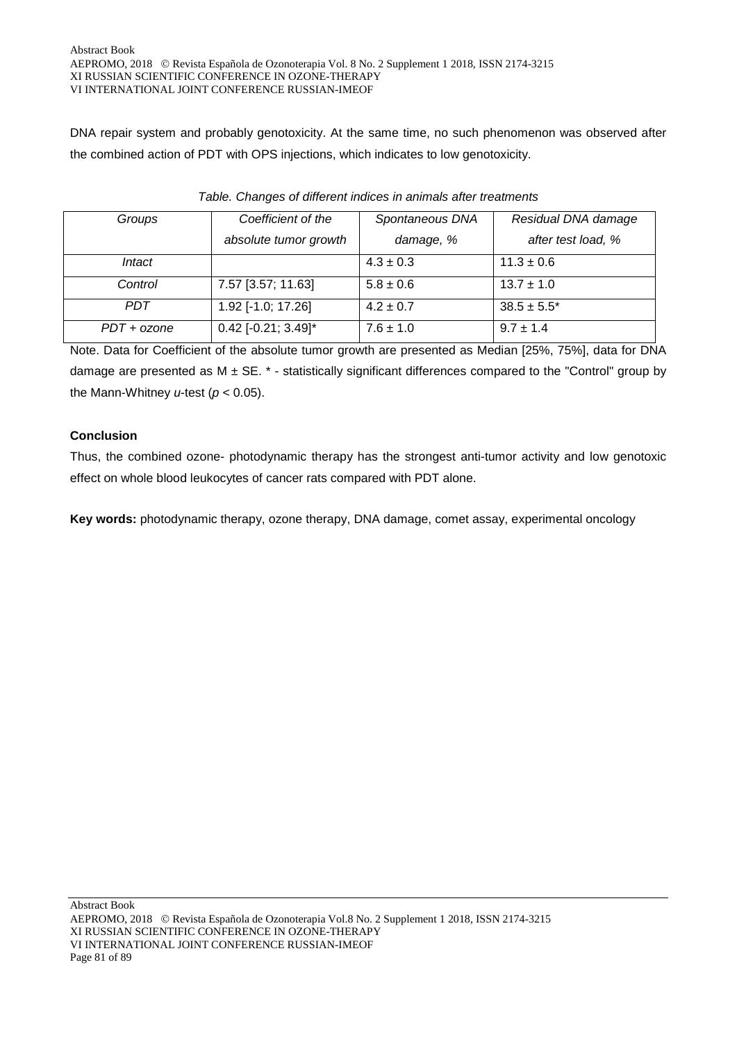DNA repair system and probably genotoxicity. At the same time, no such phenomenon was observed after the combined action of PDT with OPS injections, which indicates to low genotoxicity.

*Table. Changes of different indices in animals after treatments*

| *Groups* | *Coefficient of the absolute tumor growth* | *Spontaneous DNA damage, %* | *Residual DNA damage after test load, %* |
|---|---|---|---|
| *Intact* | | 4.3 ± 0.3 | 11.3 ± 0.6 |
| *Control* | 7.57 [3.57; 11.63] | 5.8 ± 0.6 | 13.7 ± 1.0 |
| *PDT* | 1.92 [-1.0; 17.26] | 4.2 ± 0.7 | 38.5 ± 5.5* |
| *PDT + ozone* | 0.42 [-0.21; 3.49]* | 7.6 ± 1.0 | 9.7 ± 1.4 |

Note. Data for Coefficient of the absolute tumor growth are presented as Median [25%, 75%], data for DNA damage are presented as M ± SE. * - statistically significant differences compared to the "Control" group by the Mann-Whitney *u*-test ($p < 0.05$).

**Conclusion**

Thus, the combined ozone- photodynamic therapy has the strongest anti-tumor activity and low genotoxic effect on whole blood leukocytes of cancer rats compared with PDT alone.

**Key words:** photodynamic therapy, ozone therapy, DNA damage, comet assay, experimental oncology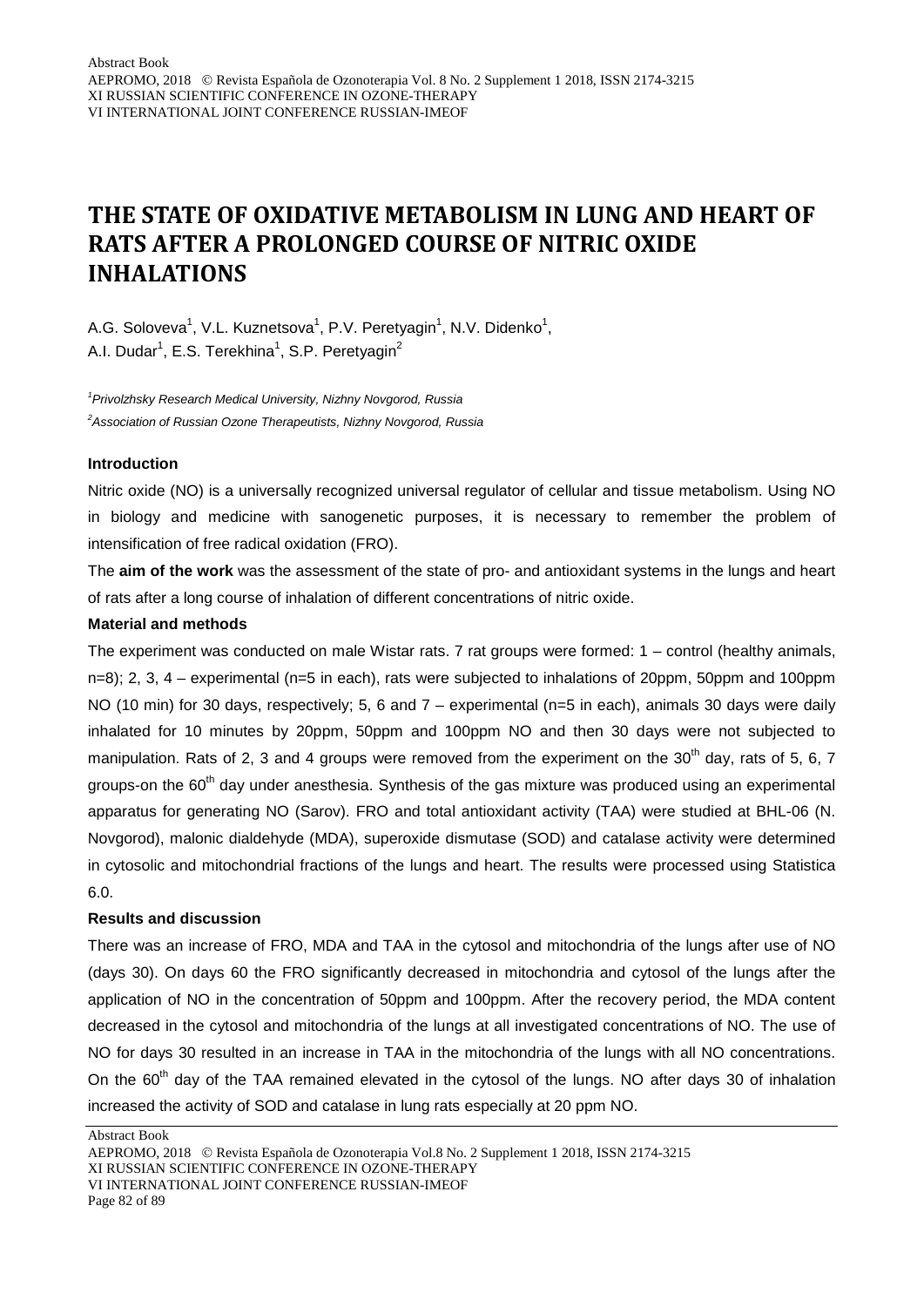# THE STATE OF OXIDATIVE METABOLISM IN LUNG AND HEART OF RATS AFTER A PROLONGED COURSE OF NITRIC OXIDE INHALATIONS

A.G. Soloveva[1], V.L. Kuznetsova[1], P.V. Peretyagin[1], N.V. Didenko[1], A.I. Dudar[1], E.S. Terekhina[1], S.P. Peretyagin[2]

*[1]Privolzhsky Research Medical University, Nizhny Novgorod, Russia*

*[2]Association of Russian Ozone Therapeutists, Nizhny Novgorod, Russia*

**Introduction**

Nitric oxide (NO) is a universally recognized universal regulator of cellular and tissue metabolism. Using NO in biology and medicine with sanogenetic purposes, it is necessary to remember the problem of intensification of free radical oxidation (FRO).

The **aim of the work** was the assessment of the state of pro- and antioxidant systems in the lungs and heart of rats after a long course of inhalation of different concentrations of nitric oxide.

**Material and methods**

The experiment was conducted on male Wistar rats. 7 rat groups were formed: 1 – control (healthy animals, n=8); 2, 3, 4 – experimental (n=5 in each), rats were subjected to inhalations of 20ppm, 50ppm and 100ppm NO (10 min) for 30 days, respectively; 5, 6 and 7 – experimental (n=5 in each), animals 30 days were daily inhalated for 10 minutes by 20ppm, 50ppm and 100ppm NO and then 30 days were not subjected to manipulation. Rats of 2, 3 and 4 groups were removed from the experiment on the 30$^{th}$ day, rats of 5, 6, 7 groups-on the 60$^{th}$ day under anesthesia. Synthesis of the gas mixture was produced using an experimental apparatus for generating NO (Sarov). FRO and total antioxidant activity (TAA) were studied at BHL-06 (N. Novgorod), malonic dialdehyde (MDA), superoxide dismutase (SOD) and catalase activity were determined in cytosolic and mitochondrial fractions of the lungs and heart. The results were processed using Statistica 6.0.

**Results and discussion**

There was an increase of FRO, MDA and TAA in the cytosol and mitochondria of the lungs after use of NO (days 30). On days 60 the FRO significantly decreased in mitochondria and cytosol of the lungs after the application of NO in the concentration of 50ppm and 100ppm. After the recovery period, the MDA content decreased in the cytosol and mitochondria of the lungs at all investigated concentrations of NO. The use of NO for days 30 resulted in an increase in TAA in the mitochondria of the lungs with all NO concentrations. On the 60$^{th}$ day of the TAA remained elevated in the cytosol of the lungs. NO after days 30 of inhalation increased the activity of SOD and catalase in lung rats especially at 20 ppm NO.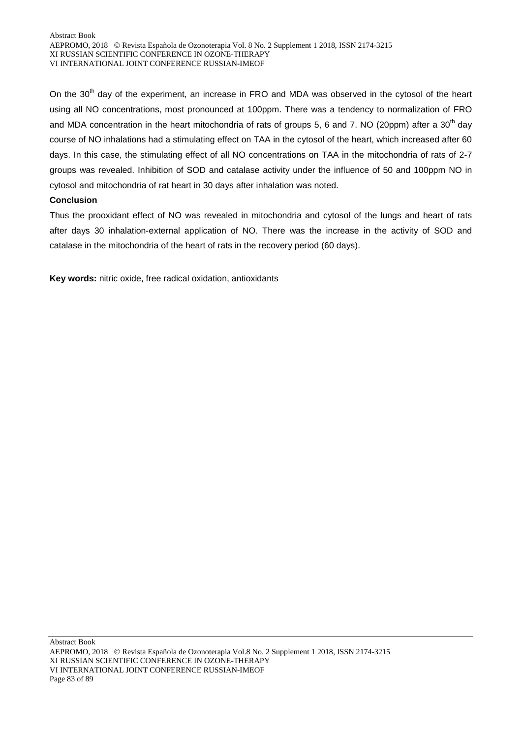On the 30th day of the experiment, an increase in FRO and MDA was observed in the cytosol of the heart using all NO concentrations, most pronounced at 100ppm. There was a tendency to normalization of FRO and MDA concentration in the heart mitochondria of rats of groups 5, 6 and 7. NO (20ppm) after a 30th day course of NO inhalations had a stimulating effect on TAA in the cytosol of the heart, which increased after 60 days. In this case, the stimulating effect of all NO concentrations on TAA in the mitochondria of rats of 2-7 groups was revealed. Inhibition of SOD and catalase activity under the influence of 50 and 100ppm NO in cytosol and mitochondria of rat heart in 30 days after inhalation was noted.

**Conclusion**

Thus the prooxidant effect of NO was revealed in mitochondria and cytosol of the lungs and heart of rats after days 30 inhalation-external application of NO. There was the increase in the activity of SOD and catalase in the mitochondria of the heart of rats in the recovery period (60 days).

**Key words:** nitric oxide, free radical oxidation, antioxidants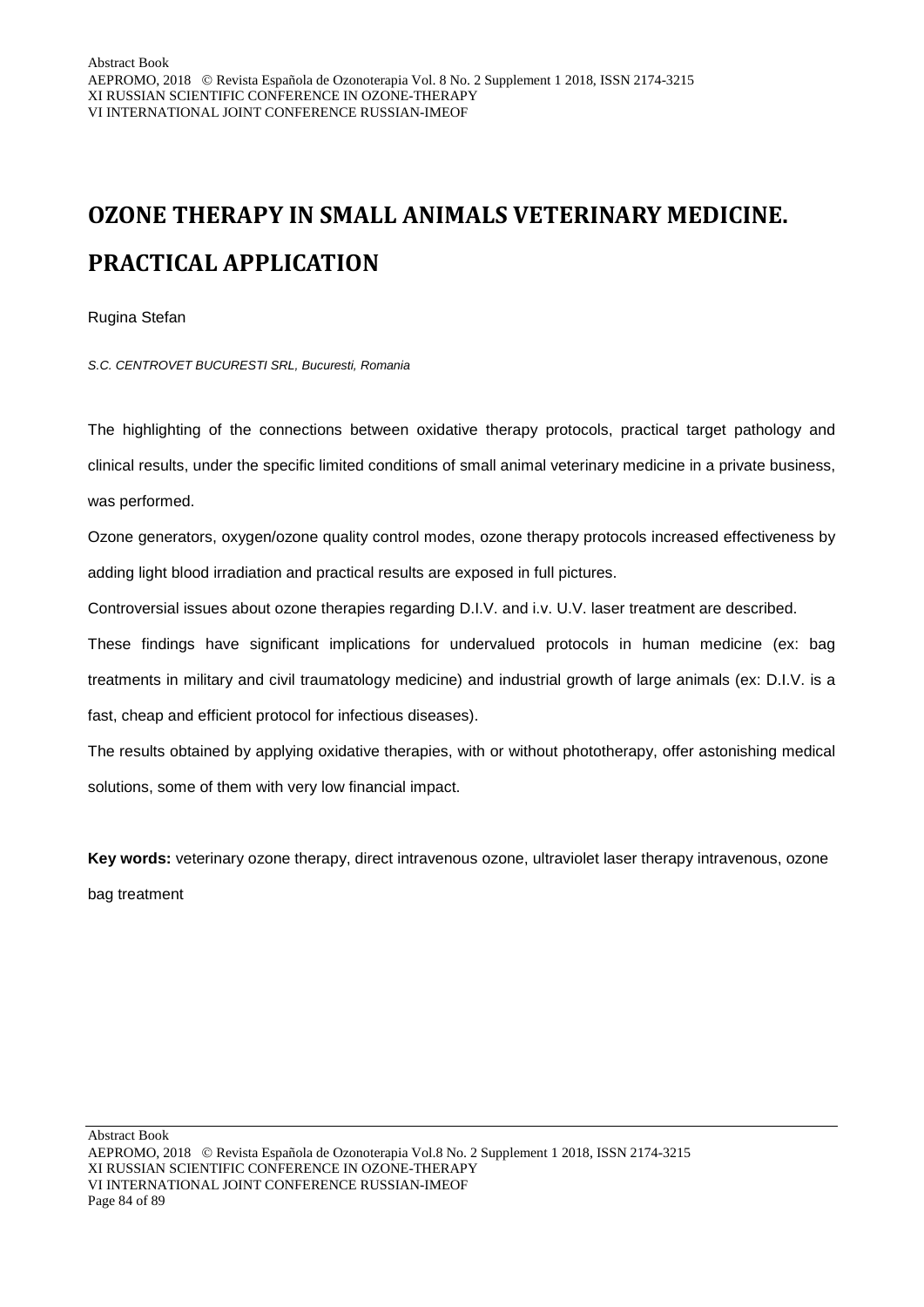# OZONE THERAPY IN SMALL ANIMALS VETERINARY MEDICINE. PRACTICAL APPLICATION

Rugina Stefan

*S.C. CENTROVET BUCURESTI SRL, Bucuresti, Romania*

The highlighting of the connections between oxidative therapy protocols, practical target pathology and clinical results, under the specific limited conditions of small animal veterinary medicine in a private business, was performed.

Ozone generators, oxygen/ozone quality control modes, ozone therapy protocols increased effectiveness by adding light blood irradiation and practical results are exposed in full pictures.

Controversial issues about ozone therapies regarding D.I.V. and i.v. U.V. laser treatment are described.

These findings have significant implications for undervalued protocols in human medicine (ex: bag treatments in military and civil traumatology medicine) and industrial growth of large animals (ex: D.I.V. is a fast, cheap and efficient protocol for infectious diseases).

The results obtained by applying oxidative therapies, with or without phototherapy, offer astonishing medical solutions, some of them with very low financial impact.

**Key words:** veterinary ozone therapy, direct intravenous ozone, ultraviolet laser therapy intravenous, ozone bag treatment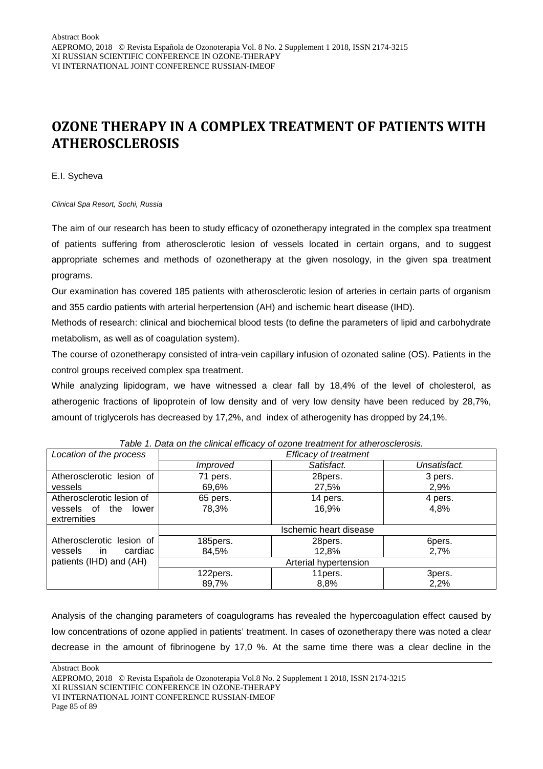# OZONE THERAPY IN A COMPLEX TREATMENT OF PATIENTS WITH ATHEROSCLEROSIS

E.I. Sycheva

*Clinical Spa Resort, Sochi, Russia*

The aim of our research has been to study efficacy of ozonetherapy integrated in the complex spa treatment of patients suffering from atherosclerotic lesion of vessels located in certain organs, and to suggest appropriate schemes and methods of ozonetherapy at the given nosology, in the given spa treatment programs.

Our examination has covered 185 patients with atherosclerotic lesion of arteries in certain parts of organism and 355 cardio patients with arterial herpertension (AH) and ischemic heart disease (IHD).

Methods of research: clinical and biochemical blood tests (to define the parameters of lipid and carbohydrate metabolism, as well as of coagulation system).

The course of ozonetherapy consisted of intra-vein capillary infusion of ozonated saline (OS). Patients in the control groups received complex spa treatment.

While analyzing lipidogram, we have witnessed a clear fall by 18,4% of the level of cholesterol, as atherogenic fractions of lipoprotein of low density and of very low density have been reduced by 28,7%, amount of triglycerols has decreased by 17,2%, and index of atherogenity has dropped by 24,1%.

*Table 1. Data on the clinical efficacy of ozone treatment for atherosclerosis.*

| *Location of the process* | *Efficacy of treatment* | | |
|---|---|---|---|
| | *Improved* | *Satisfact.* | *Unsatisfact.* |
| Atherosclerotic lesion of vessels | 71 pers. 69,6% | 28pers. 27,5% | 3 pers. 2,9% |
| Atherosclerotic lesion of vessels of the lower extremities | 65 pers. 78,3% | 14 pers. 16,9% | 4 pers. 4,8% |
| Atherosclerotic lesion of vessels in cardiac patients (IHD) and (AH) | Ischemic heart disease | | |
| | 185pers. 84,5% | 28pers. 12,8% | 6pers. 2,7% |
| | Arterial hypertension | | |
| | 122pers. 89,7% | 11pers. 8,8% | 3pers. 2,2% |

Analysis of the changing parameters of coagulograms has revealed the hypercoagulation effect caused by low concentrations of ozone applied in patients' treatment. In cases of ozonetherapy there was noted a clear decrease in the amount of fibrinogene by 17,0 %. At the same time there was a clear decline in the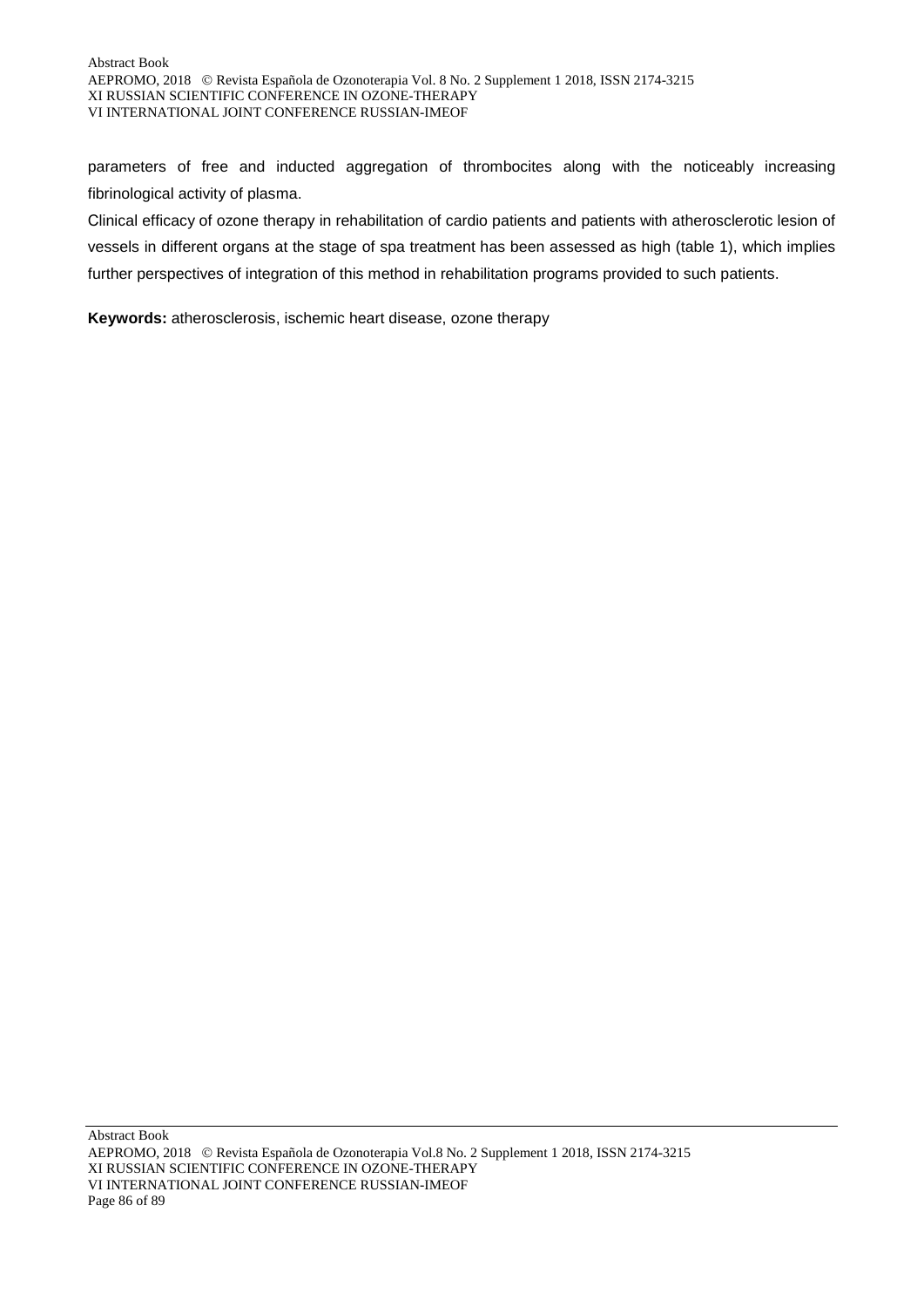parameters of free and inducted aggregation of thrombocites along with the noticeably increasing fibrinological activity of plasma.

Clinical efficacy of ozone therapy in rehabilitation of cardio patients and patients with atherosclerotic lesion of vessels in different organs at the stage of spa treatment has been assessed as high (table 1), which implies further perspectives of integration of this method in rehabilitation programs provided to such patients.

**Keywords:** atherosclerosis, ischemic heart disease, ozone therapy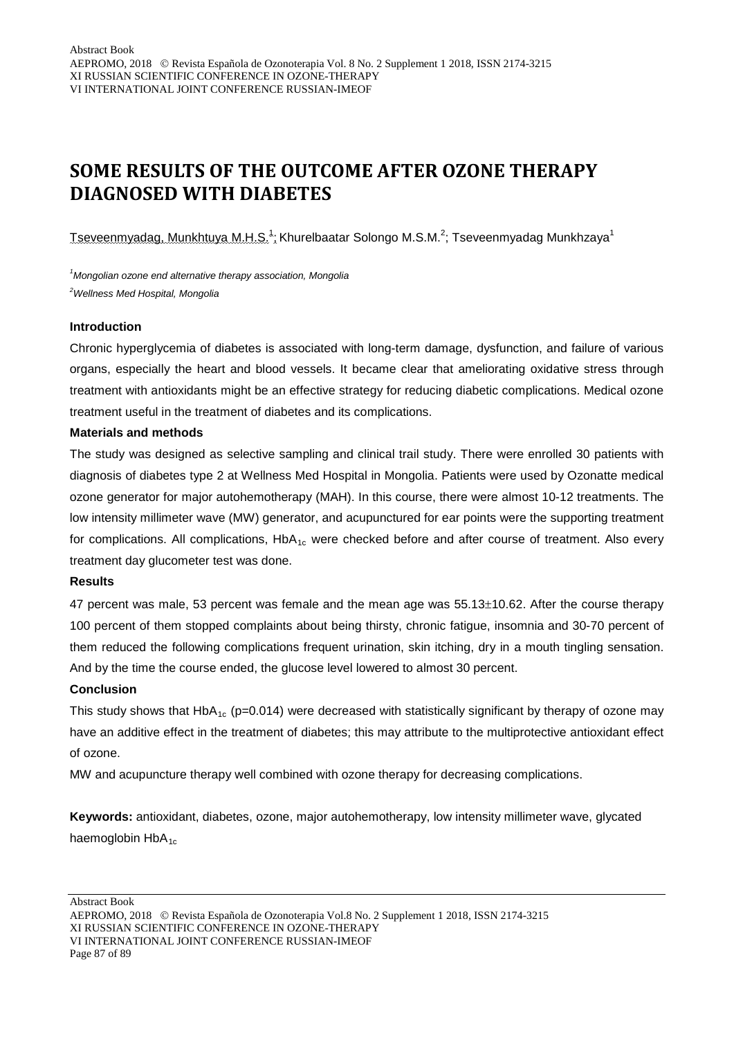# SOME RESULTS OF THE OUTCOME AFTER OZONE THERAPY DIAGNOSED WITH DIABETES

Tseveenmyadag, Munkhtuya M.H.S.[1]; Khurelbaatar Solongo M.S.M.[2]; Tseveenmyadag Munkhzaya[1]

*[1]Mongolian ozone end alternative therapy association, Mongolia*

*[2]Wellness Med Hospital, Mongolia*

**Introduction**

Chronic hyperglycemia of diabetes is associated with long-term damage, dysfunction, and failure of various organs, especially the heart and blood vessels. It became clear that ameliorating oxidative stress through treatment with antioxidants might be an effective strategy for reducing diabetic complications. Medical ozone treatment useful in the treatment of diabetes and its complications.

**Materials and methods**

The study was designed as selective sampling and clinical trail study. There were enrolled 30 patients with diagnosis of diabetes type 2 at Wellness Med Hospital in Mongolia. Patients were used by Ozonatte medical ozone generator for major autohemotherapy (MAH). In this course, there were almost 10-12 treatments. The low intensity millimeter wave (MW) generator, and acupunctured for ear points were the supporting treatment for complications. All complications, $HbA_{1c}$ were checked before and after course of treatment. Also every treatment day glucometer test was done.

**Results**

47 percent was male, 53 percent was female and the mean age was $55.13 \pm 10.62$. After the course therapy 100 percent of them stopped complaints about being thirsty, chronic fatigue, insomnia and 30-70 percent of them reduced the following complications frequent urination, skin itching, dry in a mouth tingling sensation. And by the time the course ended, the glucose level lowered to almost 30 percent.

**Conclusion**

This study shows that $HbA_{1c}$ ($p=0.014$) were decreased with statistically significant by therapy of ozone may have an additive effect in the treatment of diabetes; this may attribute to the multiprotective antioxidant effect of ozone.

MW and acupuncture therapy well combined with ozone therapy for decreasing complications.

**Keywords:** antioxidant, diabetes, ozone, major autohemotherapy, low intensity millimeter wave, glycated haemoglobin $HbA_{1c}$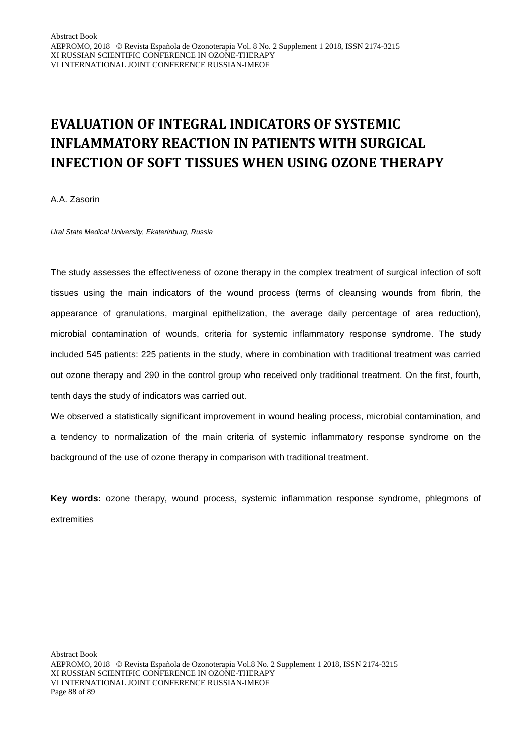# EVALUATION OF INTEGRAL INDICATORS OF SYSTEMIC INFLAMMATORY REACTION IN PATIENTS WITH SURGICAL INFECTION OF SOFT TISSUES WHEN USING OZONE THERAPY

A.A. Zasorin

*Ural State Medical University, Ekaterinburg, Russia*

The study assesses the effectiveness of ozone therapy in the complex treatment of surgical infection of soft tissues using the main indicators of the wound process (terms of cleansing wounds from fibrin, the appearance of granulations, marginal epithelization, the average daily percentage of area reduction), microbial contamination of wounds, criteria for systemic inflammatory response syndrome. The study included 545 patients: 225 patients in the study, where in combination with traditional treatment was carried out ozone therapy and 290 in the control group who received only traditional treatment. On the first, fourth, tenth days the study of indicators was carried out.

We observed a statistically significant improvement in wound healing process, microbial contamination, and a tendency to normalization of the main criteria of systemic inflammatory response syndrome on the background of the use of ozone therapy in comparison with traditional treatment.

**Key words:** ozone therapy, wound process, systemic inflammation response syndrome, phlegmons of extremities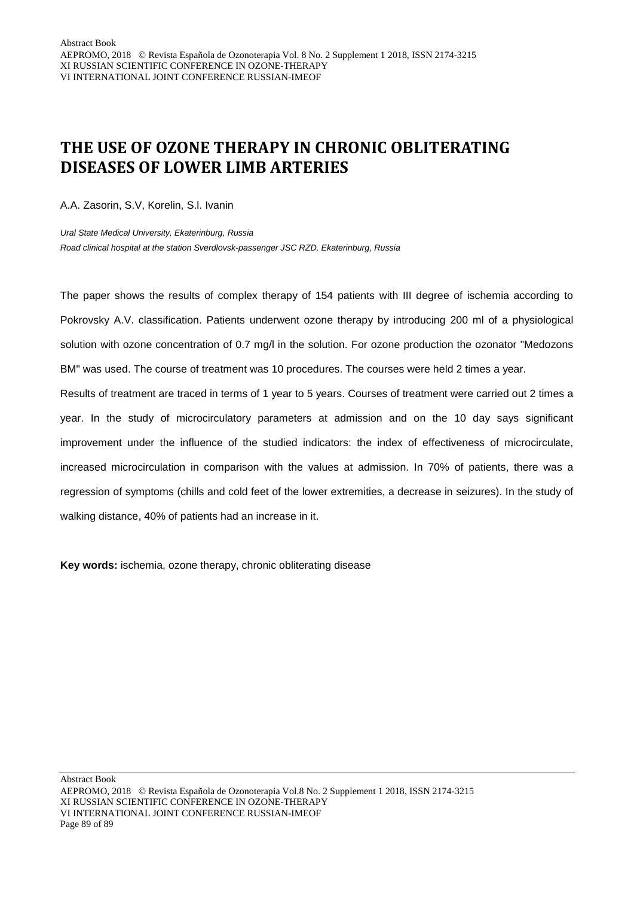# THE USE OF OZONE THERAPY IN CHRONIC OBLITERATING DISEASES OF LOWER LIMB ARTERIES

A.A. Zasorin, S.V, Korelin, S.l. Ivanin

*Ural State Medical University, Ekaterinburg, Russia*

*Road clinical hospital at the station Sverdlovsk-passenger JSC RZD, Ekaterinburg, Russia*

The paper shows the results of complex therapy of 154 patients with III degree of ischemia according to Pokrovsky A.V. classification. Patients underwent ozone therapy by introducing 200 ml of a physiological solution with ozone concentration of 0.7 mg/l in the solution. For ozone production the ozonator "Medozons BM" was used. The course of treatment was 10 procedures. The courses were held 2 times a year.

Results of treatment are traced in terms of 1 year to 5 years. Courses of treatment were carried out 2 times a year. In the study of microcirculatory parameters at admission and on the 10 day says significant improvement under the influence of the studied indicators: the index of effectiveness of microcirculate, increased microcirculation in comparison with the values at admission. In 70% of patients, there was a regression of symptoms (chills and cold feet of the lower extremities, a decrease in seizures). In the study of walking distance, 40% of patients had an increase in it.

**Key words:** ischemia, ozone therapy, chronic obliterating disease